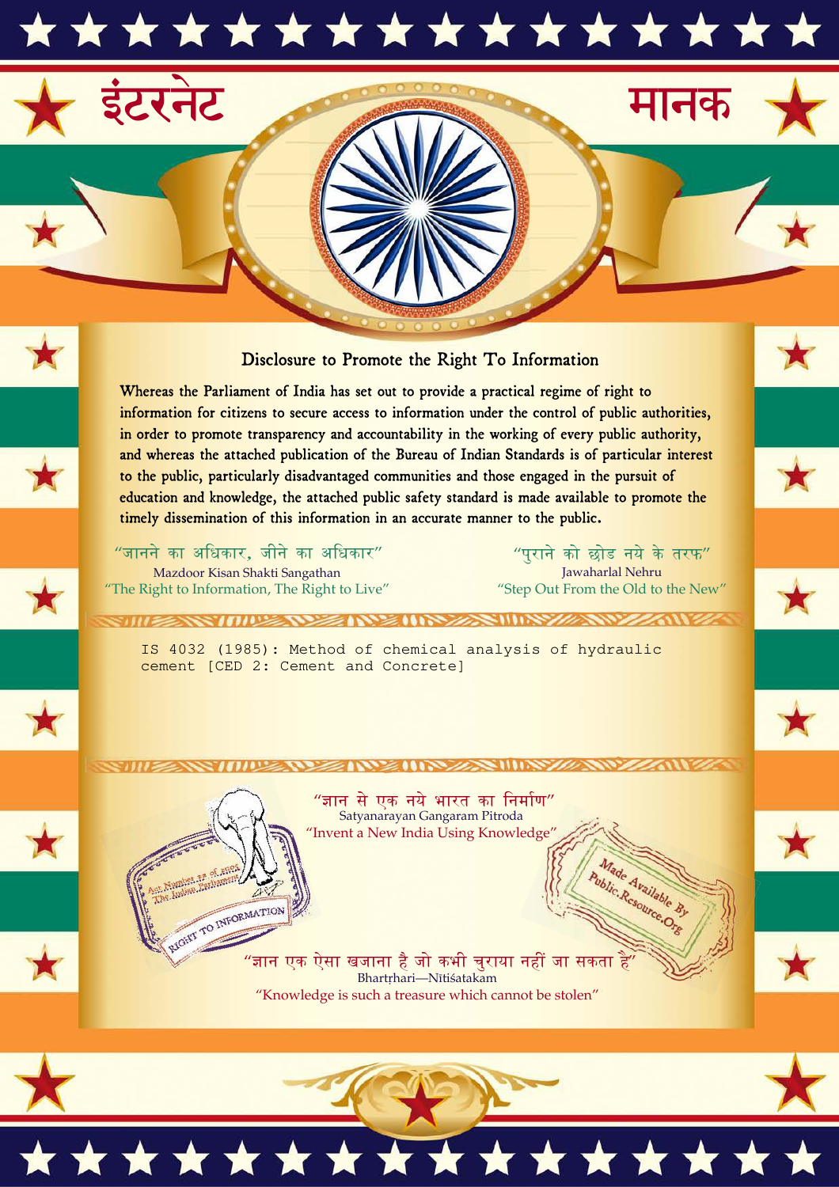इंटरनेट मानक

## Disclosure to Promote the Right To Information

Whereas the Parliament of India has set out to provide a practical regime of right to information for citizens to secure access to information under the control of public authorities, in order to promote transparency and accountability in the working of every public authority, and whereas the attached publication of the Bureau of Indian Standards is of particular interest to the public, particularly disadvantaged communities and those engaged in the pursuit of education and knowledge, the attached public safety standard is made available to promote the timely dissemination of this information in an accurate manner to the public.

"जानने का अधिकार, जीने का अधिकार"
Mazdoor Kisan Shakti Sangathan
"The Right to Information, The Right to Live"

"पुराने को छोड नये के तरफ"
Jawaharlal Nehru
"Step Out From the Old to the New"

IS 4032 (1985): Method of chemical analysis of hydraulic cement [CED 2: Cement and Concrete]

"ज्ञान से एक नये भारत का निर्माण"
Satyanarayan Gangaram Pitroda
"Invent a New India Using Knowledge"

"ज्ञान एक ऐसा खजाना है जो कभी चुराया नहीं जा सकता है"
Bhartṛhari—Nītiśatakam
"Knowledge is such a treasure which cannot be stolen"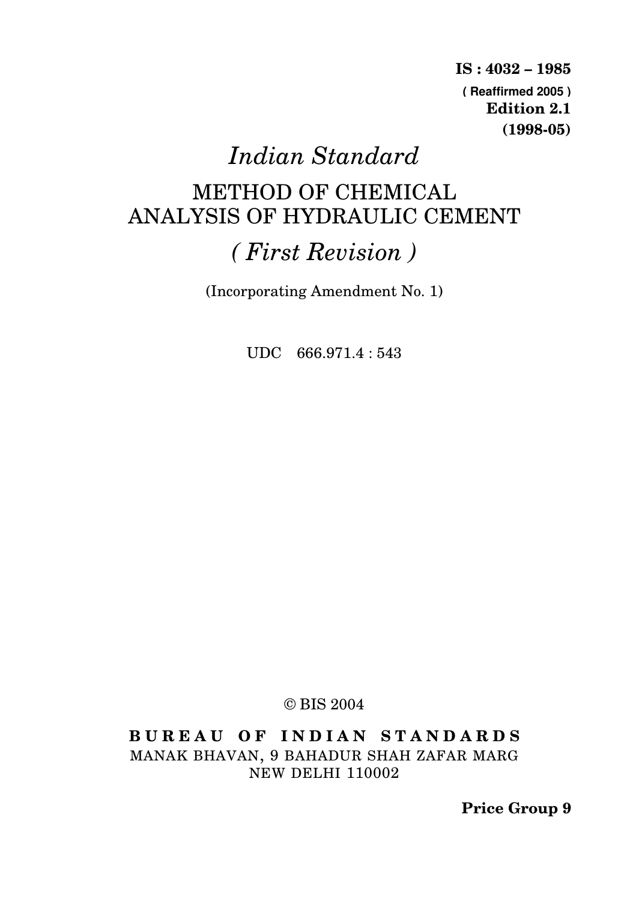**IS : 4032 – 1985**

**( Reaffirmed 2005 )**

**Edition 2.1**

**(1998-05)**

# *Indian Standard*

# METHOD OF CHEMICAL ANALYSIS OF HYDRAULIC CEMENT

## *( First Revision )*

(Incorporating Amendment No. 1)

UDC 666.971.4 : 543

© BIS 2004

**BUREAU OF INDIAN STANDARDS**

MANAK BHAVAN, 9 BAHADUR SHAH ZAFAR MARG

NEW DELHI 110002

**Price Group 9**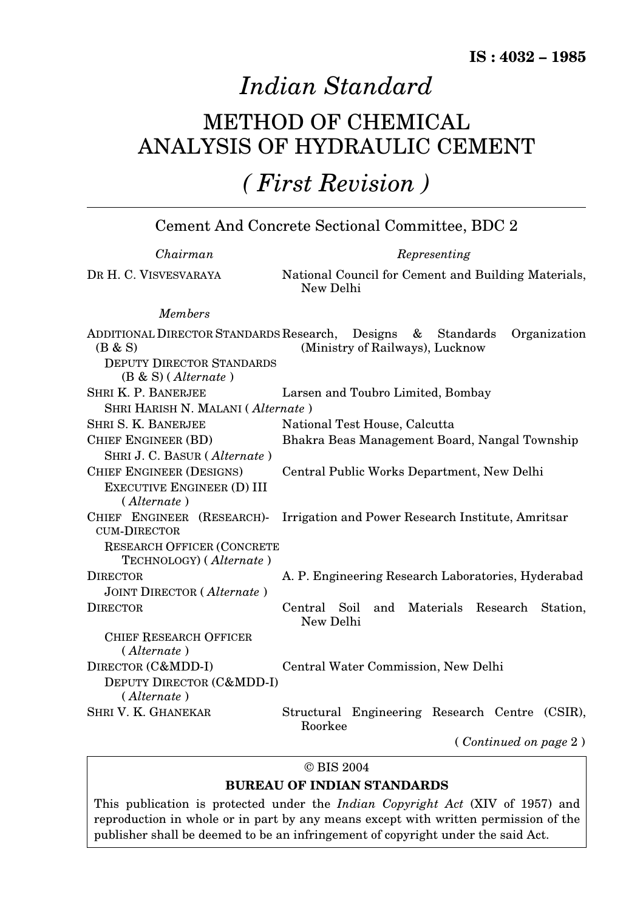**IS : 4032 – 1985**

# *Indian Standard*

# METHOD OF CHEMICAL ANALYSIS OF HYDRAULIC CEMENT

## *( First Revision )*

Cement And Concrete Sectional Committee, BDC 2

| *Chairman* | *Representing* |
|---|---|
| DR H. C. VISVESVARAYA | National Council for Cement and Building Materials, New Delhi |
| *Members* | |
| ADDITIONAL DIRECTOR STANDARDS (B & S) | Research, Designs & Standards Organization (Ministry of Railways), Lucknow |
| DEPUTY DIRECTOR STANDARDS (B & S) ( *Alternate* ) | |
| SHRI K. P. BANERJEE | Larsen and Toubro Limited, Bombay |
| SHRI HARISH N. MALANI ( *Alternate* ) | |
| SHRI S. K. BANERJEE | National Test House, Calcutta |
| CHIEF ENGINEER (BD) | Bhakra Beas Management Board, Nangal Township |
| SHRI J. C. BASUR ( *Alternate* ) | |
| CHIEF ENGINEER (DESIGNS) | Central Public Works Department, New Delhi |
| EXECUTIVE ENGINEER (D) III ( *Alternate* ) | |
| CHIEF ENGINEER (RESEARCH)-CUM-DIRECTOR | Irrigation and Power Research Institute, Amritsar |
| RESEARCH OFFICER (CONCRETE TECHNOLOGY) ( *Alternate* ) | |
| DIRECTOR | A. P. Engineering Research Laboratories, Hyderabad |
| JOINT DIRECTOR ( *Alternate* ) | |
| DIRECTOR | Central Soil and Materials Research Station, New Delhi |
| CHIEF RESEARCH OFFICER ( *Alternate* ) | |
| DIRECTOR (C&MDD-I) | Central Water Commission, New Delhi |
| DEPUTY DIRECTOR (C&MDD-I) ( *Alternate* ) | |
| SHRI V. K. GHANEKAR | Structural Engineering Research Centre (CSIR), Roorkee |

( *Continued on page* 2 )

© BIS 2004

**BUREAU OF INDIAN STANDARDS**

This publication is protected under the *Indian Copyright Act* (XIV of 1957) and reproduction in whole or in part by any means except with written permission of the publisher shall be deemed to be an infringement of copyright under the said Act.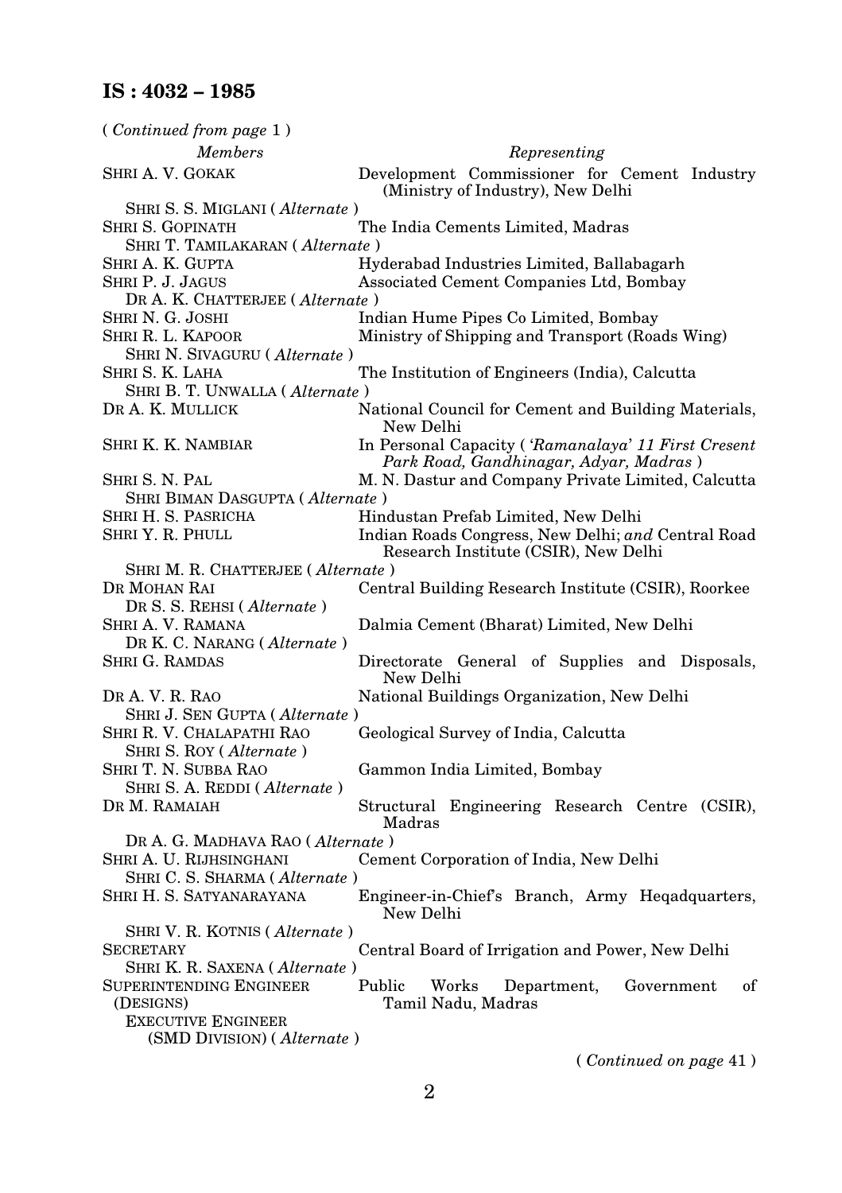( *Continued from page* 1 )

| *Members* | *Representing* |
|---|---|
| SHRI A. V. GOKAK | Development Commissioner for Cement Industry (Ministry of Industry), New Delhi |
| SHRI S. S. MIGLANI ( *Alternate* ) | |
| SHRI S. GOPINATH | The India Cements Limited, Madras |
| SHRI T. TAMILAKARAN ( *Alternate* ) | |
| SHRI A. K. GUPTA | Hyderabad Industries Limited, Ballabagarh |
| SHRI P. J. JAGUS | Associated Cement Companies Ltd, Bombay |
| DR A. K. CHATTERJEE ( *Alternate* ) | |
| SHRI N. G. JOSHI | Indian Hume Pipes Co Limited, Bombay |
| SHRI R. L. KAPOOR | Ministry of Shipping and Transport (Roads Wing) |
| SHRI N. SIVAGURU ( *Alternate* ) | |
| SHRI S. K. LAHA | The Institution of Engineers (India), Calcutta |
| SHRI B. T. UNWALLA ( *Alternate* ) | |
| DR A. K. MULLICK | National Council for Cement and Building Materials, New Delhi |
| SHRI K. K. NAMBIAR | In Personal Capacity ( *'Ramanalaya' 11 First Cresent Park Road, Gandhinagar, Adyar, Madras* ) |
| SHRI S. N. PAL | M. N. Dastur and Company Private Limited, Calcutta |
| SHRI BIMAN DASGUPTA ( *Alternate* ) | |
| SHRI H. S. PASRICHA | Hindustan Prefab Limited, New Delhi |
| SHRI Y. R. PHULL | Indian Roads Congress, New Delhi; *and* Central Road Research Institute (CSIR), New Delhi |
| SHRI M. R. CHATTERJEE ( *Alternate* ) | |
| DR MOHAN RAI | Central Building Research Institute (CSIR), Roorkee |
| DR S. S. REHSI ( *Alternate* ) | |
| SHRI A. V. RAMANA | Dalmia Cement (Bharat) Limited, New Delhi |
| DR K. C. NARANG ( *Alternate* ) | |
| SHRI G. RAMDAS | Directorate General of Supplies and Disposals, New Delhi |
| DR A. V. R. RAO | National Buildings Organization, New Delhi |
| SHRI J. SEN GUPTA ( *Alternate* ) | |
| SHRI R. V. CHALAPATHI RAO | Geological Survey of India, Calcutta |
| SHRI S. ROY ( *Alternate* ) | |
| SHRI T. N. SUBBA RAO | Gammon India Limited, Bombay |
| SHRI S. A. REDDI ( *Alternate* ) | |
| DR M. RAMAIAH | Structural Engineering Research Centre (CSIR), Madras |
| DR A. G. MADHAVA RAO ( *Alternate* ) | |
| SHRI A. U. RIJHSINGHANI | Cement Corporation of India, New Delhi |
| SHRI C. S. SHARMA ( *Alternate* ) | |
| SHRI H. S. SATYANARAYANA | Engineer-in-Chief's Branch, Army Heqadquarters, New Delhi |
| SHRI V. R. KOTNIS ( *Alternate* ) | |
| SECRETARY | Central Board of Irrigation and Power, New Delhi |
| SHRI K. R. SAXENA ( *Alternate* ) | |
| SUPERINTENDING ENGINEER (DESIGNS) | Public Works Department, Government of Tamil Nadu, Madras |
| EXECUTIVE ENGINEER (SMD DIVISION) ( *Alternate* ) | |

( *Continued on page* 41 )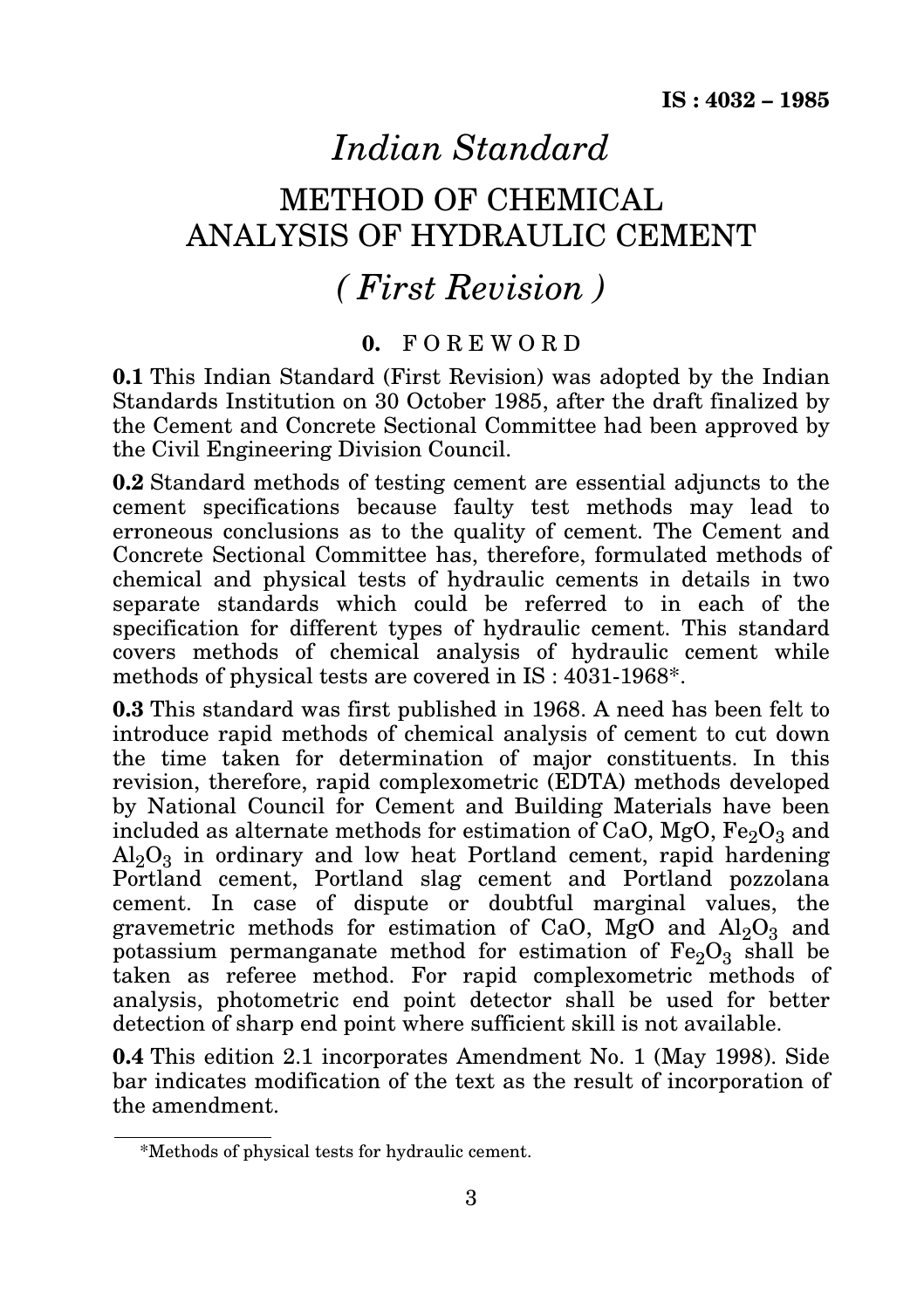# Indian Standard

## METHOD OF CHEMICAL ANALYSIS OF HYDRAULIC CEMENT

## *( First Revision )*

### 0. FOREWORD

**0.1** This Indian Standard (First Revision) was adopted by the Indian Standards Institution on 30 October 1985, after the draft finalized by the Cement and Concrete Sectional Committee had been approved by the Civil Engineering Division Council.

**0.2** Standard methods of testing cement are essential adjuncts to the cement specifications because faulty test methods may lead to erroneous conclusions as to the quality of cement. The Cement and Concrete Sectional Committee has, therefore, formulated methods of chemical and physical tests of hydraulic cements in details in two separate standards which could be referred to in each of the specification for different types of hydraulic cement. This standard covers methods of chemical analysis of hydraulic cement while methods of physical tests are covered in IS : 4031-1968*.

**0.3** This standard was first published in 1968. A need has been felt to introduce rapid methods of chemical analysis of cement to cut down the time taken for determination of major constituents. In this revision, therefore, rapid complexometric (EDTA) methods developed by National Council for Cement and Building Materials have been included as alternate methods for estimation of CaO, MgO, $Fe_2O_3$ and $Al_2O_3$ in ordinary and low heat Portland cement, rapid hardening Portland cement, Portland slag cement and Portland pozzolana cement. In case of dispute or doubtful marginal values, the gravemetric methods for estimation of CaO, MgO and $Al_2O_3$ and potassium permanganate method for estimation of $Fe_2O_3$ shall be taken as referee method. For rapid complexometric methods of analysis, photometric end point detector shall be used for better detection of sharp end point where sufficient skill is not available.

**0.4** This edition 2.1 incorporates Amendment No. 1 (May 1998). Side bar indicates modification of the text as the result of incorporation of the amendment.

---

*Methods of physical tests for hydraulic cement.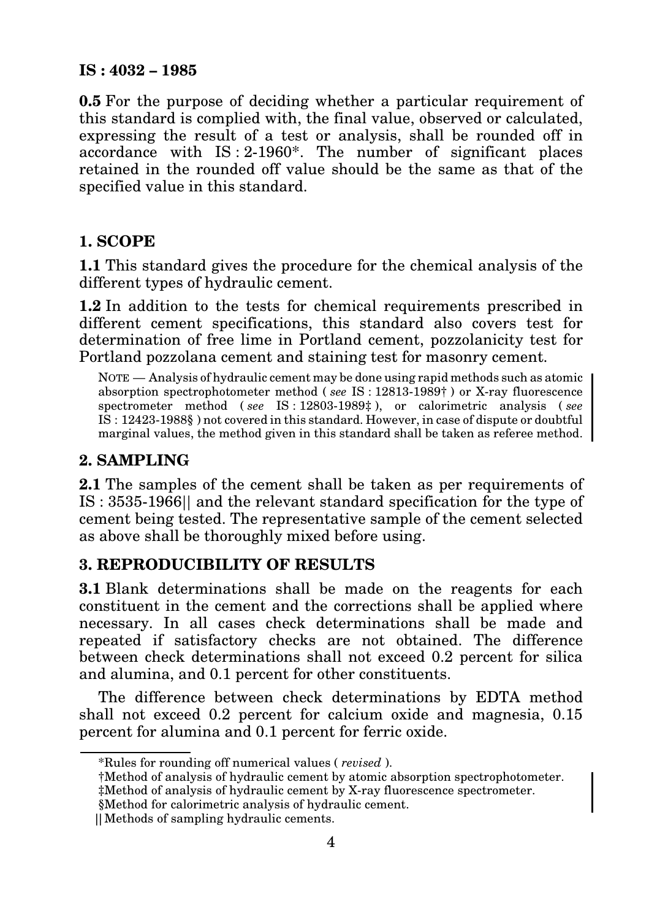**0.5** For the purpose of deciding whether a particular requirement of this standard is complied with, the final value, observed or calculated, expressing the result of a test or analysis, shall be rounded off in accordance with IS : 2-1960*. The number of significant places retained in the rounded off value should be the same as that of the specified value in this standard.

## 1. SCOPE

**1.1** This standard gives the procedure for the chemical analysis of the different types of hydraulic cement.

**1.2** In addition to the tests for chemical requirements prescribed in different cement specifications, this standard also covers test for determination of free lime in Portland cement, pozzolanicity test for Portland pozzolana cement and staining test for masonry cement.

NOTE — Analysis of hydraulic cement may be done using rapid methods such as atomic absorption spectrophotometer method ( *see* IS : 12813-1989† ) or X-ray fluorescence spectrometer method ( *see* IS : 12803-1989‡ ), or calorimetric analysis ( *see* IS : 12423-1988§ ) not covered in this standard. However, in case of dispute or doubtful marginal values, the method given in this standard shall be taken as referee method.

## 2. SAMPLING

**2.1** The samples of the cement shall be taken as per requirements of IS : 3535-1966|| and the relevant standard specification for the type of cement being tested. The representative sample of the cement selected as above shall be thoroughly mixed before using.

## 3. REPRODUCIBILITY OF RESULTS

**3.1** Blank determinations shall be made on the reagents for each constituent in the cement and the corrections shall be applied where necessary. In all cases check determinations shall be made and repeated if satisfactory checks are not obtained. The difference between check determinations shall not exceed 0.2 percent for silica and alumina, and 0.1 percent for other constituents.

The difference between check determinations by EDTA method shall not exceed 0.2 percent for calcium oxide and magnesia, 0.15 percent for alumina and 0.1 percent for ferric oxide.

---

*Rules for rounding off numerical values ( *revised* ).

†Method of analysis of hydraulic cement by atomic absorption spectrophotometer.

‡Method of analysis of hydraulic cement by X-ray fluorescence spectrometer.

§Method for calorimetric analysis of hydraulic cement.

||Methods of sampling hydraulic cements.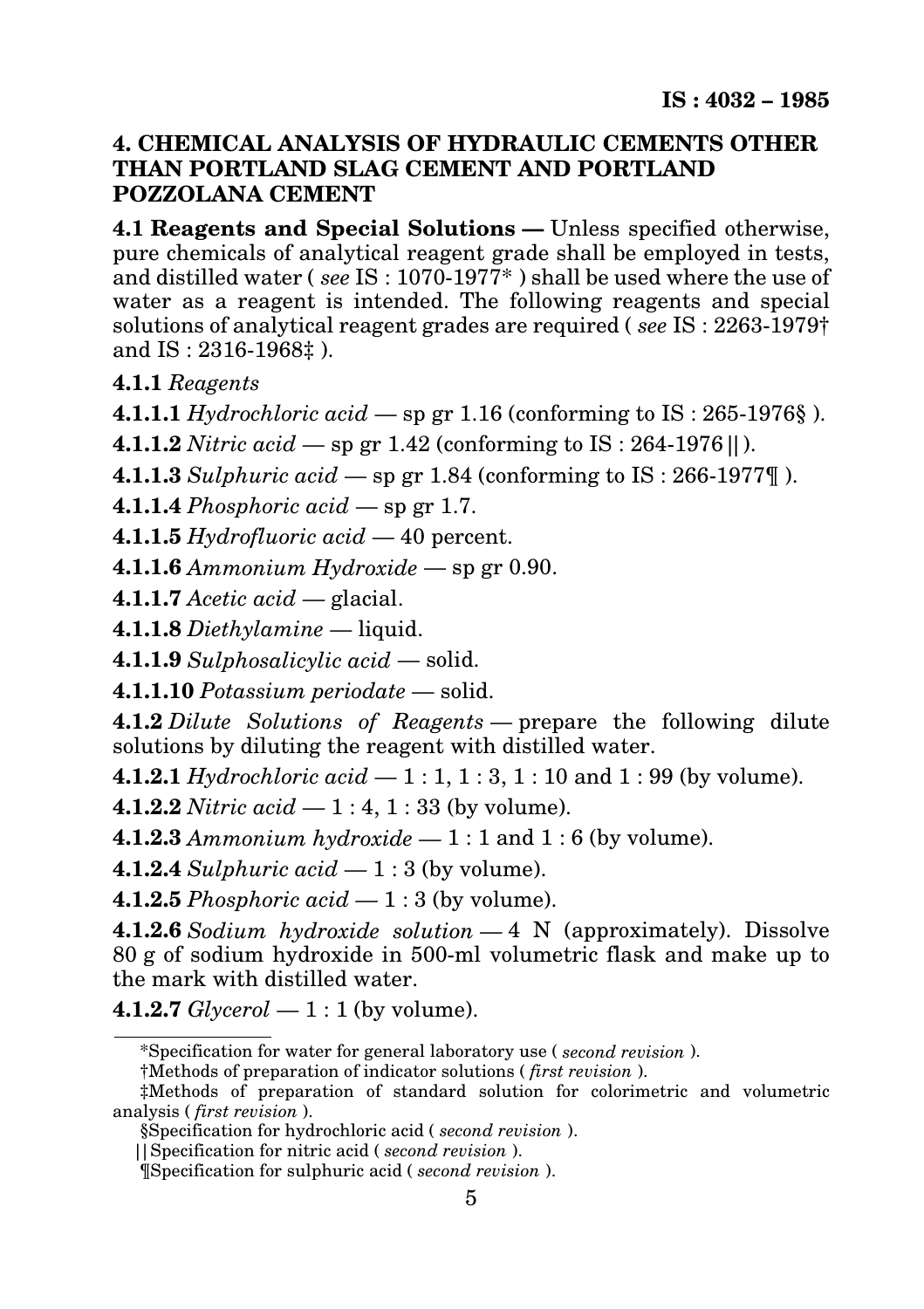## 4. CHEMICAL ANALYSIS OF HYDRAULIC CEMENTS OTHER THAN PORTLAND SLAG CEMENT AND PORTLAND POZZOLANA CEMENT

**4.1 Reagents and Special Solutions —** Unless specified otherwise, pure chemicals of analytical reagent grade shall be employed in tests, and distilled water ( *see* IS : 1070-1977* ) shall be used where the use of water as a reagent is intended. The following reagents and special solutions of analytical reagent grades are required ( *see* IS : 2263-1979† and IS : 2316-1968‡ ).

**4.1.1** *Reagents*

**4.1.1.1** *Hydrochloric acid* — sp gr 1.16 (conforming to IS : 265-1976§ ).

**4.1.1.2** *Nitric acid* — sp gr 1.42 (conforming to IS : 264-1976 || ).

**4.1.1.3** *Sulphuric acid* — sp gr 1.84 (conforming to IS : 266-1977¶ ).

**4.1.1.4** *Phosphoric acid* — sp gr 1.7.

**4.1.1.5** *Hydrofluoric acid* — 40 percent.

**4.1.1.6** *Ammonium Hydroxide* — sp gr 0.90.

**4.1.1.7** *Acetic acid* — glacial.

**4.1.1.8** *Diethylamine* — liquid.

**4.1.1.9** *Sulphosalicylic acid* — solid.

**4.1.1.10** *Potassium periodate* — solid.

**4.1.2** *Dilute Solutions of Reagents* — prepare the following dilute solutions by diluting the reagent with distilled water.

**4.1.2.1** *Hydrochloric acid* — 1 : 1, 1 : 3, 1 : 10 and 1 : 99 (by volume).

**4.1.2.2** *Nitric acid* — 1 : 4, 1 : 33 (by volume).

**4.1.2.3** *Ammonium hydroxide* — 1 : 1 and 1 : 6 (by volume).

**4.1.2.4** *Sulphuric acid* — 1 : 3 (by volume).

**4.1.2.5** *Phosphoric acid* — 1 : 3 (by volume).

**4.1.2.6** *Sodium hydroxide solution* — 4 N (approximately). Dissolve 80 g of sodium hydroxide in 500-ml volumetric flask and make up to the mark with distilled water.

**4.1.2.7** *Glycerol* — 1 : 1 (by volume).

---

*Specification for water for general laboratory use ( *second revision* ).

†Methods of preparation of indicator solutions ( *first revision* ).

‡Methods of preparation of standard solution for colorimetric and volumetric analysis ( *first revision* ).

§Specification for hydrochloric acid ( *second revision* ).

||Specification for nitric acid ( *second revision* ).

¶Specification for sulphuric acid ( *second revision* ).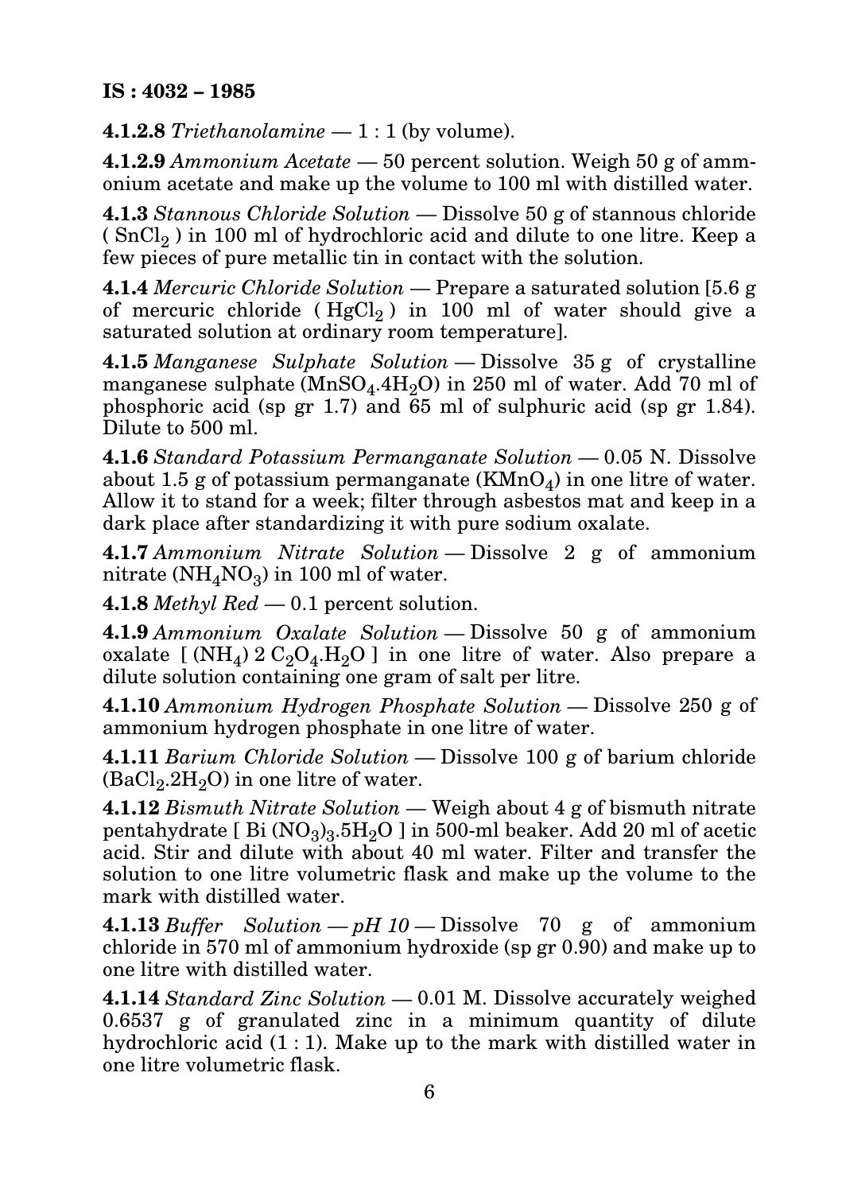**4.1.2.8** *Triethanolamine* — 1 : 1 (by volume).

**4.1.2.9** *Ammonium Acetate* — 50 percent solution. Weigh 50 g of ammonium acetate and make up the volume to 100 ml with distilled water.

**4.1.3** *Stannous Chloride Solution* — Dissolve 50 g of stannous chloride ( $SnCl_2$ ) in 100 ml of hydrochloric acid and dilute to one litre. Keep a few pieces of pure metallic tin in contact with the solution.

**4.1.4** *Mercuric Chloride Solution* — Prepare a saturated solution [5.6 g of mercuric chloride ( $HgCl_2$ ) in 100 ml of water should give a saturated solution at ordinary room temperature].

**4.1.5** *Manganese Sulphate Solution* — Dissolve 35 g of crystalline manganese sulphate ($MnSO_4.4H_2O$) in 250 ml of water. Add 70 ml of phosphoric acid (sp gr 1.7) and 65 ml of sulphuric acid (sp gr 1.84). Dilute to 500 ml.

**4.1.6** *Standard Potassium Permanganate Solution* — 0.05 N. Dissolve about 1.5 g of potassium permanganate ($KMnO_4$) in one litre of water. Allow it to stand for a week; filter through asbestos mat and keep in a dark place after standardizing it with pure sodium oxalate.

**4.1.7** *Ammonium Nitrate Solution* — Dissolve 2 g of ammonium nitrate ($NH_4NO_3$) in 100 ml of water.

**4.1.8** *Methyl Red* — 0.1 percent solution.

**4.1.9** *Ammonium Oxalate Solution* — Dissolve 50 g of ammonium oxalate [ $(NH_4)\ 2\ C_2O_4.H_2O$ ] in one litre of water. Also prepare a dilute solution containing one gram of salt per litre.

**4.1.10** *Ammonium Hydrogen Phosphate Solution* — Dissolve 250 g of ammonium hydrogen phosphate in one litre of water.

**4.1.11** *Barium Chloride Solution* — Dissolve 100 g of barium chloride ($BaCl_2.2H_2O$) in one litre of water.

**4.1.12** *Bismuth Nitrate Solution* — Weigh about 4 g of bismuth nitrate pentahydrate [ $Bi\ (NO_3)_3.5H_2O$ ] in 500-ml beaker. Add 20 ml of acetic acid. Stir and dilute with about 40 ml water. Filter and transfer the solution to one litre volumetric flask and make up the volume to the mark with distilled water.

**4.1.13** *Buffer Solution — pH 10* — Dissolve 70 g of ammonium chloride in 570 ml of ammonium hydroxide (sp gr 0.90) and make up to one litre with distilled water.

**4.1.14** *Standard Zinc Solution* — 0.01 M. Dissolve accurately weighed 0.6537 g of granulated zinc in a minimum quantity of dilute hydrochloric acid (1 : 1). Make up to the mark with distilled water in one litre volumetric flask.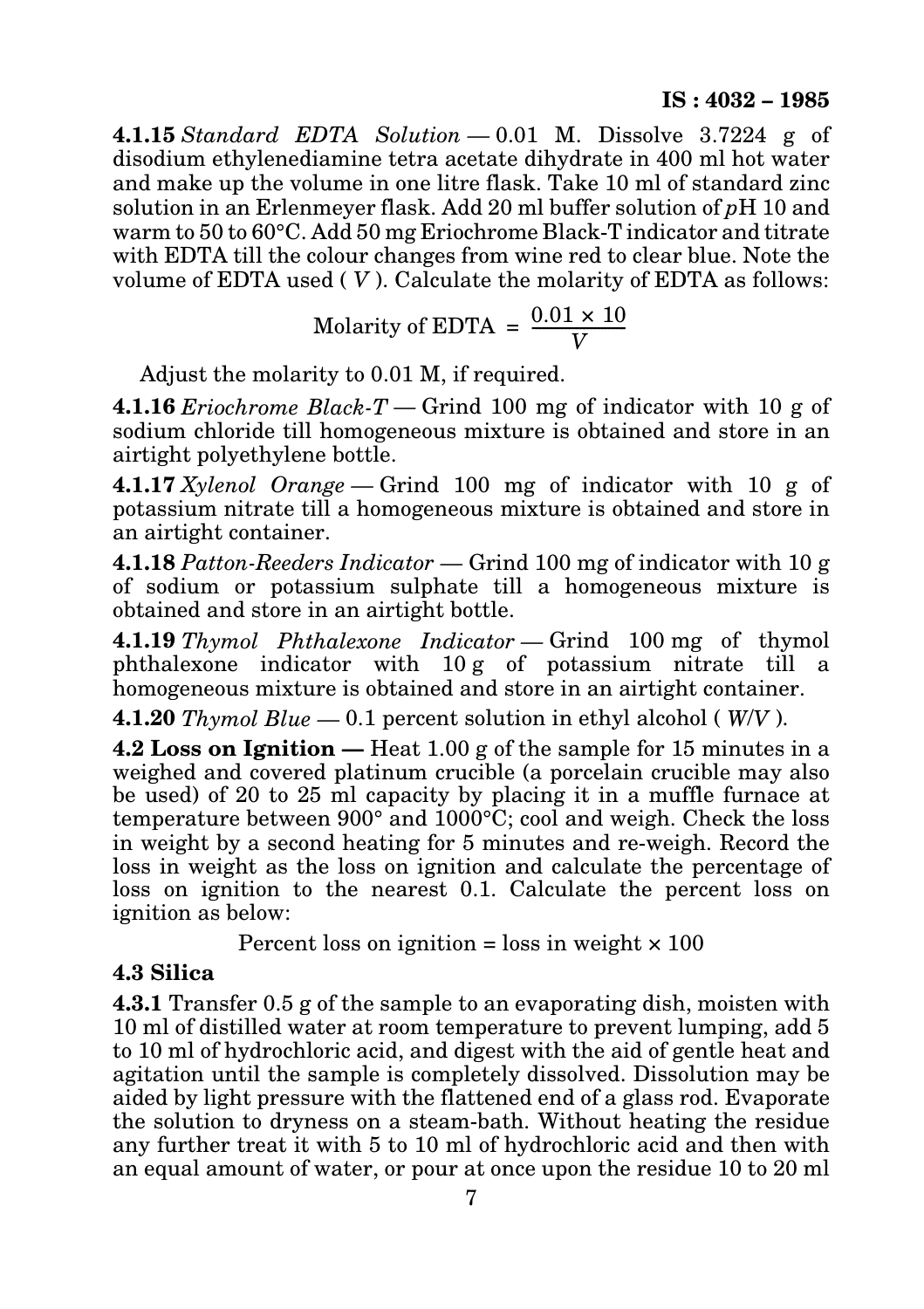**4.1.15** *Standard EDTA Solution* — 0.01 M. Dissolve 3.7224 g of disodium ethylenediamine tetra acetate dihydrate in 400 ml hot water and make up the volume in one litre flask. Take 10 ml of standard zinc solution in an Erlenmeyer flask. Add 20 ml buffer solution of *p*H 10 and warm to 50 to 60°C. Add 50 mg Eriochrome Black-T indicator and titrate with EDTA till the colour changes from wine red to clear blue. Note the volume of EDTA used ( $V$ ). Calculate the molarity of EDTA as follows:

$$\text{Molarity of EDTA} = \frac{0.01 \times 10}{V}$$

Adjust the molarity to 0.01 M, if required.

**4.1.16** *Eriochrome Black-T* — Grind 100 mg of indicator with 10 g of sodium chloride till homogeneous mixture is obtained and store in an airtight polyethylene bottle.

**4.1.17** *Xylenol Orange* — Grind 100 mg of indicator with 10 g of potassium nitrate till a homogeneous mixture is obtained and store in an airtight container.

**4.1.18** *Patton-Reeders Indicator* — Grind 100 mg of indicator with 10 g of sodium or potassium sulphate till a homogeneous mixture is obtained and store in an airtight bottle.

**4.1.19** *Thymol Phthalexone Indicator* — Grind 100 mg of thymol phthalexone indicator with 10 g of potassium nitrate till a homogeneous mixture is obtained and store in an airtight container.

**4.1.20** *Thymol Blue* — 0.1 percent solution in ethyl alcohol ( *W/V* ).

**4.2 Loss on Ignition —** Heat 1.00 g of the sample for 15 minutes in a weighed and covered platinum crucible (a porcelain crucible may also be used) of 20 to 25 ml capacity by placing it in a muffle furnace at temperature between 900° and 1000°C; cool and weigh. Check the loss in weight by a second heating for 5 minutes and re-weigh. Record the loss in weight as the loss on ignition and calculate the percentage of loss on ignition to the nearest 0.1. Calculate the percent loss on ignition as below:

$$\text{Percent loss on ignition} = \text{loss in weight} \times 100$$

**4.3 Silica**

**4.3.1** Transfer 0.5 g of the sample to an evaporating dish, moisten with 10 ml of distilled water at room temperature to prevent lumping, add 5 to 10 ml of hydrochloric acid, and digest with the aid of gentle heat and agitation until the sample is completely dissolved. Dissolution may be aided by light pressure with the flattened end of a glass rod. Evaporate the solution to dryness on a steam-bath. Without heating the residue any further treat it with 5 to 10 ml of hydrochloric acid and then with an equal amount of water, or pour at once upon the residue 10 to 20 ml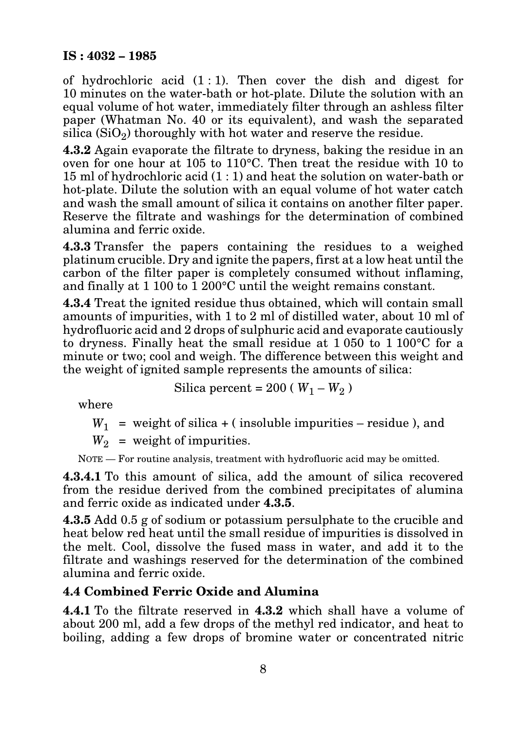of hydrochloric acid (1 : 1). Then cover the dish and digest for 10 minutes on the water-bath or hot-plate. Dilute the solution with an equal volume of hot water, immediately filter through an ashless filter paper (Whatman No. 40 or its equivalent), and wash the separated silica ($SiO_2$) thoroughly with hot water and reserve the residue.

**4.3.2** Again evaporate the filtrate to dryness, baking the residue in an oven for one hour at 105 to 110°C. Then treat the residue with 10 to 15 ml of hydrochloric acid (1 : 1) and heat the solution on water-bath or hot-plate. Dilute the solution with an equal volume of hot water catch and wash the small amount of silica it contains on another filter paper. Reserve the filtrate and washings for the determination of combined alumina and ferric oxide.

**4.3.3** Transfer the papers containing the residues to a weighed platinum crucible. Dry and ignite the papers, first at a low heat until the carbon of the filter paper is completely consumed without inflaming, and finally at 1 100 to 1 200°C until the weight remains constant.

**4.3.4** Treat the ignited residue thus obtained, which will contain small amounts of impurities, with 1 to 2 ml of distilled water, about 10 ml of hydrofluoric acid and 2 drops of sulphuric acid and evaporate cautiously to dryness. Finally heat the small residue at 1 050 to 1 100°C for a minute or two; cool and weigh. The difference between this weight and the weight of ignited sample represents the amounts of silica:

$$\text{Silica percent} = 200\ (W_1 - W_2)$$

where

$W_1$ = weight of silica + ( insoluble impurities – residue ), and

$W_2$ = weight of impurities.

NOTE — For routine analysis, treatment with hydrofluoric acid may be omitted.

**4.3.4.1** To this amount of silica, add the amount of silica recovered from the residue derived from the combined precipitates of alumina and ferric oxide as indicated under **4.3.5**.

**4.3.5** Add 0.5 g of sodium or potassium persulphate to the crucible and heat below red heat until the small residue of impurities is dissolved in the melt. Cool, dissolve the fused mass in water, and add it to the filtrate and washings reserved for the determination of the combined alumina and ferric oxide.

## 4.4 Combined Ferric Oxide and Alumina

**4.4.1** To the filtrate reserved in **4.3.2** which shall have a volume of about 200 ml, add a few drops of the methyl red indicator, and heat to boiling, adding a few drops of bromine water or concentrated nitric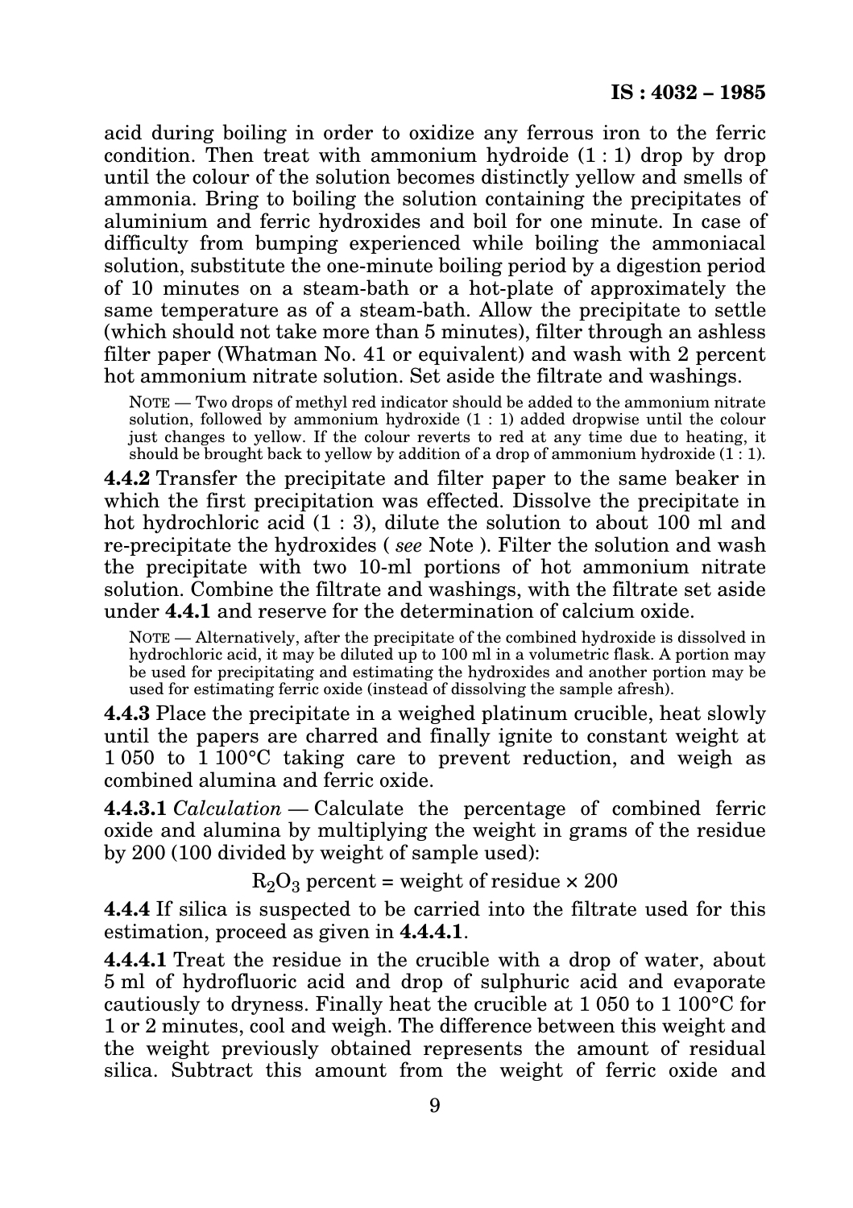acid during boiling in order to oxidize any ferrous iron to the ferric condition. Then treat with ammonium hydroide (1 : 1) drop by drop until the colour of the solution becomes distinctly yellow and smells of ammonia. Bring to boiling the solution containing the precipitates of aluminium and ferric hydroxides and boil for one minute. In case of difficulty from bumping experienced while boiling the ammoniacal solution, substitute the one-minute boiling period by a digestion period of 10 minutes on a steam-bath or a hot-plate of approximately the same temperature as of a steam-bath. Allow the precipitate to settle (which should not take more than 5 minutes), filter through an ashless filter paper (Whatman No. 41 or equivalent) and wash with 2 percent hot ammonium nitrate solution. Set aside the filtrate and washings.

NOTE — Two drops of methyl red indicator should be added to the ammonium nitrate solution, followed by ammonium hydroxide (1 : 1) added dropwise until the colour just changes to yellow. If the colour reverts to red at any time due to heating, it should be brought back to yellow by addition of a drop of ammonium hydroxide (1 : 1).

**4.4.2** Transfer the precipitate and filter paper to the same beaker in which the first precipitation was effected. Dissolve the precipitate in hot hydrochloric acid (1 : 3), dilute the solution to about 100 ml and re-precipitate the hydroxides ( *see* Note ). Filter the solution and wash the precipitate with two 10-ml portions of hot ammonium nitrate solution. Combine the filtrate and washings, with the filtrate set aside under **4.4.1** and reserve for the determination of calcium oxide.

NOTE — Alternatively, after the precipitate of the combined hydroxide is dissolved in hydrochloric acid, it may be diluted up to 100 ml in a volumetric flask. A portion may be used for precipitating and estimating the hydroxides and another portion may be used for estimating ferric oxide (instead of dissolving the sample afresh).

**4.4.3** Place the precipitate in a weighed platinum crucible, heat slowly until the papers are charred and finally ignite to constant weight at 1 050 to 1 100°C taking care to prevent reduction, and weigh as combined alumina and ferric oxide.

**4.4.3.1** *Calculation* — Calculate the percentage of combined ferric oxide and alumina by multiplying the weight in grams of the residue by 200 (100 divided by weight of sample used):

$$R_2O_3 \text{ percent} = \text{weight of residue} \times 200$$

**4.4.4** If silica is suspected to be carried into the filtrate used for this estimation, proceed as given in **4.4.4.1**.

**4.4.4.1** Treat the residue in the crucible with a drop of water, about 5 ml of hydrofluoric acid and drop of sulphuric acid and evaporate cautiously to dryness. Finally heat the crucible at 1 050 to 1 100°C for 1 or 2 minutes, cool and weigh. The difference between this weight and the weight previously obtained represents the amount of residual silica. Subtract this amount from the weight of ferric oxide and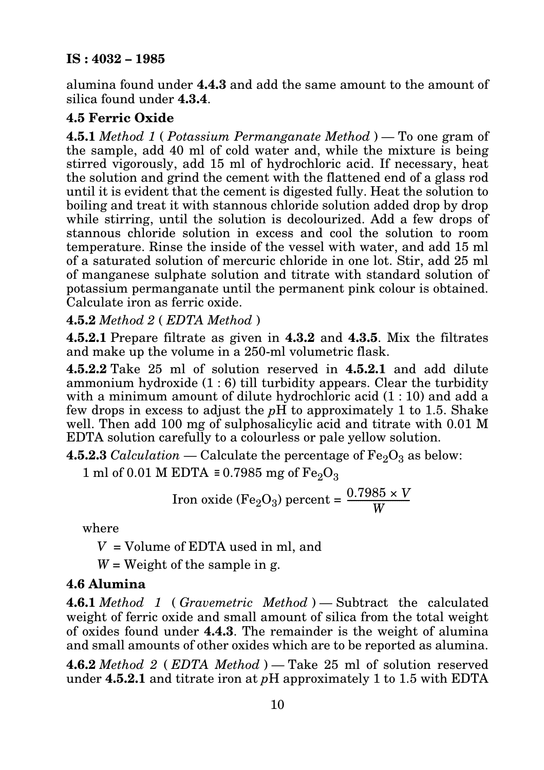alumina found under **4.4.3** and add the same amount to the amount of silica found under **4.3.4**.

## 4.5 Ferric Oxide

**4.5.1** *Method 1* ( *Potassium Permanganate Method* ) — To one gram of the sample, add 40 ml of cold water and, while the mixture is being stirred vigorously, add 15 ml of hydrochloric acid. If necessary, heat the solution and grind the cement with the flattened end of a glass rod until it is evident that the cement is digested fully. Heat the solution to boiling and treat it with stannous chloride solution added drop by drop while stirring, until the solution is decolourized. Add a few drops of stannous chloride solution in excess and cool the solution to room temperature. Rinse the inside of the vessel with water, and add 15 ml of a saturated solution of mercuric chloride in one lot. Stir, add 25 ml of manganese sulphate solution and titrate with standard solution of potassium permanganate until the permanent pink colour is obtained. Calculate iron as ferric oxide.

**4.5.2** *Method 2* ( *EDTA Method* )

**4.5.2.1** Prepare filtrate as given in **4.3.2** and **4.3.5**. Mix the filtrates and make up the volume in a 250-ml volumetric flask.

**4.5.2.2** Take 25 ml of solution reserved in **4.5.2.1** and add dilute ammonium hydroxide (1 : 6) till turbidity appears. Clear the turbidity with a minimum amount of dilute hydrochloric acid (1 : 10) and add a few drops in excess to adjust the $p$H to approximately 1 to 1.5. Shake well. Then add 100 mg of sulphosalicylic acid and titrate with 0.01 M EDTA solution carefully to a colourless or pale yellow solution.

**4.5.2.3** *Calculation* — Calculate the percentage of $Fe_2O_3$ as below:

1 ml of 0.01 M EDTA ≡ 0.7985 mg of $Fe_2O_3$

$$\text{Iron oxide } (Fe_2O_3) \text{ percent} = \frac{0.7985 \times V}{W}$$

where

$V$ = Volume of EDTA used in ml, and

$W$ = Weight of the sample in g.

## 4.6 Alumina

**4.6.1** *Method 1* ( *Gravemetric Method* ) — Subtract the calculated weight of ferric oxide and small amount of silica from the total weight of oxides found under **4.4.3**. The remainder is the weight of alumina and small amounts of other oxides which are to be reported as alumina.

**4.6.2** *Method 2* ( *EDTA Method* ) — Take 25 ml of solution reserved under **4.5.2.1** and titrate iron at $p$H approximately 1 to 1.5 with EDTA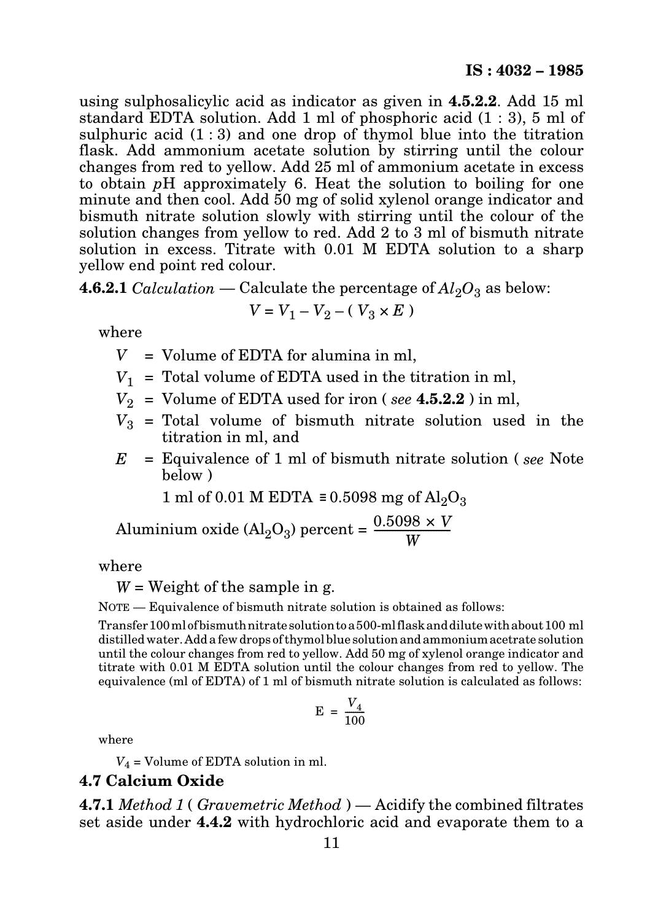using sulphosalicylic acid as indicator as given in **4.5.2.2**. Add 15 ml standard EDTA solution. Add 1 ml of phosphoric acid (1 : 3), 5 ml of sulphuric acid (1 : 3) and one drop of thymol blue into the titration flask. Add ammonium acetate solution by stirring until the colour changes from red to yellow. Add 25 ml of ammonium acetate in excess to obtain *p*H approximately 6. Heat the solution to boiling for one minute and then cool. Add 50 mg of solid xylenol orange indicator and bismuth nitrate solution slowly with stirring until the colour of the solution changes from yellow to red. Add 2 to 3 ml of bismuth nitrate solution in excess. Titrate with 0.01 M EDTA solution to a sharp yellow end point red colour.

**4.6.2.1** *Calculation* — Calculate the percentage of $Al_2O_3$ as below:

$$V = V_1 - V_2 - (V_3 \times E)$$

where

- $V$ = Volume of EDTA for alumina in ml,
- $V_1$ = Total volume of EDTA used in the titration in ml,
- $V_2$ = Volume of EDTA used for iron ( *see* **4.5.2.2** ) in ml,
- $V_3$ = Total volume of bismuth nitrate solution used in the titration in ml, and
- $E$ = Equivalence of 1 ml of bismuth nitrate solution ( *see* Note below )

1 ml of 0.01 M EDTA ≡ 0.5098 mg of $Al_2O_3$

$$\text{Aluminium oxide } (Al_2O_3) \text{ percent} = \frac{0.5098 \times V}{W}$$

where

$W$ = Weight of the sample in g.

NOTE — Equivalence of bismuth nitrate solution is obtained as follows:

Transfer 100 ml of bismuth nitrate solution to a 500-ml flask and dilute with about 100 ml distilled water. Add a few drops of thymol blue solution and ammonium acetrate solution until the colour changes from red to yellow. Add 50 mg of xylenol orange indicator and titrate with 0.01 M EDTA solution until the colour changes from red to yellow. The equivalence (ml of EDTA) of 1 ml of bismuth nitrate solution is calculated as follows:

$$E = \frac{V_4}{100}$$

where

$V_4$ = Volume of EDTA solution in ml.

## 4.7 Calcium Oxide

**4.7.1** *Method 1* ( *Gravemetric Method* ) — Acidify the combined filtrates set aside under **4.4.2** with hydrochloric acid and evaporate them to a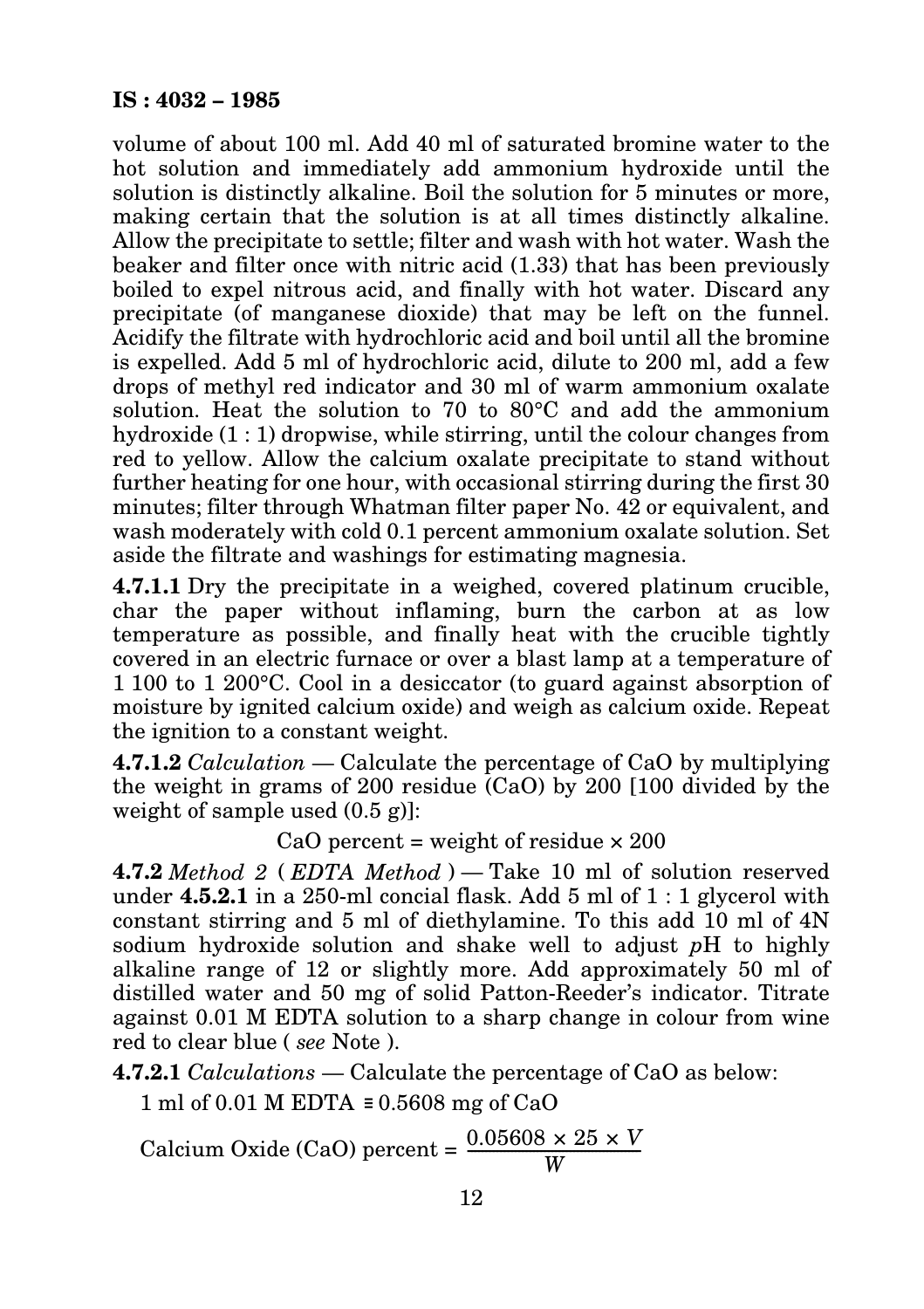volume of about 100 ml. Add 40 ml of saturated bromine water to the hot solution and immediately add ammonium hydroxide until the solution is distinctly alkaline. Boil the solution for 5 minutes or more, making certain that the solution is at all times distinctly alkaline. Allow the precipitate to settle; filter and wash with hot water. Wash the beaker and filter once with nitric acid (1.33) that has been previously boiled to expel nitrous acid, and finally with hot water. Discard any precipitate (of manganese dioxide) that may be left on the funnel. Acidify the filtrate with hydrochloric acid and boil until all the bromine is expelled. Add 5 ml of hydrochloric acid, dilute to 200 ml, add a few drops of methyl red indicator and 30 ml of warm ammonium oxalate solution. Heat the solution to 70 to 80°C and add the ammonium hydroxide (1 : 1) dropwise, while stirring, until the colour changes from red to yellow. Allow the calcium oxalate precipitate to stand without further heating for one hour, with occasional stirring during the first 30 minutes; filter through Whatman filter paper No. 42 or equivalent, and wash moderately with cold 0.1 percent ammonium oxalate solution. Set aside the filtrate and washings for estimating magnesia.

**4.7.1.1** Dry the precipitate in a weighed, covered platinum crucible, char the paper without inflaming, burn the carbon at as low temperature as possible, and finally heat with the crucible tightly covered in an electric furnace or over a blast lamp at a temperature of 1 100 to 1 200°C. Cool in a desiccator (to guard against absorption of moisture by ignited calcium oxide) and weigh as calcium oxide. Repeat the ignition to a constant weight.

**4.7.1.2** *Calculation* — Calculate the percentage of CaO by multiplying the weight in grams of 200 residue (CaO) by 200 [100 divided by the weight of sample used (0.5 g)]:

$$\text{CaO percent} = \text{weight of residue} \times 200$$

**4.7.2** *Method 2* ( *EDTA Method* ) — Take 10 ml of solution reserved under **4.5.2.1** in a 250-ml concial flask. Add 5 ml of 1 : 1 glycerol with constant stirring and 5 ml of diethylamine. To this add 10 ml of 4N sodium hydroxide solution and shake well to adjust *p*H to highly alkaline range of 12 or slightly more. Add approximately 50 ml of distilled water and 50 mg of solid Patton-Reeder's indicator. Titrate against 0.01 M EDTA solution to a sharp change in colour from wine red to clear blue ( *see* Note ).

**4.7.2.1** *Calculations* — Calculate the percentage of CaO as below:

1 ml of 0.01 M EDTA ≡ 0.5608 mg of CaO

$$\text{Calcium Oxide (CaO) percent} = \frac{0.05608 \times 25 \times V}{W}$$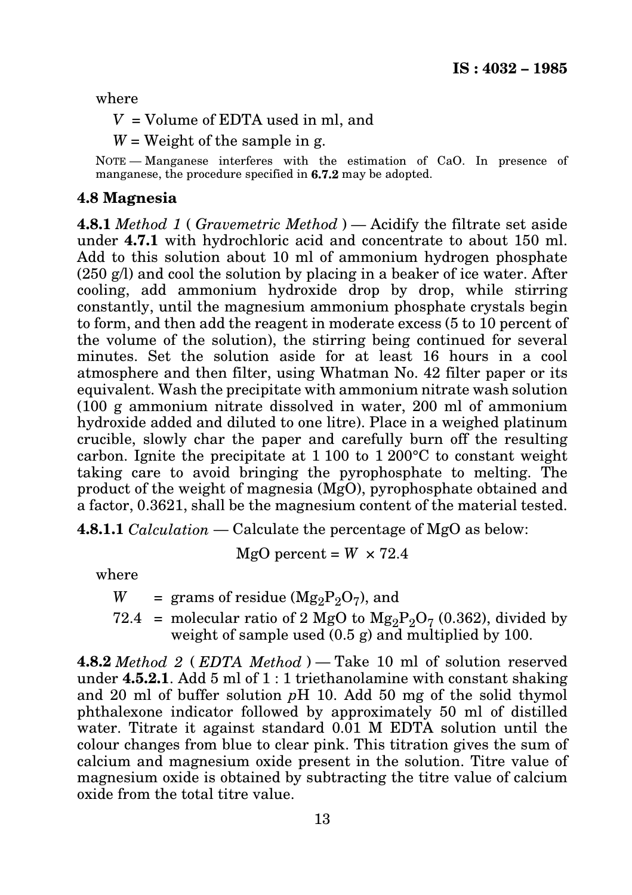where

$V$ = Volume of EDTA used in ml, and

$W$ = Weight of the sample in g.

NOTE — Manganese interferes with the estimation of CaO. In presence of manganese, the procedure specified in **6.7.2** may be adopted.

## 4.8 Magnesia

**4.8.1** *Method 1* ( *Gravemetric Method* ) — Acidify the filtrate set aside under **4.7.1** with hydrochloric acid and concentrate to about 150 ml. Add to this solution about 10 ml of ammonium hydrogen phosphate (250 g/l) and cool the solution by placing in a beaker of ice water. After cooling, add ammonium hydroxide drop by drop, while stirring constantly, until the magnesium ammonium phosphate crystals begin to form, and then add the reagent in moderate excess (5 to 10 percent of the volume of the solution), the stirring being continued for several minutes. Set the solution aside for at least 16 hours in a cool atmosphere and then filter, using Whatman No. 42 filter paper or its equivalent. Wash the precipitate with ammonium nitrate wash solution (100 g ammonium nitrate dissolved in water, 200 ml of ammonium hydroxide added and diluted to one litre). Place in a weighed platinum crucible, slowly char the paper and carefully burn off the resulting carbon. Ignite the precipitate at 1 100 to 1 200°C to constant weight taking care to avoid bringing the pyrophosphate to melting. The product of the weight of magnesia (MgO), pyrophosphate obtained and a factor, 0.3621, shall be the magnesium content of the material tested.

**4.8.1.1** *Calculation* — Calculate the percentage of MgO as below:

$$\text{MgO percent} = W \times 72.4$$

where

$W$ = grams of residue ($Mg_2P_2O_7$), and

72.4 = molecular ratio of 2 MgO to $Mg_2P_2O_7$ (0.362), divided by weight of sample used (0.5 g) and multiplied by 100.

**4.8.2** *Method 2* ( *EDTA Method* ) — Take 10 ml of solution reserved under **4.5.2.1**. Add 5 ml of 1 : 1 triethanolamine with constant shaking and 20 ml of buffer solution *p*H 10. Add 50 mg of the solid thymol phthalexone indicator followed by approximately 50 ml of distilled water. Titrate it against standard 0.01 M EDTA solution until the colour changes from blue to clear pink. This titration gives the sum of calcium and magnesium oxide present in the solution. Titre value of magnesium oxide is obtained by subtracting the titre value of calcium oxide from the total titre value.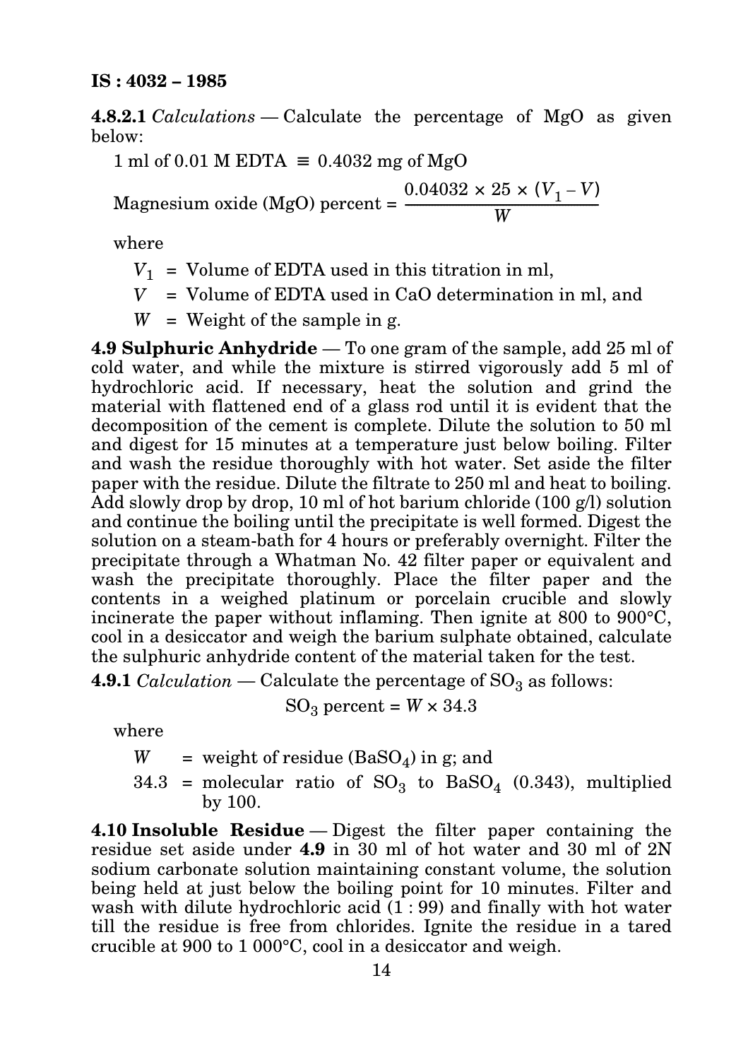**4.8.2.1** *Calculations* — Calculate the percentage of MgO as given below:

1 ml of 0.01 M EDTA ≡ 0.4032 mg of MgO

$$\text{Magnesium oxide (MgO) percent} = \frac{0.04032 \times 25 \times (V_1 - V)}{W}$$

where

- $V_1$ = Volume of EDTA used in this titration in ml,
- $V$ = Volume of EDTA used in CaO determination in ml, and
- $W$ = Weight of the sample in g.

**4.9 Sulphuric Anhydride** — To one gram of the sample, add 25 ml of cold water, and while the mixture is stirred vigorously add 5 ml of hydrochloric acid. If necessary, heat the solution and grind the material with flattened end of a glass rod until it is evident that the decomposition of the cement is complete. Dilute the solution to 50 ml and digest for 15 minutes at a temperature just below boiling. Filter and wash the residue thoroughly with hot water. Set aside the filter paper with the residue. Dilute the filtrate to 250 ml and heat to boiling. Add slowly drop by drop, 10 ml of hot barium chloride (100 g/l) solution and continue the boiling until the precipitate is well formed. Digest the solution on a steam-bath for 4 hours or preferably overnight. Filter the precipitate through a Whatman No. 42 filter paper or equivalent and wash the precipitate thoroughly. Place the filter paper and the contents in a weighed platinum or porcelain crucible and slowly incinerate the paper without inflaming. Then ignite at 800 to 900°C, cool in a desiccator and weigh the barium sulphate obtained, calculate the sulphuric anhydride content of the material taken for the test.

**4.9.1** *Calculation* — Calculate the percentage of $SO_3$ as follows:

$$SO_3 \text{ percent} = W \times 34.3$$

where

- $W$ = weight of residue ($BaSO_4$) in g; and
- 34.3 = molecular ratio of $SO_3$ to $BaSO_4$ (0.343), multiplied by 100.

**4.10 Insoluble Residue** — Digest the filter paper containing the residue set aside under **4.9** in 30 ml of hot water and 30 ml of 2N sodium carbonate solution maintaining constant volume, the solution being held at just below the boiling point for 10 minutes. Filter and wash with dilute hydrochloric acid (1 : 99) and finally with hot water till the residue is free from chlorides. Ignite the residue in a tared crucible at 900 to 1 000°C, cool in a desiccator and weigh.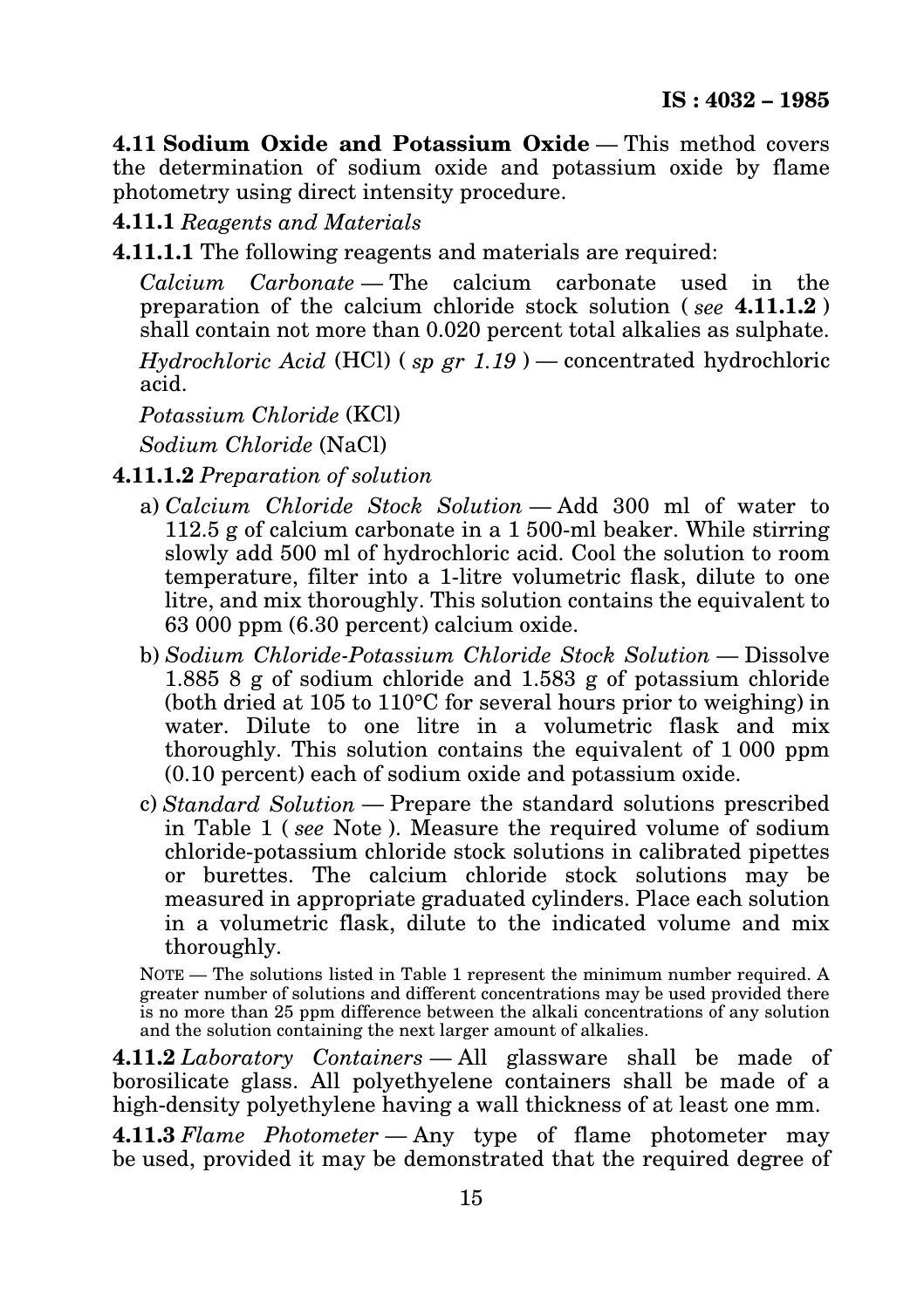**4.11 Sodium Oxide and Potassium Oxide** — This method covers the determination of sodium oxide and potassium oxide by flame photometry using direct intensity procedure.

**4.11.1** *Reagents and Materials*

**4.11.1.1** The following reagents and materials are required:

*Calcium Carbonate* — The calcium carbonate used in the preparation of the calcium chloride stock solution ( *see* **4.11.1.2** ) shall contain not more than 0.020 percent total alkalies as sulphate.

*Hydrochloric Acid* (HCl) ( *sp gr 1.19* ) — concentrated hydrochloric acid.

*Potassium Chloride* (KCl)

*Sodium Chloride* (NaCl)

**4.11.1.2** *Preparation of solution*

a) *Calcium Chloride Stock Solution* — Add 300 ml of water to 112.5 g of calcium carbonate in a 1 500-ml beaker. While stirring slowly add 500 ml of hydrochloric acid. Cool the solution to room temperature, filter into a 1-litre volumetric flask, dilute to one litre, and mix thoroughly. This solution contains the equivalent to 63 000 ppm (6.30 percent) calcium oxide.

b) *Sodium Chloride-Potassium Chloride Stock Solution* — Dissolve 1.885 8 g of sodium chloride and 1.583 g of potassium chloride (both dried at 105 to 110°C for several hours prior to weighing) in water. Dilute to one litre in a volumetric flask and mix thoroughly. This solution contains the equivalent of 1 000 ppm (0.10 percent) each of sodium oxide and potassium oxide.

c) *Standard Solution* — Prepare the standard solutions prescribed in Table 1 ( *see* Note ). Measure the required volume of sodium chloride-potassium chloride stock solutions in calibrated pipettes or burettes. The calcium chloride stock solutions may be measured in appropriate graduated cylinders. Place each solution in a volumetric flask, dilute to the indicated volume and mix thoroughly.

NOTE — The solutions listed in Table 1 represent the minimum number required. A greater number of solutions and different concentrations may be used provided there is no more than 25 ppm difference between the alkali concentrations of any solution and the solution containing the next larger amount of alkalies.

**4.11.2** *Laboratory Containers* — All glassware shall be made of borosilicate glass. All polyethyelene containers shall be made of a high-density polyethylene having a wall thickness of at least one mm.

**4.11.3** *Flame Photometer* — Any type of flame photometer may be used, provided it may be demonstrated that the required degree of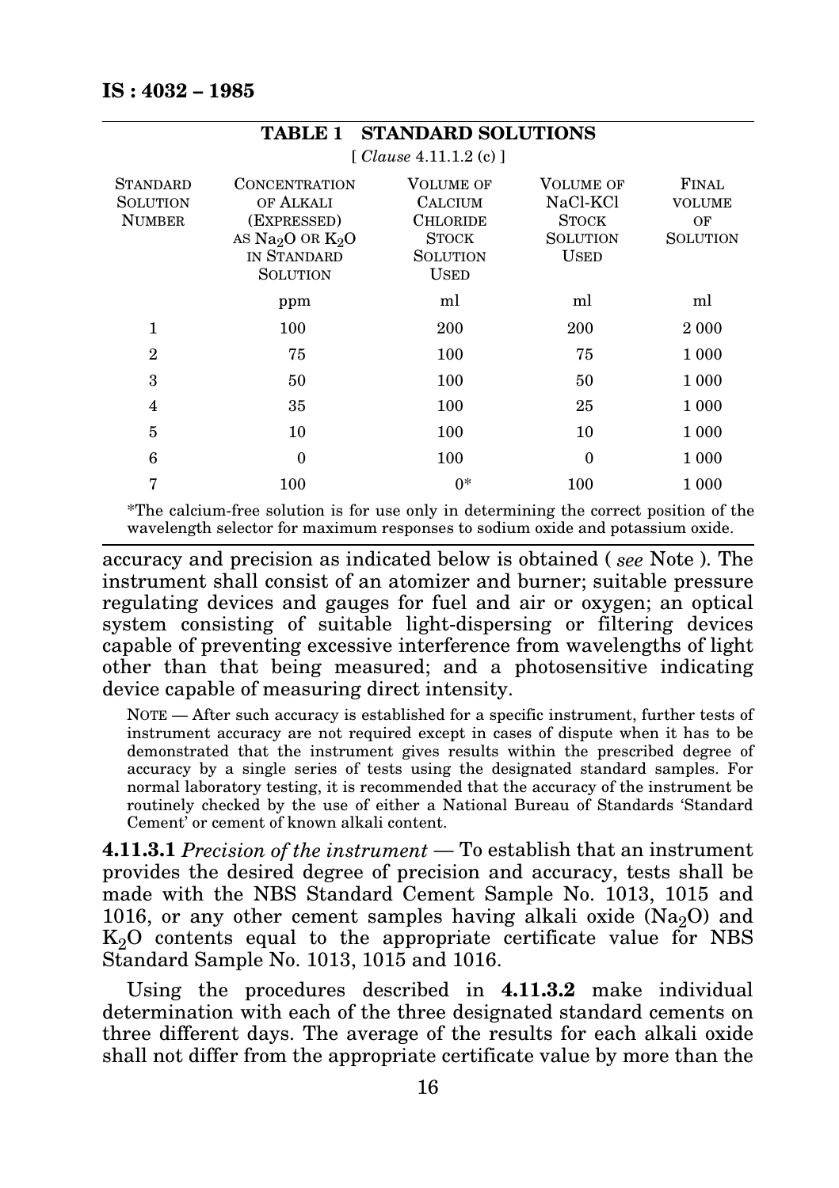**TABLE 1 STANDARD SOLUTIONS**

[ *Clause* 4.11.1.2 (c) ]

| Standard Solution Number | Concentration of Alkali (Expressed) as $Na_2O$ or $K_2O$ in Standard Solution | Volume of Calcium Chloride Stock Solution Used | Volume of NaCl-KCl Stock Solution Used | Final Volume of Solution |
|---|---|---|---|---|
| | ppm | ml | ml | ml |
| 1 | 100 | 200 | 200 | 2 000 |
| 2 | 75 | 100 | 75 | 1 000 |
| 3 | 50 | 100 | 50 | 1 000 |
| 4 | 35 | 100 | 25 | 1 000 |
| 5 | 10 | 100 | 10 | 1 000 |
| 6 | 0 | 100 | 0 | 1 000 |
| 7 | 100 | 0* | 100 | 1 000 |

*The calcium-free solution is for use only in determining the correct position of the wavelength selector for maximum responses to sodium oxide and potassium oxide.

accuracy and precision as indicated below is obtained ( *see* Note ). The instrument shall consist of an atomizer and burner; suitable pressure regulating devices and gauges for fuel and air or oxygen; an optical system consisting of suitable light-dispersing or filtering devices capable of preventing excessive interference from wavelengths of light other than that being measured; and a photosensitive indicating device capable of measuring direct intensity.

NOTE — After such accuracy is established for a specific instrument, further tests of instrument accuracy are not required except in cases of dispute when it has to be demonstrated that the instrument gives results within the prescribed degree of accuracy by a single series of tests using the designated standard samples. For normal laboratory testing, it is recommended that the accuracy of the instrument be routinely checked by the use of either a National Bureau of Standards 'Standard Cement' or cement of known alkali content.

**4.11.3.1** *Precision of the instrument* — To establish that an instrument provides the desired degree of precision and accuracy, tests shall be made with the NBS Standard Cement Sample No. 1013, 1015 and 1016, or any other cement samples having alkali oxide ($Na_2O$) and $K_2O$ contents equal to the appropriate certificate value for NBS Standard Sample No. 1013, 1015 and 1016.

Using the procedures described in **4.11.3.2** make individual determination with each of the three designated standard cements on three different days. The average of the results for each alkali oxide shall not differ from the appropriate certificate value by more than the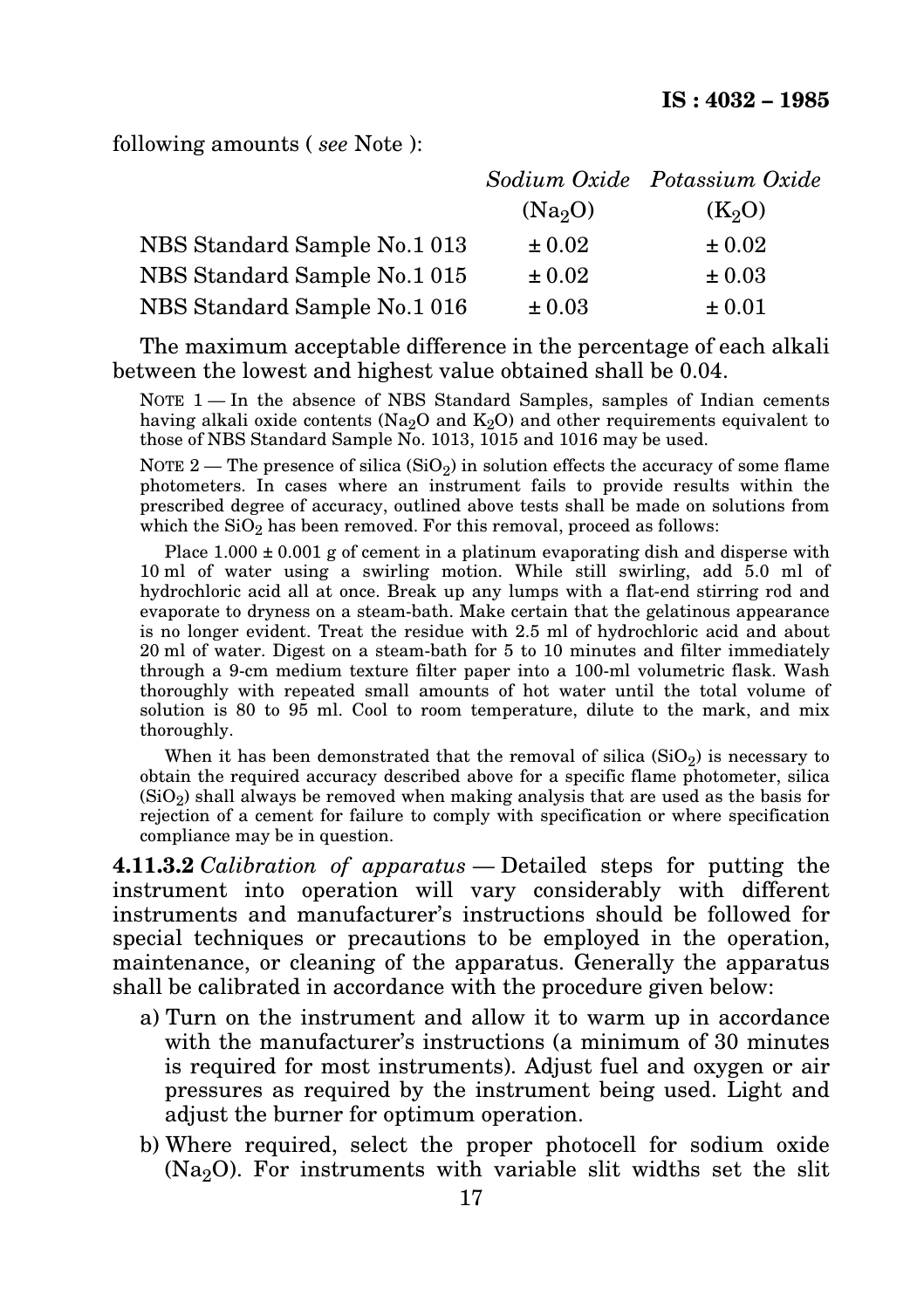following amounts ( *see* Note ):

| | *Sodium Oxide* ($Na_2O$) | *Potassium Oxide* ($K_2O$) |
|---|---|---|
| NBS Standard Sample No.1 013 | ± 0.02 | ± 0.02 |
| NBS Standard Sample No.1 015 | ± 0.02 | ± 0.03 |
| NBS Standard Sample No.1 016 | ± 0.03 | ± 0.01 |

The maximum acceptable difference in the percentage of each alkali between the lowest and highest value obtained shall be 0.04.

NOTE 1 — In the absence of NBS Standard Samples, samples of Indian cements having alkali oxide contents ($Na_2O$ and $K_2O$) and other requirements equivalent to those of NBS Standard Sample No. 1013, 1015 and 1016 may be used.

NOTE 2 — The presence of silica ($SiO_2$) in solution effects the accuracy of some flame photometers. In cases where an instrument fails to provide results within the prescribed degree of accuracy, outlined above tests shall be made on solutions from which the $SiO_2$ has been removed. For this removal, proceed as follows:

Place 1.000 ± 0.001 g of cement in a platinum evaporating dish and disperse with 10 ml of water using a swirling motion. While still swirling, add 5.0 ml of hydrochloric acid all at once. Break up any lumps with a flat-end stirring rod and evaporate to dryness on a steam-bath. Make certain that the gelatinous appearance is no longer evident. Treat the residue with 2.5 ml of hydrochloric acid and about 20 ml of water. Digest on a steam-bath for 5 to 10 minutes and filter immediately through a 9-cm medium texture filter paper into a 100-ml volumetric flask. Wash thoroughly with repeated small amounts of hot water until the total volume of solution is 80 to 95 ml. Cool to room temperature, dilute to the mark, and mix thoroughly.

When it has been demonstrated that the removal of silica ($SiO_2$) is necessary to obtain the required accuracy described above for a specific flame photometer, silica ($SiO_2$) shall always be removed when making analysis that are used as the basis for rejection of a cement for failure to comply with specification or where specification compliance may be in question.

**4.11.3.2** *Calibration of apparatus* — Detailed steps for putting the instrument into operation will vary considerably with different instruments and manufacturer's instructions should be followed for special techniques or precautions to be employed in the operation, maintenance, or cleaning of the apparatus. Generally the apparatus shall be calibrated in accordance with the procedure given below:

a) Turn on the instrument and allow it to warm up in accordance with the manufacturer's instructions (a minimum of 30 minutes is required for most instruments). Adjust fuel and oxygen or air pressures as required by the instrument being used. Light and adjust the burner for optimum operation.

b) Where required, select the proper photocell for sodium oxide ($Na_2O$). For instruments with variable slit widths set the slit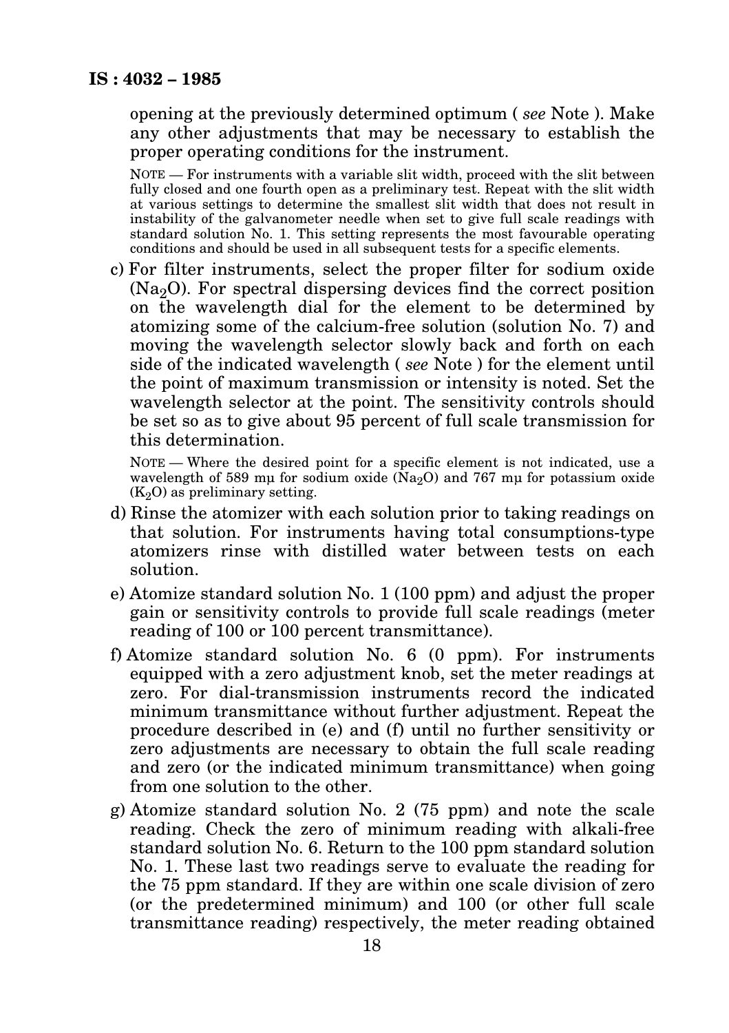opening at the previously determined optimum ( *see* Note ). Make any other adjustments that may be necessary to establish the proper operating conditions for the instrument.

NOTE — For instruments with a variable slit width, proceed with the slit between fully closed and one fourth open as a preliminary test. Repeat with the slit width at various settings to determine the smallest slit width that does not result in instability of the galvanometer needle when set to give full scale readings with standard solution No. 1. This setting represents the most favourable operating conditions and should be used in all subsequent tests for a specific elements.

c) For filter instruments, select the proper filter for sodium oxide ($Na_2O$). For spectral dispersing devices find the correct position on the wavelength dial for the element to be determined by atomizing some of the calcium-free solution (solution No. 7) and moving the wavelength selector slowly back and forth on each side of the indicated wavelength ( *see* Note ) for the element until the point of maximum transmission or intensity is noted. Set the wavelength selector at the point. The sensitivity controls should be set so as to give about 95 percent of full scale transmission for this determination.

NOTE — Where the desired point for a specific element is not indicated, use a wavelength of 589 mμ for sodium oxide ($Na_2O$) and 767 mμ for potassium oxide ($K_2O$) as preliminary setting.

d) Rinse the atomizer with each solution prior to taking readings on that solution. For instruments having total consumptions-type atomizers rinse with distilled water between tests on each solution.

e) Atomize standard solution No. 1 (100 ppm) and adjust the proper gain or sensitivity controls to provide full scale readings (meter reading of 100 or 100 percent transmittance).

f) Atomize standard solution No. 6 (0 ppm). For instruments equipped with a zero adjustment knob, set the meter readings at zero. For dial-transmission instruments record the indicated minimum transmittance without further adjustment. Repeat the procedure described in (e) and (f) until no further sensitivity or zero adjustments are necessary to obtain the full scale reading and zero (or the indicated minimum transmittance) when going from one solution to the other.

g) Atomize standard solution No. 2 (75 ppm) and note the scale reading. Check the zero of minimum reading with alkali-free standard solution No. 6. Return to the 100 ppm standard solution No. 1. These last two readings serve to evaluate the reading for the 75 ppm standard. If they are within one scale division of zero (or the predetermined minimum) and 100 (or other full scale transmittance reading) respectively, the meter reading obtained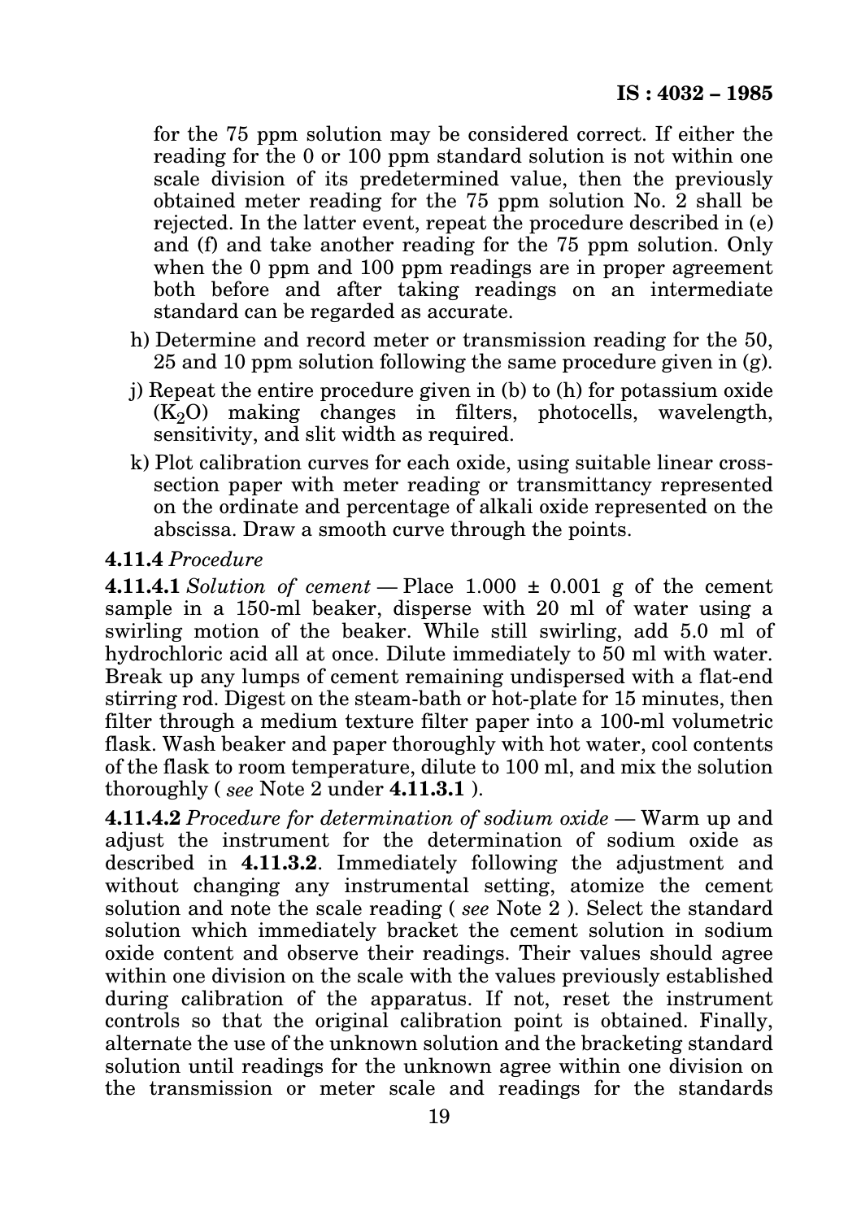for the 75 ppm solution may be considered correct. If either the reading for the 0 or 100 ppm standard solution is not within one scale division of its predetermined value, then the previously obtained meter reading for the 75 ppm solution No. 2 shall be rejected. In the latter event, repeat the procedure described in (e) and (f) and take another reading for the 75 ppm solution. Only when the 0 ppm and 100 ppm readings are in proper agreement both before and after taking readings on an intermediate standard can be regarded as accurate.

h) Determine and record meter or transmission reading for the 50, 25 and 10 ppm solution following the same procedure given in (g).

j) Repeat the entire procedure given in (b) to (h) for potassium oxide ($K_2O$) making changes in filters, photocells, wavelength, sensitivity, and slit width as required.

k) Plot calibration curves for each oxide, using suitable linear cross-section paper with meter reading or transmittancy represented on the ordinate and percentage of alkali oxide represented on the abscissa. Draw a smooth curve through the points.

**4.11.4** *Procedure*

**4.11.4.1** *Solution of cement* — Place 1.000 ± 0.001 g of the cement sample in a 150-ml beaker, disperse with 20 ml of water using a swirling motion of the beaker. While still swirling, add 5.0 ml of hydrochloric acid all at once. Dilute immediately to 50 ml with water. Break up any lumps of cement remaining undispersed with a flat-end stirring rod. Digest on the steam-bath or hot-plate for 15 minutes, then filter through a medium texture filter paper into a 100-ml volumetric flask. Wash beaker and paper thoroughly with hot water, cool contents of the flask to room temperature, dilute to 100 ml, and mix the solution thoroughly ( *see* Note 2 under **4.11.3.1** ).

**4.11.4.2** *Procedure for determination of sodium oxide* — Warm up and adjust the instrument for the determination of sodium oxide as described in **4.11.3.2**. Immediately following the adjustment and without changing any instrumental setting, atomize the cement solution and note the scale reading ( *see* Note 2 ). Select the standard solution which immediately bracket the cement solution in sodium oxide content and observe their readings. Their values should agree within one division on the scale with the values previously established during calibration of the apparatus. If not, reset the instrument controls so that the original calibration point is obtained. Finally, alternate the use of the unknown solution and the bracketing standard solution until readings for the unknown agree within one division on the transmission or meter scale and readings for the standards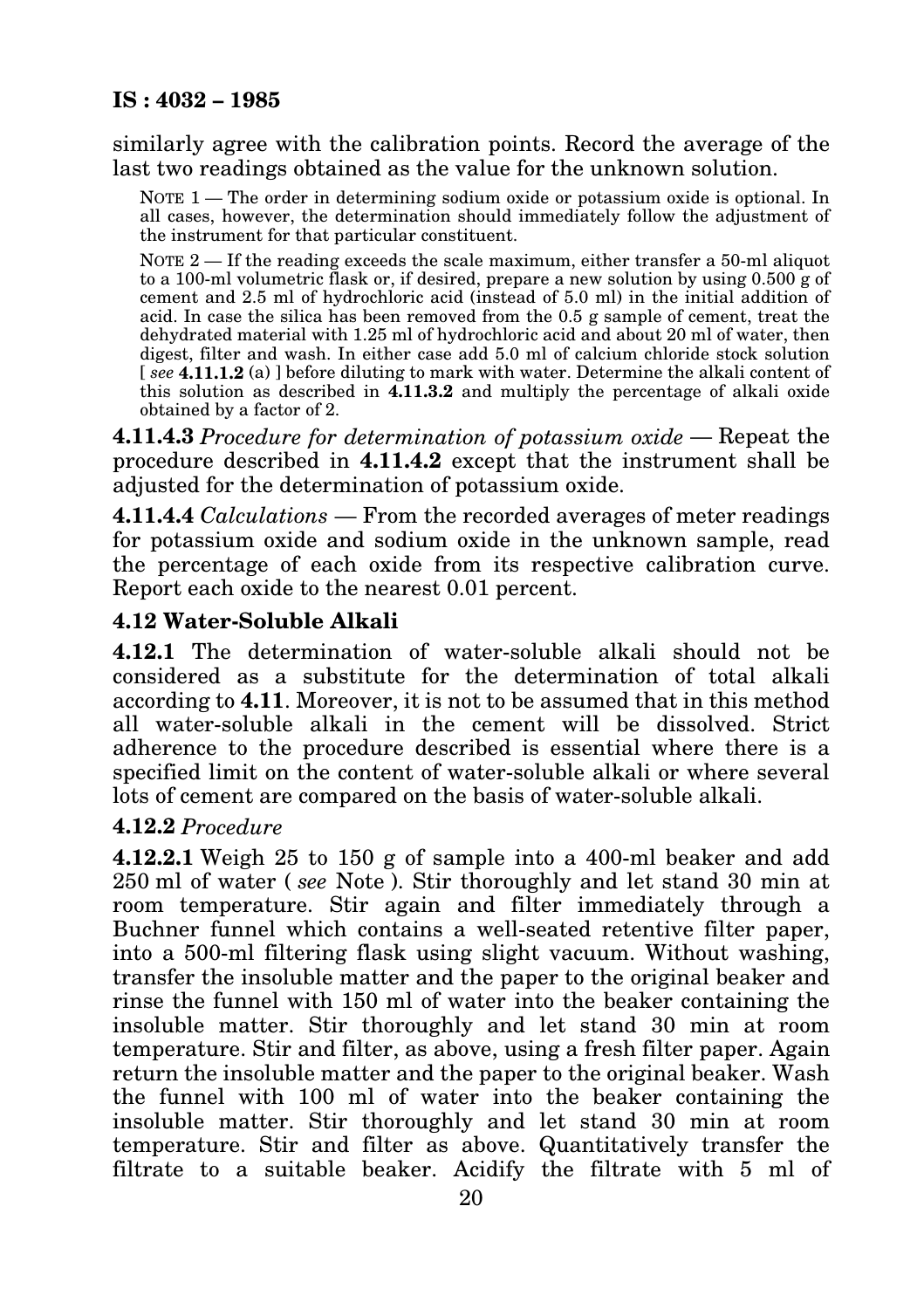similarly agree with the calibration points. Record the average of the last two readings obtained as the value for the unknown solution.

NOTE 1 — The order in determining sodium oxide or potassium oxide is optional. In all cases, however, the determination should immediately follow the adjustment of the instrument for that particular constituent.

NOTE 2 — If the reading exceeds the scale maximum, either transfer a 50-ml aliquot to a 100-ml volumetric flask or, if desired, prepare a new solution by using 0.500 g of cement and 2.5 ml of hydrochloric acid (instead of 5.0 ml) in the initial addition of acid. In case the silica has been removed from the 0.5 g sample of cement, treat the dehydrated material with 1.25 ml of hydrochloric acid and about 20 ml of water, then digest, filter and wash. In either case add 5.0 ml of calcium chloride stock solution [ *see* **4.11.1.2** (a) ] before diluting to mark with water. Determine the alkali content of this solution as described in **4.11.3.2** and multiply the percentage of alkali oxide obtained by a factor of 2.

**4.11.4.3** *Procedure for determination of potassium oxide* — Repeat the procedure described in **4.11.4.2** except that the instrument shall be adjusted for the determination of potassium oxide.

**4.11.4.4** *Calculations* — From the recorded averages of meter readings for potassium oxide and sodium oxide in the unknown sample, read the percentage of each oxide from its respective calibration curve. Report each oxide to the nearest 0.01 percent.

### 4.12 Water-Soluble Alkali

**4.12.1** The determination of water-soluble alkali should not be considered as a substitute for the determination of total alkali according to **4.11**. Moreover, it is not to be assumed that in this method all water-soluble alkali in the cement will be dissolved. Strict adherence to the procedure described is essential where there is a specified limit on the content of water-soluble alkali or where several lots of cement are compared on the basis of water-soluble alkali.

**4.12.2** *Procedure*

**4.12.2.1** Weigh 25 to 150 g of sample into a 400-ml beaker and add 250 ml of water ( *see* Note ). Stir thoroughly and let stand 30 min at room temperature. Stir again and filter immediately through a Buchner funnel which contains a well-seated retentive filter paper, into a 500-ml filtering flask using slight vacuum. Without washing, transfer the insoluble matter and the paper to the original beaker and rinse the funnel with 150 ml of water into the beaker containing the insoluble matter. Stir thoroughly and let stand 30 min at room temperature. Stir and filter, as above, using a fresh filter paper. Again return the insoluble matter and the paper to the original beaker. Wash the funnel with 100 ml of water into the beaker containing the insoluble matter. Stir thoroughly and let stand 30 min at room temperature. Stir and filter as above. Quantitatively transfer the filtrate to a suitable beaker. Acidify the filtrate with 5 ml of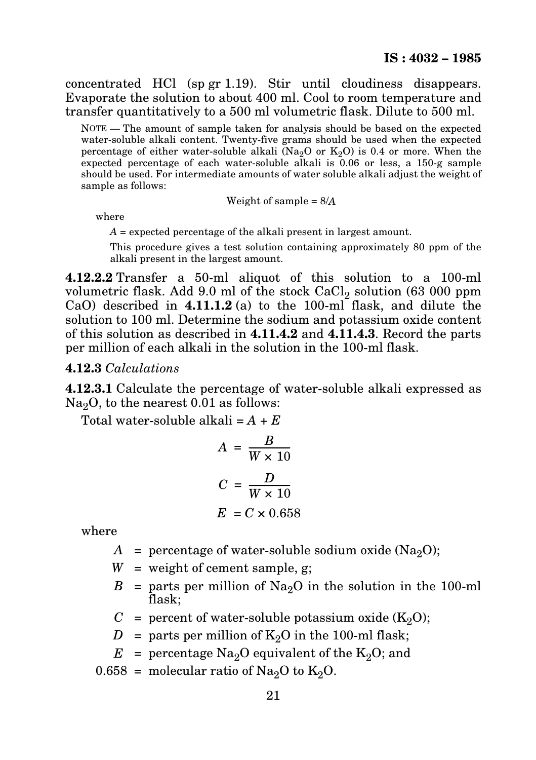concentrated HCl (sp gr 1.19). Stir until cloudiness disappears. Evaporate the solution to about 400 ml. Cool to room temperature and transfer quantitatively to a 500 ml volumetric flask. Dilute to 500 ml.

NOTE — The amount of sample taken for analysis should be based on the expected water-soluble alkali content. Twenty-five grams should be used when the expected percentage of either water-soluble alkali ($Na_2O$ or $K_2O$) is 0.4 or more. When the expected percentage of each water-soluble alkali is 0.06 or less, a 150-g sample should be used. For intermediate amounts of water soluble alkali adjust the weight of sample as follows:

$$\text{Weight of sample} = 8/A$$

where

$A$ = expected percentage of the alkali present in largest amount.

This procedure gives a test solution containing approximately 80 ppm of the alkali present in the largest amount.

**4.12.2.2** Transfer a 50-ml aliquot of this solution to a 100-ml volumetric flask. Add 9.0 ml of the stock $CaCl_2$ solution (63 000 ppm CaO) described in **4.11.1.2** (a) to the 100-ml flask, and dilute the solution to 100 ml. Determine the sodium and potassium oxide content of this solution as described in **4.11.4.2** and **4.11.4.3**. Record the parts per million of each alkali in the solution in the 100-ml flask.

**4.12.3** *Calculations*

**4.12.3.1** Calculate the percentage of water-soluble alkali expressed as $Na_2O$, to the nearest 0.01 as follows:

Total water-soluble alkali = $A + E$

$$A = \frac{B}{W \times 10}$$

$$C = \frac{D}{W \times 10}$$

$$E = C \times 0.658$$

where

- $A$ = percentage of water-soluble sodium oxide ($Na_2O$);
- $W$ = weight of cement sample, g;
- $B$ = parts per million of $Na_2O$ in the solution in the 100-ml flask;
- $C$ = percent of water-soluble potassium oxide ($K_2O$);
- $D$ = parts per million of $K_2O$ in the 100-ml flask;
- $E$ = percentage $Na_2O$ equivalent of the $K_2O$; and
- 0.658 = molecular ratio of $Na_2O$ to $K_2O$.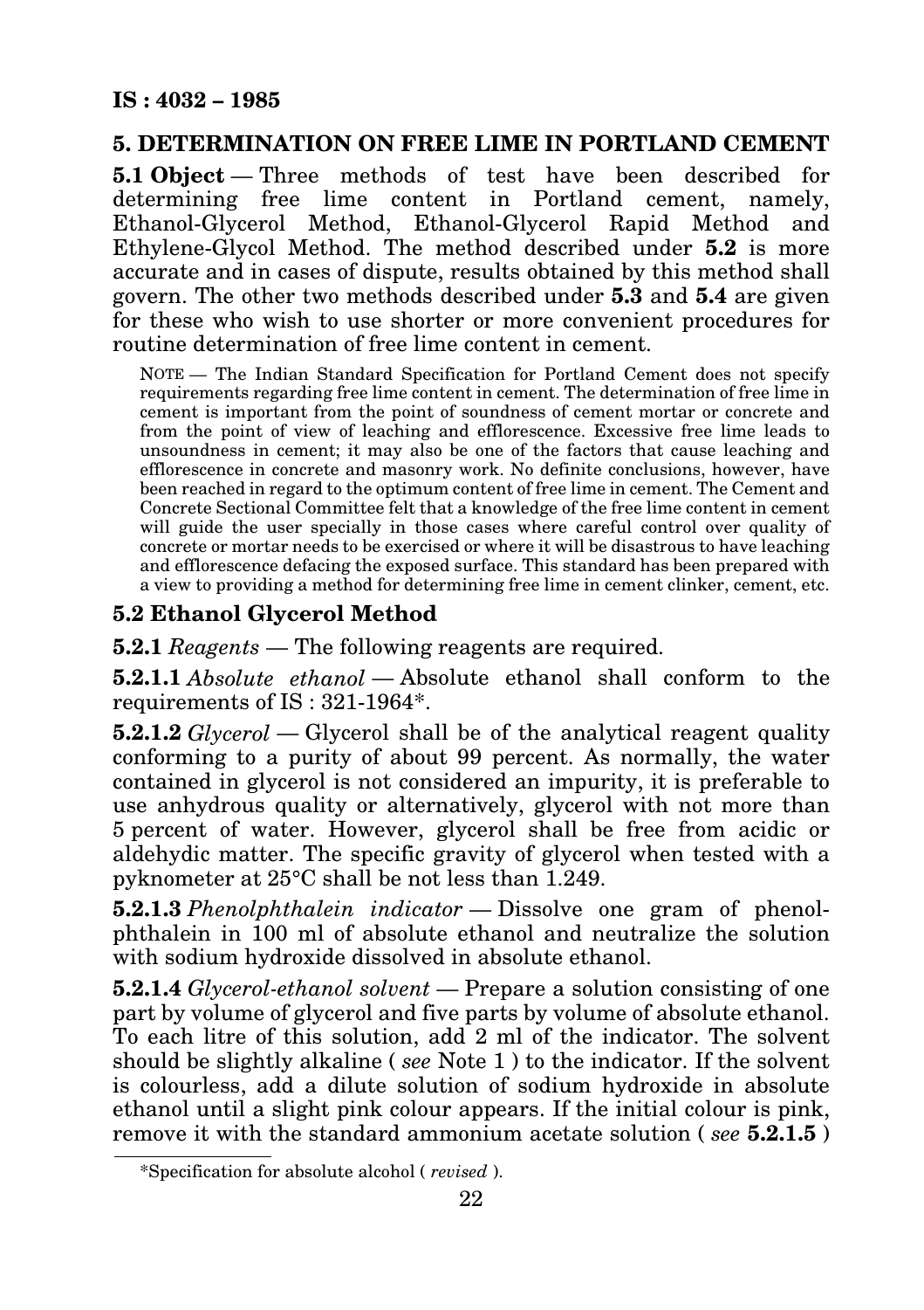## 5. DETERMINATION ON FREE LIME IN PORTLAND CEMENT

**5.1 Object** — Three methods of test have been described for determining free lime content in Portland cement, namely, Ethanol-Glycerol Method, Ethanol-Glycerol Rapid Method and Ethylene-Glycol Method. The method described under **5.2** is more accurate and in cases of dispute, results obtained by this method shall govern. The other two methods described under **5.3** and **5.4** are given for these who wish to use shorter or more convenient procedures for routine determination of free lime content in cement.

NOTE — The Indian Standard Specification for Portland Cement does not specify requirements regarding free lime content in cement. The determination of free lime in cement is important from the point of soundness of cement mortar or concrete and from the point of view of leaching and efflorescence. Excessive free lime leads to unsoundness in cement; it may also be one of the factors that cause leaching and efflorescence in concrete and masonry work. No definite conclusions, however, have been reached in regard to the optimum content of free lime in cement. The Cement and Concrete Sectional Committee felt that a knowledge of the free lime content in cement will guide the user specially in those cases where careful control over quality of concrete or mortar needs to be exercised or where it will be disastrous to have leaching and efflorescence defacing the exposed surface. This standard has been prepared with a view to providing a method for determining free lime in cement clinker, cement, etc.

### 5.2 Ethanol Glycerol Method

**5.2.1** *Reagents* — The following reagents are required.

**5.2.1.1** *Absolute ethanol* — Absolute ethanol shall conform to the requirements of IS : 321-1964*.

**5.2.1.2** *Glycerol* — Glycerol shall be of the analytical reagent quality conforming to a purity of about 99 percent. As normally, the water contained in glycerol is not considered an impurity, it is preferable to use anhydrous quality or alternatively, glycerol with not more than 5 percent of water. However, glycerol shall be free from acidic or aldehydic matter. The specific gravity of glycerol when tested with a pyknometer at 25°C shall be not less than 1.249.

**5.2.1.3** *Phenolphthalein indicator* — Dissolve one gram of phenolphthalein in 100 ml of absolute ethanol and neutralize the solution with sodium hydroxide dissolved in absolute ethanol.

**5.2.1.4** *Glycerol-ethanol solvent* — Prepare a solution consisting of one part by volume of glycerol and five parts by volume of absolute ethanol. To each litre of this solution, add 2 ml of the indicator. The solvent should be slightly alkaline ( *see* Note 1 ) to the indicator. If the solvent is colourless, add a dilute solution of sodium hydroxide in absolute ethanol until a slight pink colour appears. If the initial colour is pink, remove it with the standard ammonium acetate solution ( *see* **5.2.1.5** )

*Specification for absolute alcohol ( *revised* ).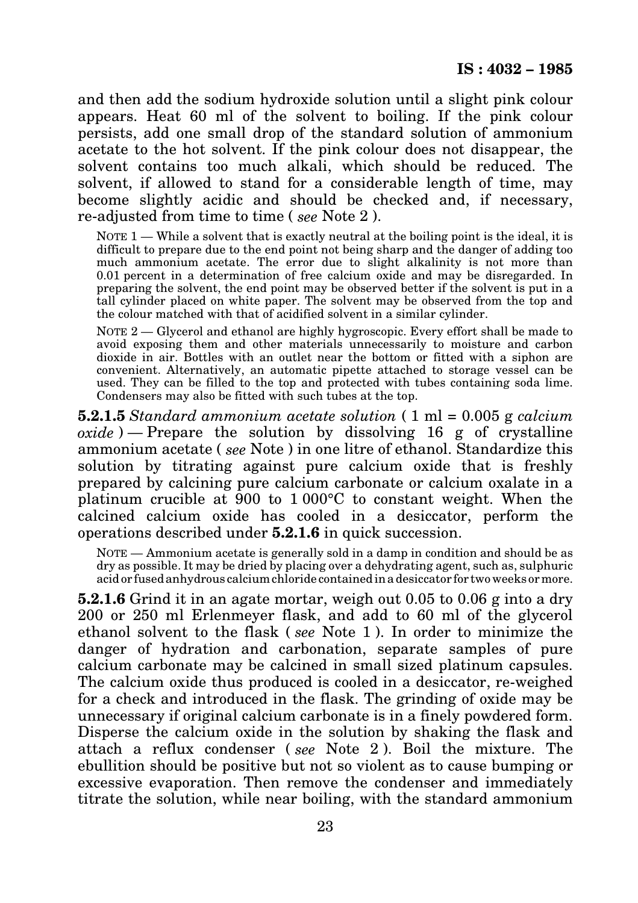and then add the sodium hydroxide solution until a slight pink colour appears. Heat 60 ml of the solvent to boiling. If the pink colour persists, add one small drop of the standard solution of ammonium acetate to the hot solvent. If the pink colour does not disappear, the solvent contains too much alkali, which should be reduced. The solvent, if allowed to stand for a considerable length of time, may become slightly acidic and should be checked and, if necessary, re-adjusted from time to time ( *see* Note 2 ).

NOTE 1 — While a solvent that is exactly neutral at the boiling point is the ideal, it is difficult to prepare due to the end point not being sharp and the danger of adding too much ammonium acetate. The error due to slight alkalinity is not more than 0.01 percent in a determination of free calcium oxide and may be disregarded. In preparing the solvent, the end point may be observed better if the solvent is put in a tall cylinder placed on white paper. The solvent may be observed from the top and the colour matched with that of acidified solvent in a similar cylinder.

NOTE 2 — Glycerol and ethanol are highly hygroscopic. Every effort shall be made to avoid exposing them and other materials unnecessarily to moisture and carbon dioxide in air. Bottles with an outlet near the bottom or fitted with a siphon are convenient. Alternatively, an automatic pipette attached to storage vessel can be used. They can be filled to the top and protected with tubes containing soda lime. Condensers may also be fitted with such tubes at the top.

**5.2.1.5** *Standard ammonium acetate solution* ( 1 ml = 0.005 g *calcium oxide* ) — Prepare the solution by dissolving 16 g of crystalline ammonium acetate ( *see* Note ) in one litre of ethanol. Standardize this solution by titrating against pure calcium oxide that is freshly prepared by calcining pure calcium carbonate or calcium oxalate in a platinum crucible at 900 to 1 000°C to constant weight. When the calcined calcium oxide has cooled in a desiccator, perform the operations described under **5.2.1.6** in quick succession.

NOTE — Ammonium acetate is generally sold in a damp in condition and should be as dry as possible. It may be dried by placing over a dehydrating agent, such as, sulphuric acid or fused anhydrous calcium chloride contained in a desiccator for two weeks or more.

**5.2.1.6** Grind it in an agate mortar, weigh out 0.05 to 0.06 g into a dry 200 or 250 ml Erlenmeyer flask, and add to 60 ml of the glycerol ethanol solvent to the flask ( *see* Note 1 ). In order to minimize the danger of hydration and carbonation, separate samples of pure calcium carbonate may be calcined in small sized platinum capsules. The calcium oxide thus produced is cooled in a desiccator, re-weighed for a check and introduced in the flask. The grinding of oxide may be unnecessary if original calcium carbonate is in a finely powdered form. Disperse the calcium oxide in the solution by shaking the flask and attach a reflux condenser ( *see* Note 2 ). Boil the mixture. The ebullition should be positive but not so violent as to cause bumping or excessive evaporation. Then remove the condenser and immediately titrate the solution, while near boiling, with the standard ammonium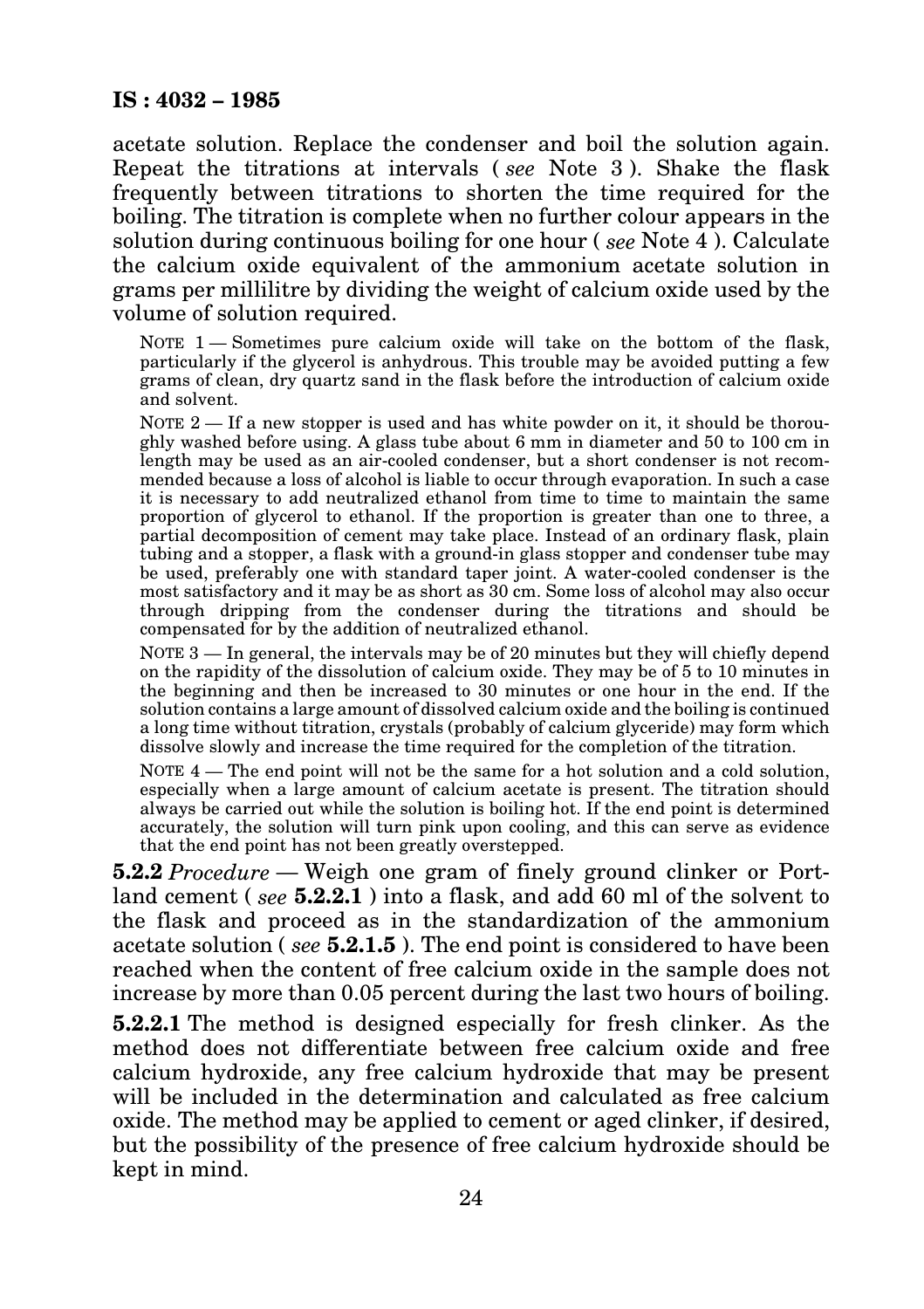acetate solution. Replace the condenser and boil the solution again. Repeat the titrations at intervals ( *see* Note 3 ). Shake the flask frequently between titrations to shorten the time required for the boiling. The titration is complete when no further colour appears in the solution during continuous boiling for one hour ( *see* Note 4 ). Calculate the calcium oxide equivalent of the ammonium acetate solution in grams per millilitre by dividing the weight of calcium oxide used by the volume of solution required.

NOTE 1 — Sometimes pure calcium oxide will take on the bottom of the flask, particularly if the glycerol is anhydrous. This trouble may be avoided putting a few grams of clean, dry quartz sand in the flask before the introduction of calcium oxide and solvent.

NOTE 2 — If a new stopper is used and has white powder on it, it should be thoroughly washed before using. A glass tube about 6 mm in diameter and 50 to 100 cm in length may be used as an air-cooled condenser, but a short condenser is not recommended because a loss of alcohol is liable to occur through evaporation. In such a case it is necessary to add neutralized ethanol from time to time to maintain the same proportion of glycerol to ethanol. If the proportion is greater than one to three, a partial decomposition of cement may take place. Instead of an ordinary flask, plain tubing and a stopper, a flask with a ground-in glass stopper and condenser tube may be used, preferably one with standard taper joint. A water-cooled condenser is the most satisfactory and it may be as short as 30 cm. Some loss of alcohol may also occur through dripping from the condenser during the titrations and should be compensated for by the addition of neutralized ethanol.

NOTE 3 — In general, the intervals may be of 20 minutes but they will chiefly depend on the rapidity of the dissolution of calcium oxide. They may be of 5 to 10 minutes in the beginning and then be increased to 30 minutes or one hour in the end. If the solution contains a large amount of dissolved calcium oxide and the boiling is continued a long time without titration, crystals (probably of calcium glyceride) may form which dissolve slowly and increase the time required for the completion of the titration.

NOTE 4 — The end point will not be the same for a hot solution and a cold solution, especially when a large amount of calcium acetate is present. The titration should always be carried out while the solution is boiling hot. If the end point is determined accurately, the solution will turn pink upon cooling, and this can serve as evidence that the end point has not been greatly overstepped.

**5.2.2** *Procedure* — Weigh one gram of finely ground clinker or Portland cement ( *see* **5.2.2.1** ) into a flask, and add 60 ml of the solvent to the flask and proceed as in the standardization of the ammonium acetate solution ( *see* **5.2.1.5** ). The end point is considered to have been reached when the content of free calcium oxide in the sample does not increase by more than 0.05 percent during the last two hours of boiling.

**5.2.2.1** The method is designed especially for fresh clinker. As the method does not differentiate between free calcium oxide and free calcium hydroxide, any free calcium hydroxide that may be present will be included in the determination and calculated as free calcium oxide. The method may be applied to cement or aged clinker, if desired, but the possibility of the presence of free calcium hydroxide should be kept in mind.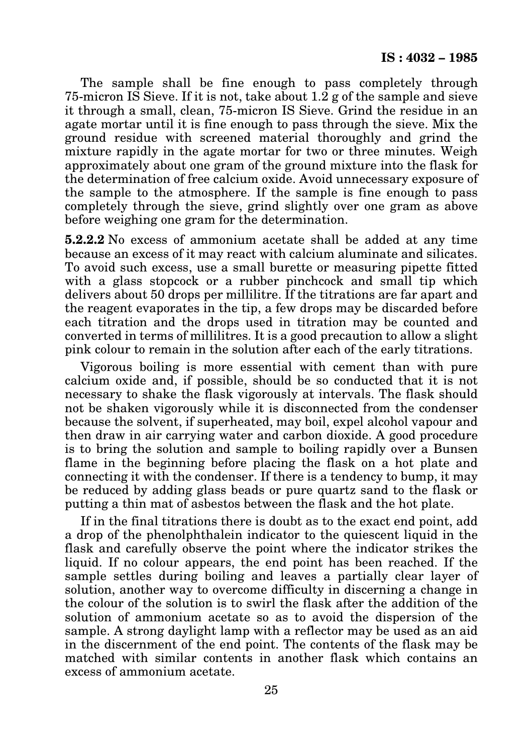The sample shall be fine enough to pass completely through 75-micron IS Sieve. If it is not, take about 1.2 g of the sample and sieve it through a small, clean, 75-micron IS Sieve. Grind the residue in an agate mortar until it is fine enough to pass through the sieve. Mix the ground residue with screened material thoroughly and grind the mixture rapidly in the agate mortar for two or three minutes. Weigh approximately about one gram of the ground mixture into the flask for the determination of free calcium oxide. Avoid unnecessary exposure of the sample to the atmosphere. If the sample is fine enough to pass completely through the sieve, grind slightly over one gram as above before weighing one gram for the determination.

**5.2.2.2** No excess of ammonium acetate shall be added at any time because an excess of it may react with calcium aluminate and silicates. To avoid such excess, use a small burette or measuring pipette fitted with a glass stopcock or a rubber pinchcock and small tip which delivers about 50 drops per millilitre. If the titrations are far apart and the reagent evaporates in the tip, a few drops may be discarded before each titration and the drops used in titration may be counted and converted in terms of millilitres. It is a good precaution to allow a slight pink colour to remain in the solution after each of the early titrations.

Vigorous boiling is more essential with cement than with pure calcium oxide and, if possible, should be so conducted that it is not necessary to shake the flask vigorously at intervals. The flask should not be shaken vigorously while it is disconnected from the condenser because the solvent, if superheated, may boil, expel alcohol vapour and then draw in air carrying water and carbon dioxide. A good procedure is to bring the solution and sample to boiling rapidly over a Bunsen flame in the beginning before placing the flask on a hot plate and connecting it with the condenser. If there is a tendency to bump, it may be reduced by adding glass beads or pure quartz sand to the flask or putting a thin mat of asbestos between the flask and the hot plate.

If in the final titrations there is doubt as to the exact end point, add a drop of the phenolphthalein indicator to the quiescent liquid in the flask and carefully observe the point where the indicator strikes the liquid. If no colour appears, the end point has been reached. If the sample settles during boiling and leaves a partially clear layer of solution, another way to overcome difficulty in discerning a change in the colour of the solution is to swirl the flask after the addition of the solution of ammonium acetate so as to avoid the dispersion of the sample. A strong daylight lamp with a reflector may be used as an aid in the discernment of the end point. The contents of the flask may be matched with similar contents in another flask which contains an excess of ammonium acetate.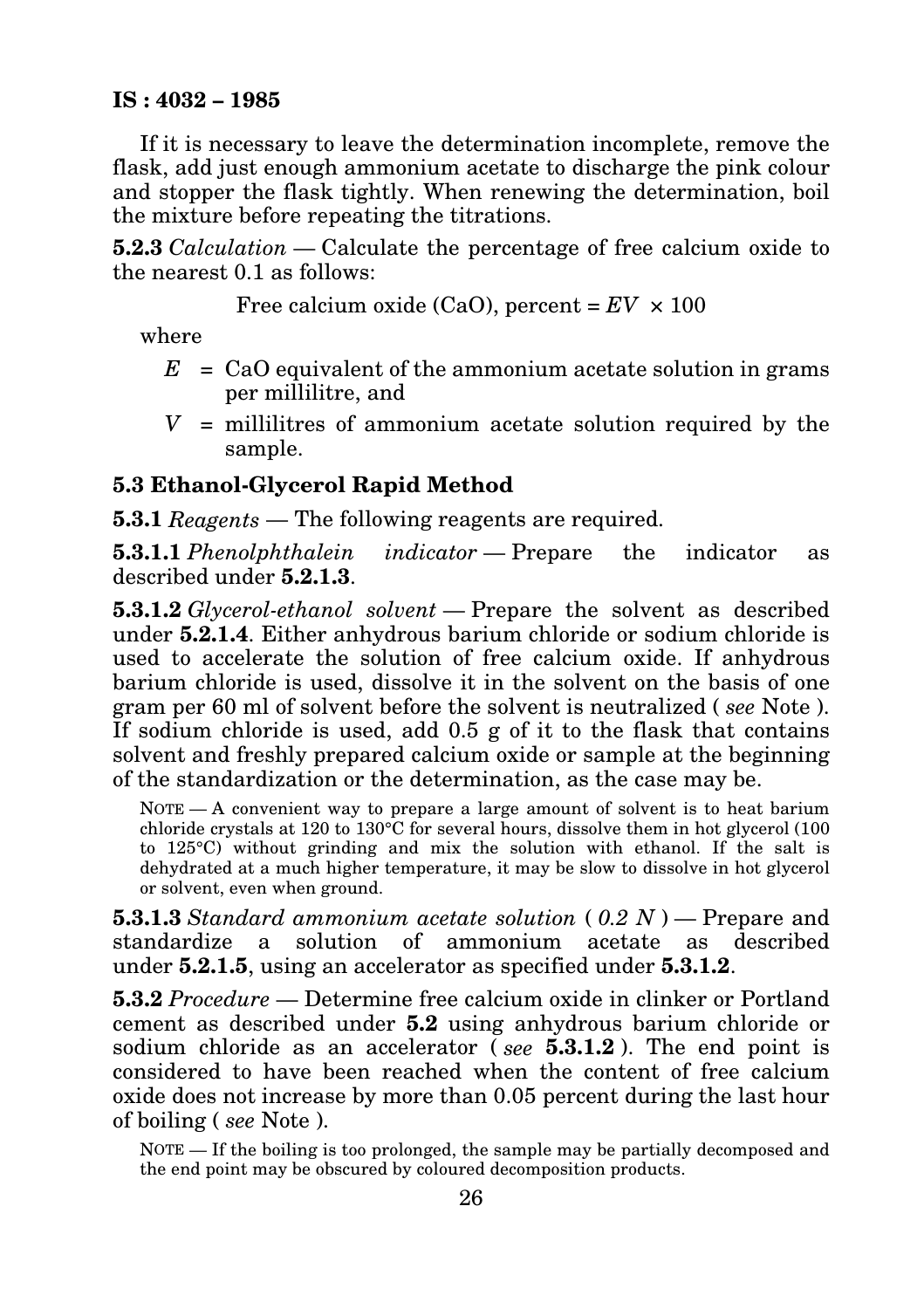If it is necessary to leave the determination incomplete, remove the flask, add just enough ammonium acetate to discharge the pink colour and stopper the flask tightly. When renewing the determination, boil the mixture before repeating the titrations.

**5.2.3** *Calculation* — Calculate the percentage of free calcium oxide to the nearest 0.1 as follows:

$$\text{Free calcium oxide (CaO), percent} = EV \times 100$$

where

- $E$ = CaO equivalent of the ammonium acetate solution in grams per millilitre, and
- $V$ = millilitres of ammonium acetate solution required by the sample.

## 5.3 Ethanol-Glycerol Rapid Method

**5.3.1** *Reagents* — The following reagents are required.

**5.3.1.1** *Phenolphthalein indicator* — Prepare the indicator as described under **5.2.1.3**.

**5.3.1.2** *Glycerol-ethanol solvent* — Prepare the solvent as described under **5.2.1.4**. Either anhydrous barium chloride or sodium chloride is used to accelerate the solution of free calcium oxide. If anhydrous barium chloride is used, dissolve it in the solvent on the basis of one gram per 60 ml of solvent before the solvent is neutralized ( *see* Note ). If sodium chloride is used, add 0.5 g of it to the flask that contains solvent and freshly prepared calcium oxide or sample at the beginning of the standardization or the determination, as the case may be.

NOTE — A convenient way to prepare a large amount of solvent is to heat barium chloride crystals at 120 to 130°C for several hours, dissolve them in hot glycerol (100 to 125°C) without grinding and mix the solution with ethanol. If the salt is dehydrated at a much higher temperature, it may be slow to dissolve in hot glycerol or solvent, even when ground.

**5.3.1.3** *Standard ammonium acetate solution ( 0.2 N )* — Prepare and standardize a solution of ammonium acetate as described under **5.2.1.5**, using an accelerator as specified under **5.3.1.2**.

**5.3.2** *Procedure* — Determine free calcium oxide in clinker or Portland cement as described under **5.2** using anhydrous barium chloride or sodium chloride as an accelerator ( *see* **5.3.1.2** ). The end point is considered to have been reached when the content of free calcium oxide does not increase by more than 0.05 percent during the last hour of boiling ( *see* Note ).

NOTE — If the boiling is too prolonged, the sample may be partially decomposed and the end point may be obscured by coloured decomposition products.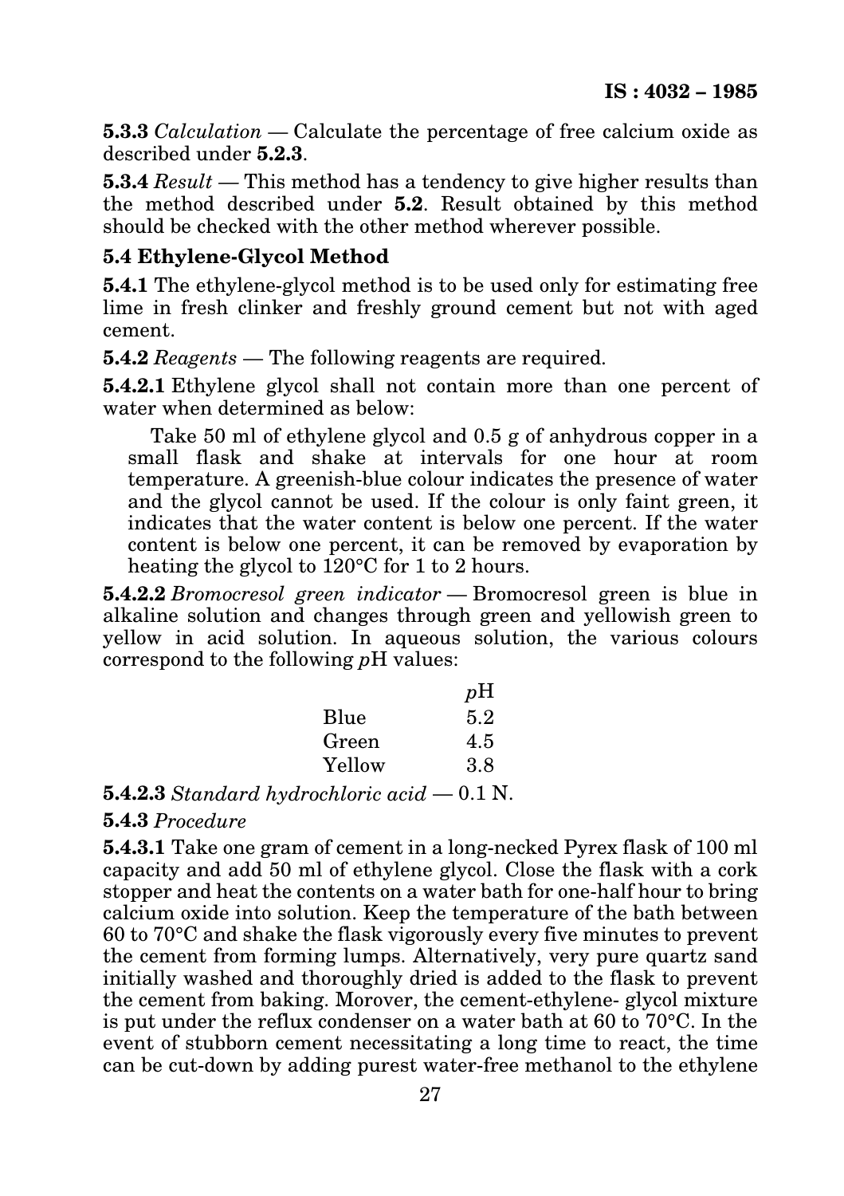**5.3.3** *Calculation* — Calculate the percentage of free calcium oxide as described under **5.2.3**.

**5.3.4** *Result* — This method has a tendency to give higher results than the method described under **5.2**. Result obtained by this method should be checked with the other method wherever possible.

### 5.4 Ethylene-Glycol Method

**5.4.1** The ethylene-glycol method is to be used only for estimating free lime in fresh clinker and freshly ground cement but not with aged cement.

**5.4.2** *Reagents* — The following reagents are required.

**5.4.2.1** Ethylene glycol shall not contain more than one percent of water when determined as below:

> Take 50 ml of ethylene glycol and 0.5 g of anhydrous copper in a small flask and shake at intervals for one hour at room temperature. A greenish-blue colour indicates the presence of water and the glycol cannot be used. If the colour is only faint green, it indicates that the water content is below one percent. If the water content is below one percent, it can be removed by evaporation by heating the glycol to 120°C for 1 to 2 hours.

**5.4.2.2** *Bromocresol green indicator* — Bromocresol green is blue in alkaline solution and changes through green and yellowish green to yellow in acid solution. In aqueous solution, the various colours correspond to the following *p*H values:

| | *p*H |
|---|---|
| Blue | 5.2 |
| Green | 4.5 |
| Yellow | 3.8 |

**5.4.2.3** *Standard hydrochloric acid* — 0.1 N.

**5.4.3** *Procedure*

**5.4.3.1** Take one gram of cement in a long-necked Pyrex flask of 100 ml capacity and add 50 ml of ethylene glycol. Close the flask with a cork stopper and heat the contents on a water bath for one-half hour to bring calcium oxide into solution. Keep the temperature of the bath between 60 to 70°C and shake the flask vigorously every five minutes to prevent the cement from forming lumps. Alternatively, very pure quartz sand initially washed and thoroughly dried is added to the flask to prevent the cement from baking. Morover, the cement-ethylene- glycol mixture is put under the reflux condenser on a water bath at 60 to 70°C. In the event of stubborn cement necessitating a long time to react, the time can be cut-down by adding purest water-free methanol to the ethylene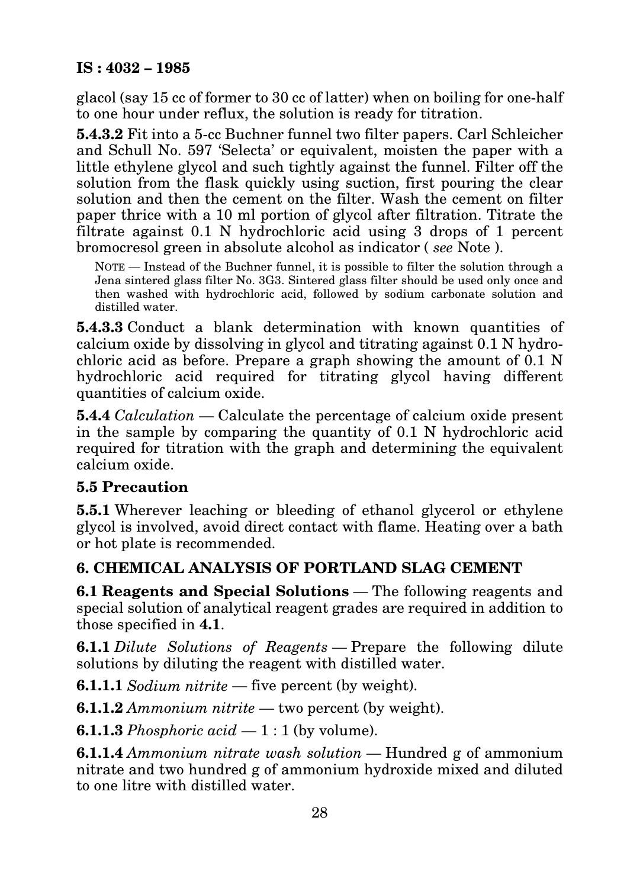glacol (say 15 cc of former to 30 cc of latter) when on boiling for one-half to one hour under reflux, the solution is ready for titration.

**5.4.3.2** Fit into a 5-cc Buchner funnel two filter papers. Carl Schleicher and Schull No. 597 'Selecta' or equivalent, moisten the paper with a little ethylene glycol and such tightly against the funnel. Filter off the solution from the flask quickly using suction, first pouring the clear solution and then the cement on the filter. Wash the cement on filter paper thrice with a 10 ml portion of glycol after filtration. Titrate the filtrate against 0.1 N hydrochloric acid using 3 drops of 1 percent bromocresol green in absolute alcohol as indicator ( *see* Note ).

NOTE — Instead of the Buchner funnel, it is possible to filter the solution through a Jena sintered glass filter No. 3G3. Sintered glass filter should be used only once and then washed with hydrochloric acid, followed by sodium carbonate solution and distilled water.

**5.4.3.3** Conduct a blank determination with known quantities of calcium oxide by dissolving in glycol and titrating against 0.1 N hydrochloric acid as before. Prepare a graph showing the amount of 0.1 N hydrochloric acid required for titrating glycol having different quantities of calcium oxide.

**5.4.4** *Calculation* — Calculate the percentage of calcium oxide present in the sample by comparing the quantity of 0.1 N hydrochloric acid required for titration with the graph and determining the equivalent calcium oxide.

## 5.5 Precaution

**5.5.1** Wherever leaching or bleeding of ethanol glycerol or ethylene glycol is involved, avoid direct contact with flame. Heating over a bath or hot plate is recommended.

## 6. CHEMICAL ANALYSIS OF PORTLAND SLAG CEMENT

**6.1 Reagents and Special Solutions** — The following reagents and special solution of analytical reagent grades are required in addition to those specified in **4.1**.

**6.1.1** *Dilute Solutions of Reagents* — Prepare the following dilute solutions by diluting the reagent with distilled water.

**6.1.1.1** *Sodium nitrite* — five percent (by weight).

**6.1.1.2** *Ammonium nitrite* — two percent (by weight).

**6.1.1.3** *Phosphoric acid* — 1 : 1 (by volume).

**6.1.1.4** *Ammonium nitrate wash solution* — Hundred g of ammonium nitrate and two hundred g of ammonium hydroxide mixed and diluted to one litre with distilled water.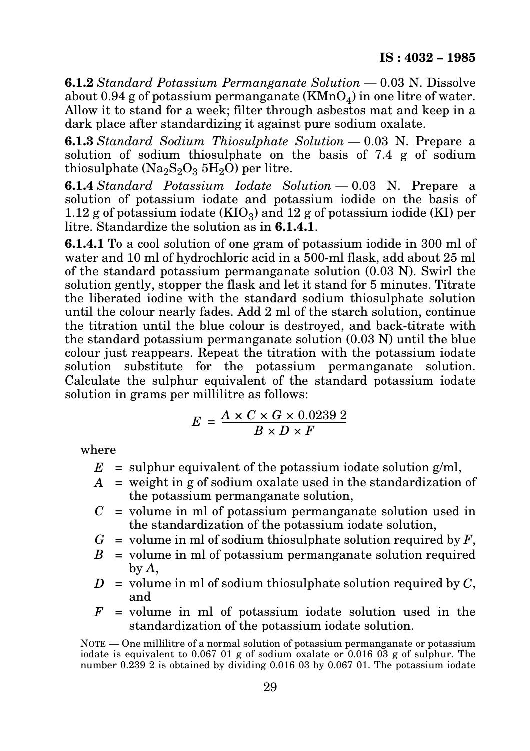**6.1.2** *Standard Potassium Permanganate Solution* — 0.03 N. Dissolve about 0.94 g of potassium permanganate ($KMnO_4$) in one litre of water. Allow it to stand for a week; filter through asbestos mat and keep in a dark place after standardizing it against pure sodium oxalate.

**6.1.3** *Standard Sodium Thiosulphate Solution* — 0.03 N. Prepare a solution of sodium thiosulphate on the basis of 7.4 g of sodium thiosulphate ($Na_2S_2O_3$ $5H_2O$) per litre.

**6.1.4** *Standard Potassium Iodate Solution* — 0.03 N. Prepare a solution of potassium iodate and potassium iodide on the basis of 1.12 g of potassium iodate ($KIO_3$) and 12 g of potassium iodide (KI) per litre. Standardize the solution as in **6.1.4.1**.

**6.1.4.1** To a cool solution of one gram of potassium iodide in 300 ml of water and 10 ml of hydrochloric acid in a 500-ml flask, add about 25 ml of the standard potassium permanganate solution (0.03 N). Swirl the solution gently, stopper the flask and let it stand for 5 minutes. Titrate the liberated iodine with the standard sodium thiosulphate solution until the colour nearly fades. Add 2 ml of the starch solution, continue the titration until the blue colour is destroyed, and back-titrate with the standard potassium permanganate solution (0.03 N) until the blue colour just reappears. Repeat the titration with the potassium iodate solution substitute for the potassium permanganate solution. Calculate the sulphur equivalent of the standard potassium iodate solution in grams per millilitre as follows:

$$E = \frac{A \times C \times G \times 0.0239\,2}{B \times D \times F}$$

where

- $E$ = sulphur equivalent of the potassium iodate solution g/ml,
- $A$ = weight in g of sodium oxalate used in the standardization of the potassium permanganate solution,
- $C$ = volume in ml of potassium permanganate solution used in the standardization of the potassium iodate solution,
- $G$ = volume in ml of sodium thiosulphate solution required by $F$,
- $B$ = volume in ml of potassium permanganate solution required by $A$,
- $D$ = volume in ml of sodium thiosulphate solution required by $C$, and
- $F$ = volume in ml of potassium iodate solution used in the standardization of the potassium iodate solution.

NOTE — One millilitre of a normal solution of potassium permanganate or potassium iodate is equivalent to 0.067 01 g of sodium oxalate or 0.016 03 g of sulphur. The number 0.239 2 is obtained by dividing 0.016 03 by 0.067 01. The potassium iodate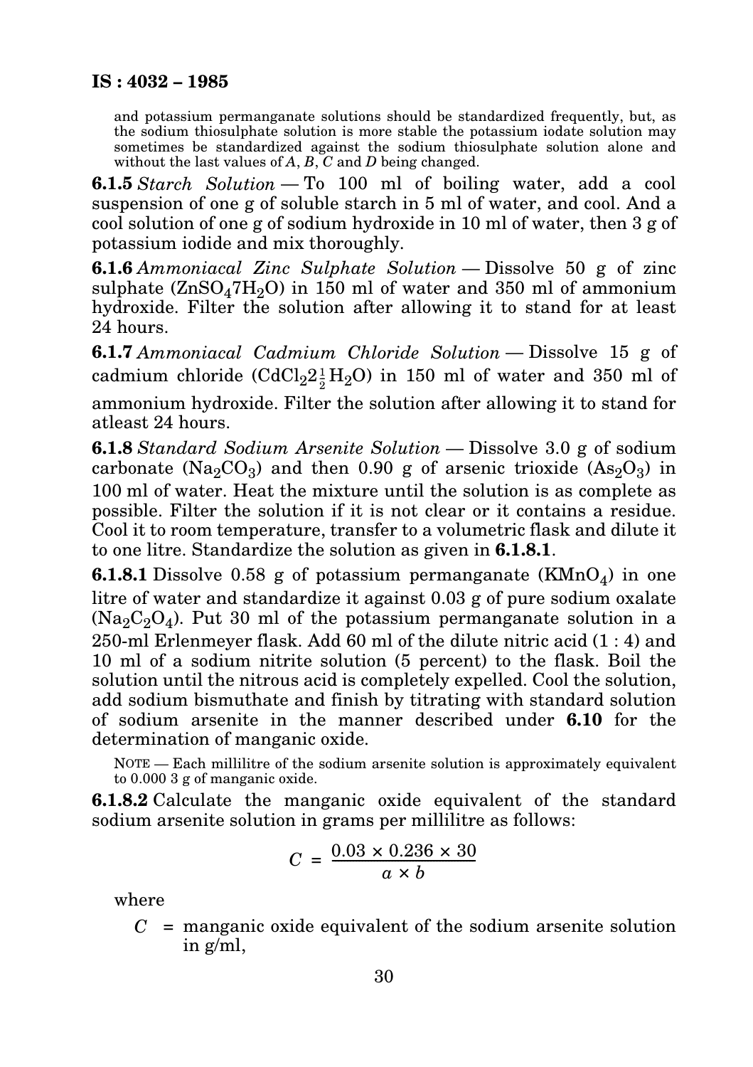and potassium permanganate solutions should be standardized frequently, but, as the sodium thiosulphate solution is more stable the potassium iodate solution may sometimes be standardized against the sodium thiosulphate solution alone and without the last values of *A*, *B*, *C* and *D* being changed.

**6.1.5** *Starch Solution* — To 100 ml of boiling water, add a cool suspension of one g of soluble starch in 5 ml of water, and cool. And a cool solution of one g of sodium hydroxide in 10 ml of water, then 3 g of potassium iodide and mix thoroughly.

**6.1.6** *Ammoniacal Zinc Sulphate Solution* — Dissolve 50 g of zinc sulphate ($ZnSO_4 7H_2O$) in 150 ml of water and 350 ml of ammonium hydroxide. Filter the solution after allowing it to stand for at least 24 hours.

**6.1.7** *Ammoniacal Cadmium Chloride Solution* — Dissolve 15 g of cadmium chloride ($CdCl_2 2\frac{1}{2} H_2O$) in 150 ml of water and 350 ml of ammonium hydroxide. Filter the solution after allowing it to stand for atleast 24 hours.

**6.1.8** *Standard Sodium Arsenite Solution* — Dissolve 3.0 g of sodium carbonate ($Na_2CO_3$) and then 0.90 g of arsenic trioxide ($As_2O_3$) in 100 ml of water. Heat the mixture until the solution is as complete as possible. Filter the solution if it is not clear or it contains a residue. Cool it to room temperature, transfer to a volumetric flask and dilute it to one litre. Standardize the solution as given in **6.1.8.1**.

**6.1.8.1** Dissolve 0.58 g of potassium permanganate ($KMnO_4$) in one litre of water and standardize it against 0.03 g of pure sodium oxalate ($Na_2C_2O_4$). Put 30 ml of the potassium permanganate solution in a 250-ml Erlenmeyer flask. Add 60 ml of the dilute nitric acid (1 : 4) and 10 ml of a sodium nitrite solution (5 percent) to the flask. Boil the solution until the nitrous acid is completely expelled. Cool the solution, add sodium bismuthate and finish by titrating with standard solution of sodium arsenite in the manner described under **6.10** for the determination of manganic oxide.

NOTE — Each millilitre of the sodium arsenite solution is approximately equivalent to 0.000 3 g of manganic oxide.

**6.1.8.2** Calculate the manganic oxide equivalent of the standard sodium arsenite solution in grams per millilitre as follows:

$$C = \frac{0.03 \times 0.236 \times 30}{a \times b}$$

where

$C$ = manganic oxide equivalent of the sodium arsenite solution in g/ml,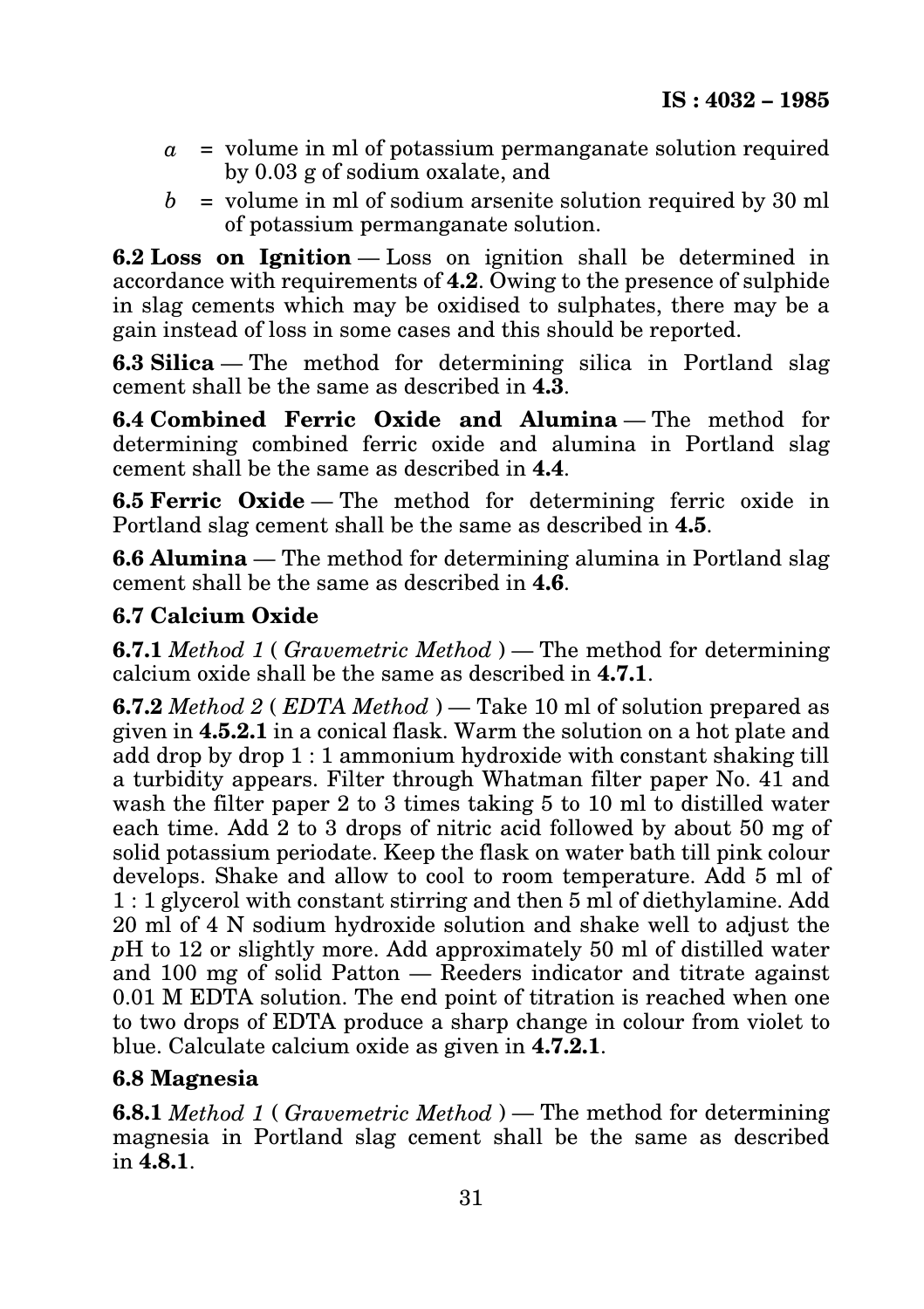$a$ = volume in ml of potassium permanganate solution required by 0.03 g of sodium oxalate, and

$b$ = volume in ml of sodium arsenite solution required by 30 ml of potassium permanganate solution.

**6.2 Loss on Ignition** — Loss on ignition shall be determined in accordance with requirements of **4.2**. Owing to the presence of sulphide in slag cements which may be oxidised to sulphates, there may be a gain instead of loss in some cases and this should be reported.

**6.3 Silica** — The method for determining silica in Portland slag cement shall be the same as described in **4.3**.

**6.4 Combined Ferric Oxide and Alumina** — The method for determining combined ferric oxide and alumina in Portland slag cement shall be the same as described in **4.4**.

**6.5 Ferric Oxide** — The method for determining ferric oxide in Portland slag cement shall be the same as described in **4.5**.

**6.6 Alumina** — The method for determining alumina in Portland slag cement shall be the same as described in **4.6**.

### 6.7 Calcium Oxide

**6.7.1** *Method 1* ( *Gravemetric Method* ) — The method for determining calcium oxide shall be the same as described in **4.7.1**.

**6.7.2** *Method 2* ( *EDTA Method* ) — Take 10 ml of solution prepared as given in **4.5.2.1** in a conical flask. Warm the solution on a hot plate and add drop by drop 1 : 1 ammonium hydroxide with constant shaking till a turbidity appears. Filter through Whatman filter paper No. 41 and wash the filter paper 2 to 3 times taking 5 to 10 ml to distilled water each time. Add 2 to 3 drops of nitric acid followed by about 50 mg of solid potassium periodate. Keep the flask on water bath till pink colour develops. Shake and allow to cool to room temperature. Add 5 ml of 1 : 1 glycerol with constant stirring and then 5 ml of diethylamine. Add 20 ml of 4 N sodium hydroxide solution and shake well to adjust the $p$H to 12 or slightly more. Add approximately 50 ml of distilled water and 100 mg of solid Patton — Reeders indicator and titrate against 0.01 M EDTA solution. The end point of titration is reached when one to two drops of EDTA produce a sharp change in colour from violet to blue. Calculate calcium oxide as given in **4.7.2.1**.

### 6.8 Magnesia

**6.8.1** *Method 1* ( *Gravemetric Method* ) — The method for determining magnesia in Portland slag cement shall be the same as described in **4.8.1**.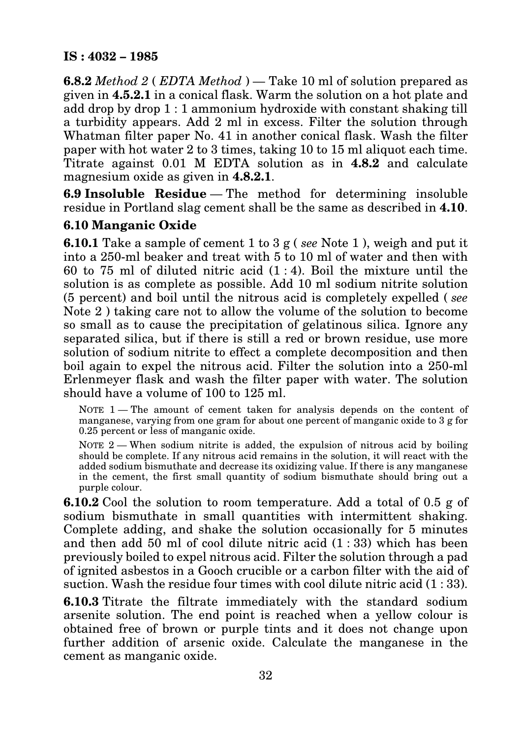**6.8.2** *Method 2* ( *EDTA Method* ) — Take 10 ml of solution prepared as given in **4.5.2.1** in a conical flask. Warm the solution on a hot plate and add drop by drop 1 : 1 ammonium hydroxide with constant shaking till a turbidity appears. Add 2 ml in excess. Filter the solution through Whatman filter paper No. 41 in another conical flask. Wash the filter paper with hot water 2 to 3 times, taking 10 to 15 ml aliquot each time. Titrate against 0.01 M EDTA solution as in **4.8.2** and calculate magnesium oxide as given in **4.8.2.1**.

**6.9 Insoluble Residue** — The method for determining insoluble residue in Portland slag cement shall be the same as described in **4.10**.

**6.10 Manganic Oxide**

**6.10.1** Take a sample of cement 1 to 3 g ( *see* Note 1 ), weigh and put it into a 250-ml beaker and treat with 5 to 10 ml of water and then with 60 to 75 ml of diluted nitric acid (1 : 4). Boil the mixture until the solution is as complete as possible. Add 10 ml sodium nitrite solution (5 percent) and boil until the nitrous acid is completely expelled ( *see* Note 2 ) taking care not to allow the volume of the solution to become so small as to cause the precipitation of gelatinous silica. Ignore any separated silica, but if there is still a red or brown residue, use more solution of sodium nitrite to effect a complete decomposition and then boil again to expel the nitrous acid. Filter the solution into a 250-ml Erlenmeyer flask and wash the filter paper with water. The solution should have a volume of 100 to 125 ml.

NOTE 1 — The amount of cement taken for analysis depends on the content of manganese, varying from one gram for about one percent of manganic oxide to 3 g for 0.25 percent or less of manganic oxide.

NOTE 2 — When sodium nitrite is added, the expulsion of nitrous acid by boiling should be complete. If any nitrous acid remains in the solution, it will react with the added sodium bismuthate and decrease its oxidizing value. If there is any manganese in the cement, the first small quantity of sodium bismuthate should bring out a purple colour.

**6.10.2** Cool the solution to room temperature. Add a total of 0.5 g of sodium bismuthate in small quantities with intermittent shaking. Complete adding, and shake the solution occasionally for 5 minutes and then add 50 ml of cool dilute nitric acid (1 : 33) which has been previously boiled to expel nitrous acid. Filter the solution through a pad of ignited asbestos in a Gooch crucible or a carbon filter with the aid of suction. Wash the residue four times with cool dilute nitric acid (1 : 33).

**6.10.3** Titrate the filtrate immediately with the standard sodium arsenite solution. The end point is reached when a yellow colour is obtained free of brown or purple tints and it does not change upon further addition of arsenic oxide. Calculate the manganese in the cement as manganic oxide.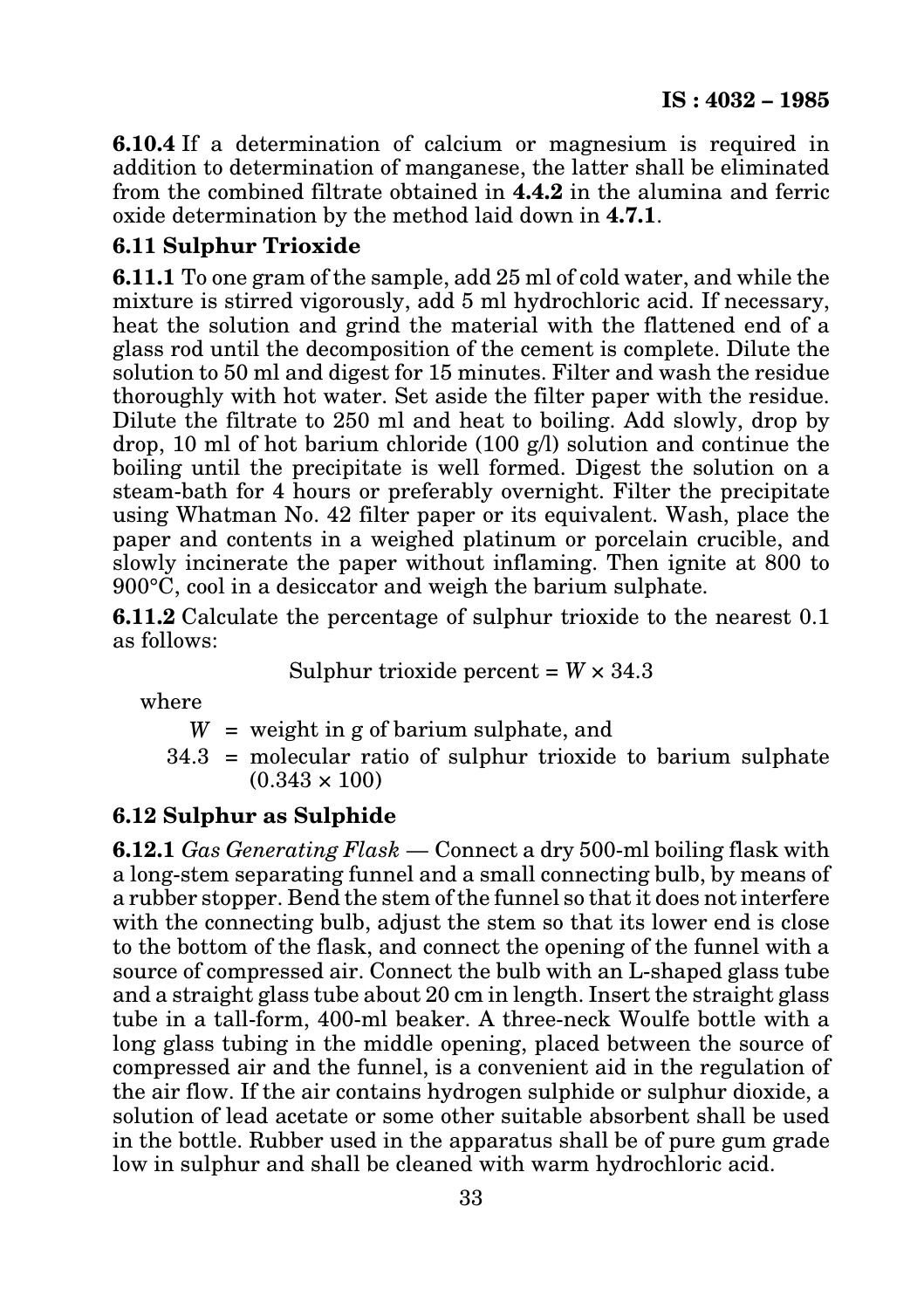**6.10.4** If a determination of calcium or magnesium is required in addition to determination of manganese, the latter shall be eliminated from the combined filtrate obtained in **4.4.2** in the alumina and ferric oxide determination by the method laid down in **4.7.1**.

## 6.11 Sulphur Trioxide

**6.11.1** To one gram of the sample, add 25 ml of cold water, and while the mixture is stirred vigorously, add 5 ml hydrochloric acid. If necessary, heat the solution and grind the material with the flattened end of a glass rod until the decomposition of the cement is complete. Dilute the solution to 50 ml and digest for 15 minutes. Filter and wash the residue thoroughly with hot water. Set aside the filter paper with the residue. Dilute the filtrate to 250 ml and heat to boiling. Add slowly, drop by drop, 10 ml of hot barium chloride (100 g/l) solution and continue the boiling until the precipitate is well formed. Digest the solution on a steam-bath for 4 hours or preferably overnight. Filter the precipitate using Whatman No. 42 filter paper or its equivalent. Wash, place the paper and contents in a weighed platinum or porcelain crucible, and slowly incinerate the paper without inflaming. Then ignite at 800 to 900°C, cool in a desiccator and weigh the barium sulphate.

**6.11.2** Calculate the percentage of sulphur trioxide to the nearest 0.1 as follows:

$$\text{Sulphur trioxide percent} = W \times 34.3$$

where

$W$ = weight in g of barium sulphate, and

34.3 = molecular ratio of sulphur trioxide to barium sulphate ($0.343 \times 100$)

## 6.12 Sulphur as Sulphide

**6.12.1** *Gas Generating Flask* — Connect a dry 500-ml boiling flask with a long-stem separating funnel and a small connecting bulb, by means of a rubber stopper. Bend the stem of the funnel so that it does not interfere with the connecting bulb, adjust the stem so that its lower end is close to the bottom of the flask, and connect the opening of the funnel with a source of compressed air. Connect the bulb with an L-shaped glass tube and a straight glass tube about 20 cm in length. Insert the straight glass tube in a tall-form, 400-ml beaker. A three-neck Woulfe bottle with a long glass tubing in the middle opening, placed between the source of compressed air and the funnel, is a convenient aid in the regulation of the air flow. If the air contains hydrogen sulphide or sulphur dioxide, a solution of lead acetate or some other suitable absorbent shall be used in the bottle. Rubber used in the apparatus shall be of pure gum grade low in sulphur and shall be cleaned with warm hydrochloric acid.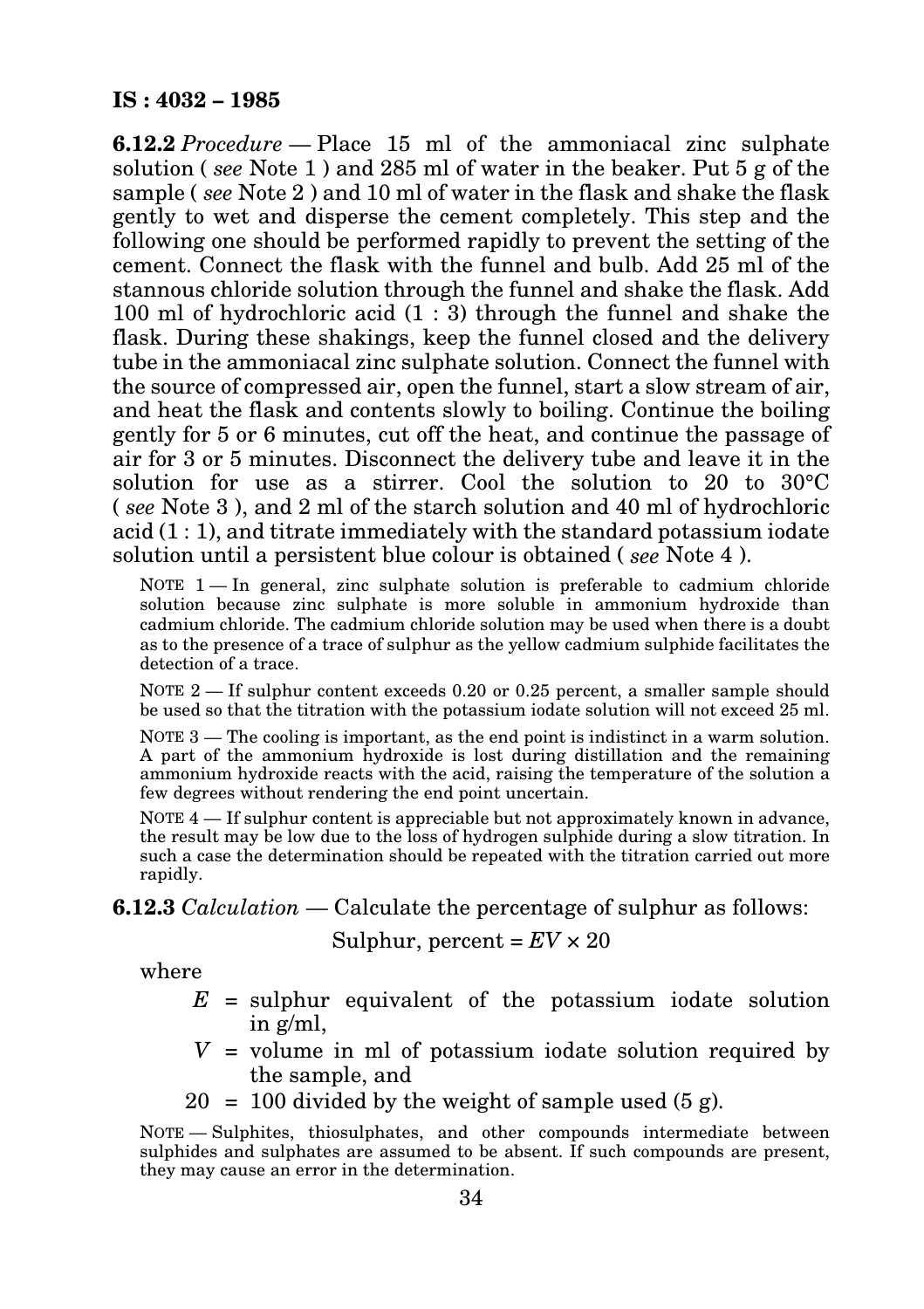**6.12.2** *Procedure* — Place 15 ml of the ammoniacal zinc sulphate solution ( *see* Note 1 ) and 285 ml of water in the beaker. Put 5 g of the sample ( *see* Note 2 ) and 10 ml of water in the flask and shake the flask gently to wet and disperse the cement completely. This step and the following one should be performed rapidly to prevent the setting of the cement. Connect the flask with the funnel and bulb. Add 25 ml of the stannous chloride solution through the funnel and shake the flask. Add 100 ml of hydrochloric acid (1 : 3) through the funnel and shake the flask. During these shakings, keep the funnel closed and the delivery tube in the ammoniacal zinc sulphate solution. Connect the funnel with the source of compressed air, open the funnel, start a slow stream of air, and heat the flask and contents slowly to boiling. Continue the boiling gently for 5 or 6 minutes, cut off the heat, and continue the passage of air for 3 or 5 minutes. Disconnect the delivery tube and leave it in the solution for use as a stirrer. Cool the solution to 20 to 30°C ( *see* Note 3 ), and 2 ml of the starch solution and 40 ml of hydrochloric acid (1 : 1), and titrate immediately with the standard potassium iodate solution until a persistent blue colour is obtained ( *see* Note 4 ).

NOTE 1 — In general, zinc sulphate solution is preferable to cadmium chloride solution because zinc sulphate is more soluble in ammonium hydroxide than cadmium chloride. The cadmium chloride solution may be used when there is a doubt as to the presence of a trace of sulphur as the yellow cadmium sulphide facilitates the detection of a trace.

NOTE 2 — If sulphur content exceeds 0.20 or 0.25 percent, a smaller sample should be used so that the titration with the potassium iodate solution will not exceed 25 ml.

NOTE 3 — The cooling is important, as the end point is indistinct in a warm solution. A part of the ammonium hydroxide is lost during distillation and the remaining ammonium hydroxide reacts with the acid, raising the temperature of the solution a few degrees without rendering the end point uncertain.

NOTE 4 — If sulphur content is appreciable but not approximately known in advance, the result may be low due to the loss of hydrogen sulphide during a slow titration. In such a case the determination should be repeated with the titration carried out more rapidly.

**6.12.3** *Calculation* — Calculate the percentage of sulphur as follows:

$$\text{Sulphur, percent} = EV \times 20$$

where

- $E$ = sulphur equivalent of the potassium iodate solution in g/ml,
- $V$ = volume in ml of potassium iodate solution required by the sample, and
- $20$ = 100 divided by the weight of sample used (5 g).

NOTE — Sulphites, thiosulphates, and other compounds intermediate between sulphides and sulphates are assumed to be absent. If such compounds are present, they may cause an error in the determination.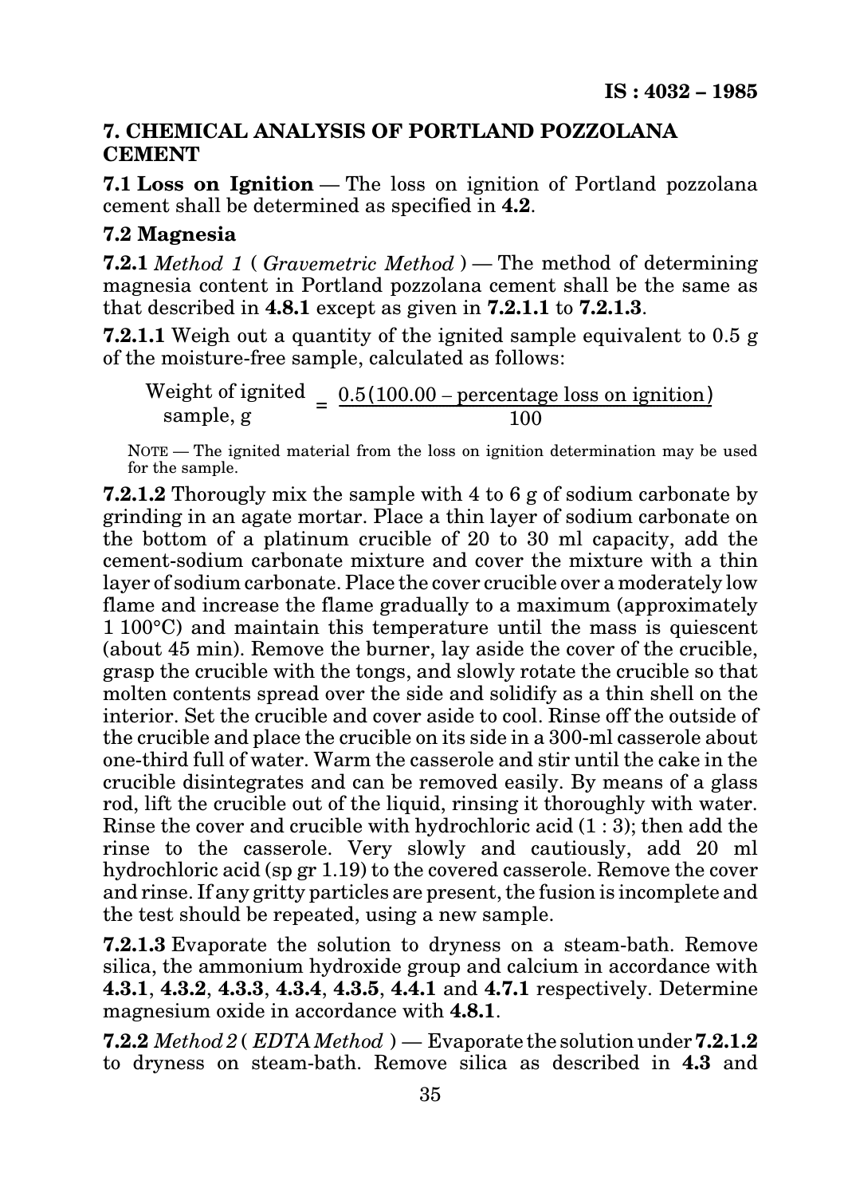## 7. CHEMICAL ANALYSIS OF PORTLAND POZZOLANA CEMENT

**7.1 Loss on Ignition** — The loss on ignition of Portland pozzolana cement shall be determined as specified in **4.2**.

### 7.2 Magnesia

**7.2.1** *Method 1* ( *Gravemetric Method* ) — The method of determining magnesia content in Portland pozzolana cement shall be the same as that described in **4.8.1** except as given in **7.2.1.1** to **7.2.1.3**.

**7.2.1.1** Weigh out a quantity of the ignited sample equivalent to 0.5 g of the moisture-free sample, calculated as follows:

$$\text{Weight of ignited sample, g} = \frac{0.5(100.00 - \text{percentage loss on ignition})}{100}$$

NOTE — The ignited material from the loss on ignition determination may be used for the sample.

**7.2.1.2** Thoroughly mix the sample with 4 to 6 g of sodium carbonate by grinding in an agate mortar. Place a thin layer of sodium carbonate on the bottom of a platinum crucible of 20 to 30 ml capacity, add the cement-sodium carbonate mixture and cover the mixture with a thin layer of sodium carbonate. Place the cover crucible over a moderately low flame and increase the flame gradually to a maximum (approximately 1 100°C) and maintain this temperature until the mass is quiescent (about 45 min). Remove the burner, lay aside the cover of the crucible, grasp the crucible with the tongs, and slowly rotate the crucible so that molten contents spread over the side and solidify as a thin shell on the interior. Set the crucible and cover aside to cool. Rinse off the outside of the crucible and place the crucible on its side in a 300-ml casserole about one-third full of water. Warm the casserole and stir until the cake in the crucible disintegrates and can be removed easily. By means of a glass rod, lift the crucible out of the liquid, rinsing it thoroughly with water. Rinse the cover and crucible with hydrochloric acid (1 : 3); then add the rinse to the casserole. Very slowly and cautiously, add 20 ml hydrochloric acid (sp gr 1.19) to the covered casserole. Remove the cover and rinse. If any gritty particles are present, the fusion is incomplete and the test should be repeated, using a new sample.

**7.2.1.3** Evaporate the solution to dryness on a steam-bath. Remove silica, the ammonium hydroxide group and calcium in accordance with **4.3.1**, **4.3.2**, **4.3.3**, **4.3.4**, **4.3.5**, **4.4.1** and **4.7.1** respectively. Determine magnesium oxide in accordance with **4.8.1**.

**7.2.2** *Method 2* ( *EDTA Method* ) — Evaporate the solution under **7.2.1.2** to dryness on steam-bath. Remove silica as described in **4.3** and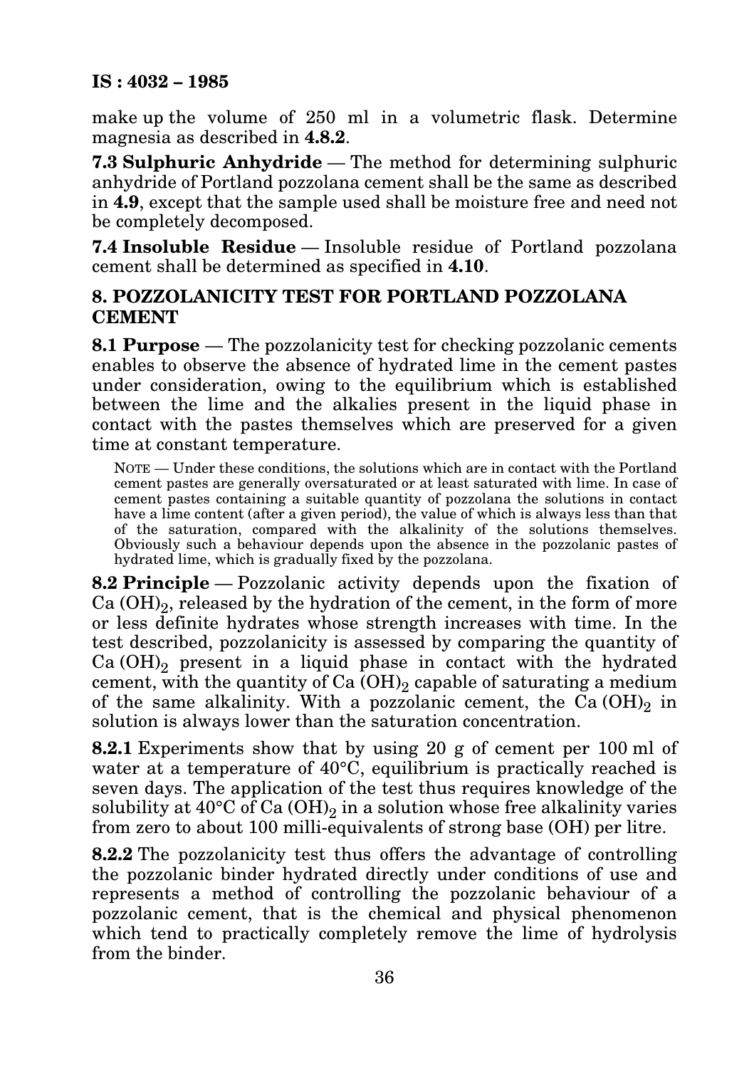make up the volume of 250 ml in a volumetric flask. Determine magnesia as described in **4.8.2**.

**7.3 Sulphuric Anhydride** — The method for determining sulphuric anhydride of Portland pozzolana cement shall be the same as described in **4.9**, except that the sample used shall be moisture free and need not be completely decomposed.

**7.4 Insoluble Residue** — Insoluble residue of Portland pozzolana cement shall be determined as specified in **4.10**.

## 8. POZZOLANICITY TEST FOR PORTLAND POZZOLANA CEMENT

**8.1 Purpose** — The pozzolanicity test for checking pozzolanic cements enables to observe the absence of hydrated lime in the cement pastes under consideration, owing to the equilibrium which is established between the lime and the alkalies present in the liquid phase in contact with the pastes themselves which are preserved for a given time at constant temperature.

NOTE — Under these conditions, the solutions which are in contact with the Portland cement pastes are generally oversaturated or at least saturated with lime. In case of cement pastes containing a suitable quantity of pozzolana the solutions in contact have a lime content (after a given period), the value of which is always less than that of the saturation, compared with the alkalinity of the solutions themselves. Obviously such a behaviour depends upon the absence in the pozzolanic pastes of hydrated lime, which is gradually fixed by the pozzolana.

**8.2 Principle** — Pozzolanic activity depends upon the fixation of $Ca(OH)_2$, released by the hydration of the cement, in the form of more or less definite hydrates whose strength increases with time. In the test described, pozzolanicity is assessed by comparing the quantity of $Ca(OH)_2$ present in a liquid phase in contact with the hydrated cement, with the quantity of $Ca(OH)_2$ capable of saturating a medium of the same alkalinity. With a pozzolanic cement, the $Ca(OH)_2$ in solution is always lower than the saturation concentration.

**8.2.1** Experiments show that by using 20 g of cement per 100 ml of water at a temperature of 40°C, equilibrium is practically reached is seven days. The application of the test thus requires knowledge of the solubility at 40°C of $Ca(OH)_2$ in a solution whose free alkalinity varies from zero to about 100 milli-equivalents of strong base (OH) per litre.

**8.2.2** The pozzolanicity test thus offers the advantage of controlling the pozzolanic binder hydrated directly under conditions of use and represents a method of controlling the pozzolanic behaviour of a pozzolanic cement, that is the chemical and physical phenomenon which tend to practically completely remove the lime of hydrolysis from the binder.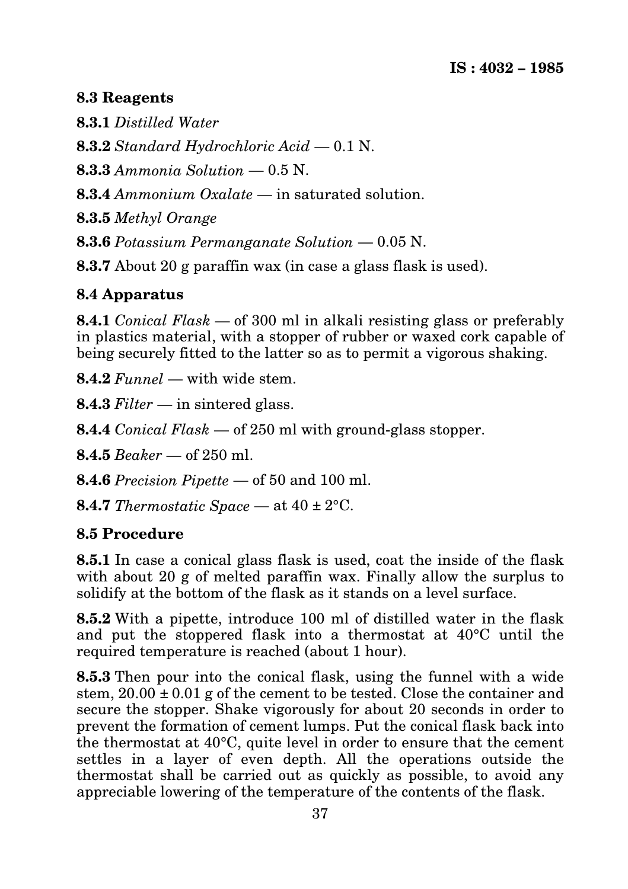### 8.3 Reagents

**8.3.1** *Distilled Water*

**8.3.2** *Standard Hydrochloric Acid* — 0.1 N.

**8.3.3** *Ammonia Solution* — 0.5 N.

**8.3.4** *Ammonium Oxalate* — in saturated solution.

**8.3.5** *Methyl Orange*

**8.3.6** *Potassium Permanganate Solution* — 0.05 N.

**8.3.7** About 20 g paraffin wax (in case a glass flask is used).

### 8.4 Apparatus

**8.4.1** *Conical Flask* — of 300 ml in alkali resisting glass or preferably in plastics material, with a stopper of rubber or waxed cork capable of being securely fitted to the latter so as to permit a vigorous shaking.

**8.4.2** *Funnel* — with wide stem.

**8.4.3** *Filter* — in sintered glass.

**8.4.4** *Conical Flask* — of 250 ml with ground-glass stopper.

**8.4.5** *Beaker* — of 250 ml.

**8.4.6** *Precision Pipette* — of 50 and 100 ml.

**8.4.7** *Thermostatic Space* — at 40 ± 2°C.

### 8.5 Procedure

**8.5.1** In case a conical glass flask is used, coat the inside of the flask with about 20 g of melted paraffin wax. Finally allow the surplus to solidify at the bottom of the flask as it stands on a level surface.

**8.5.2** With a pipette, introduce 100 ml of distilled water in the flask and put the stoppered flask into a thermostat at 40°C until the required temperature is reached (about 1 hour).

**8.5.3** Then pour into the conical flask, using the funnel with a wide stem, 20.00 ± 0.01 g of the cement to be tested. Close the container and secure the stopper. Shake vigorously for about 20 seconds in order to prevent the formation of cement lumps. Put the conical flask back into the thermostat at 40°C, quite level in order to ensure that the cement settles in a layer of even depth. All the operations outside the thermostat shall be carried out as quickly as possible, to avoid any appreciable lowering of the temperature of the contents of the flask.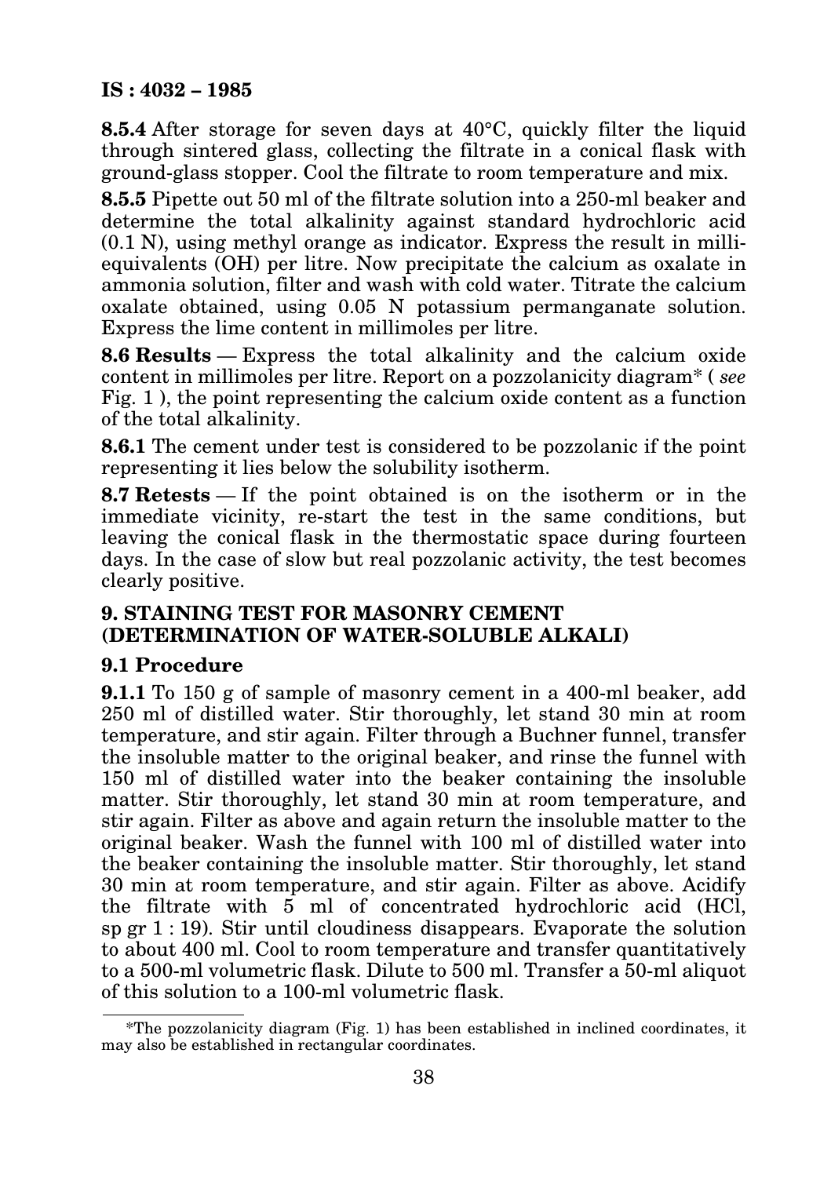**8.5.4** After storage for seven days at 40°C, quickly filter the liquid through sintered glass, collecting the filtrate in a conical flask with ground-glass stopper. Cool the filtrate to room temperature and mix.

**8.5.5** Pipette out 50 ml of the filtrate solution into a 250-ml beaker and determine the total alkalinity against standard hydrochloric acid (0.1 N), using methyl orange as indicator. Express the result in milli-equivalents (OH) per litre. Now precipitate the calcium as oxalate in ammonia solution, filter and wash with cold water. Titrate the calcium oxalate obtained, using 0.05 N potassium permanganate solution. Express the lime content in millimoles per litre.

**8.6 Results** — Express the total alkalinity and the calcium oxide content in millimoles per litre. Report on a pozzolanicity diagram* ( *see* Fig. 1 ), the point representing the calcium oxide content as a function of the total alkalinity.

**8.6.1** The cement under test is considered to be pozzolanic if the point representing it lies below the solubility isotherm.

**8.7 Retests** — If the point obtained is on the isotherm or in the immediate vicinity, re-start the test in the same conditions, but leaving the conical flask in the thermostatic space during fourteen days. In the case of slow but real pozzolanic activity, the test becomes clearly positive.

## 9. STAINING TEST FOR MASONRY CEMENT (DETERMINATION OF WATER-SOLUBLE ALKALI)

### 9.1 Procedure

**9.1.1** To 150 g of sample of masonry cement in a 400-ml beaker, add 250 ml of distilled water. Stir thoroughly, let stand 30 min at room temperature, and stir again. Filter through a Buchner funnel, transfer the insoluble matter to the original beaker, and rinse the funnel with 150 ml of distilled water into the beaker containing the insoluble matter. Stir thoroughly, let stand 30 min at room temperature, and stir again. Filter as above and again return the insoluble matter to the original beaker. Wash the funnel with 100 ml of distilled water into the beaker containing the insoluble matter. Stir thoroughly, let stand 30 min at room temperature, and stir again. Filter as above. Acidify the filtrate with 5 ml of concentrated hydrochloric acid (HCl, sp gr 1 : 19). Stir until cloudiness disappears. Evaporate the solution to about 400 ml. Cool to room temperature and transfer quantitatively to a 500-ml volumetric flask. Dilute to 500 ml. Transfer a 50-ml aliquot of this solution to a 100-ml volumetric flask.

---

*The pozzolanicity diagram (Fig. 1) has been established in inclined coordinates, it may also be established in rectangular coordinates.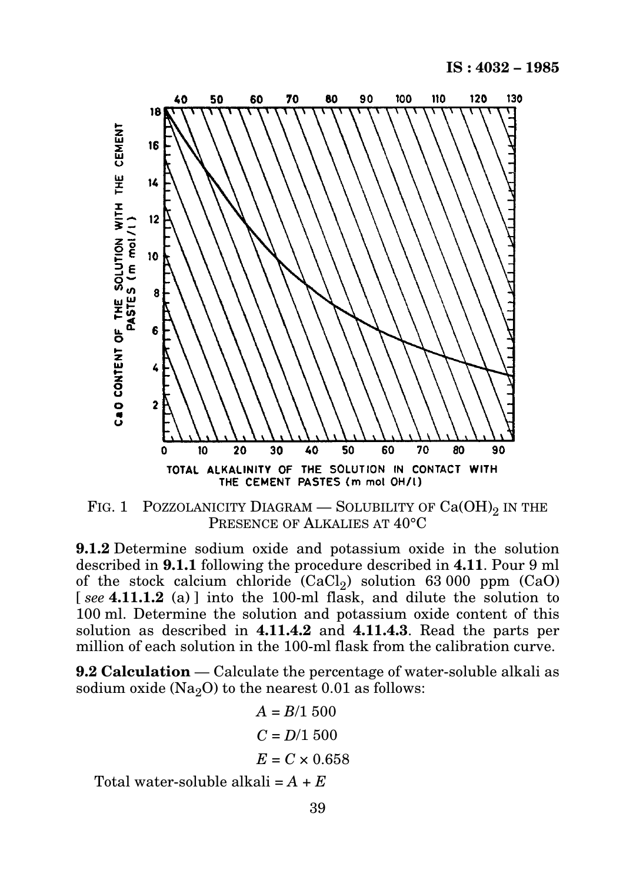FIG. 1 POZZOLANICITY DIAGRAM — SOLUBILITY OF $Ca(OH)_2$ IN THE PRESENCE OF ALKALIES AT 40°C

**9.1.2** Determine sodium oxide and potassium oxide in the solution described in **9.1.1** following the procedure described in **4.11**. Pour 9 ml of the stock calcium chloride ($CaCl_2$) solution 63 000 ppm (CaO) [ *see* **4.11.1.2** (a) ] into the 100-ml flask, and dilute the solution to 100 ml. Determine the solution and potassium oxide content of this solution as described in **4.11.4.2** and **4.11.4.3**. Read the parts per million of each solution in the 100-ml flask from the calibration curve.

**9.2 Calculation** — Calculate the percentage of water-soluble alkali as sodium oxide ($Na_2O$) to the nearest 0.01 as follows:

$$A = B/1\,500$$

$$C = D/1\,500$$

$$E = C \times 0.658$$

Total water-soluble alkali = $A + E$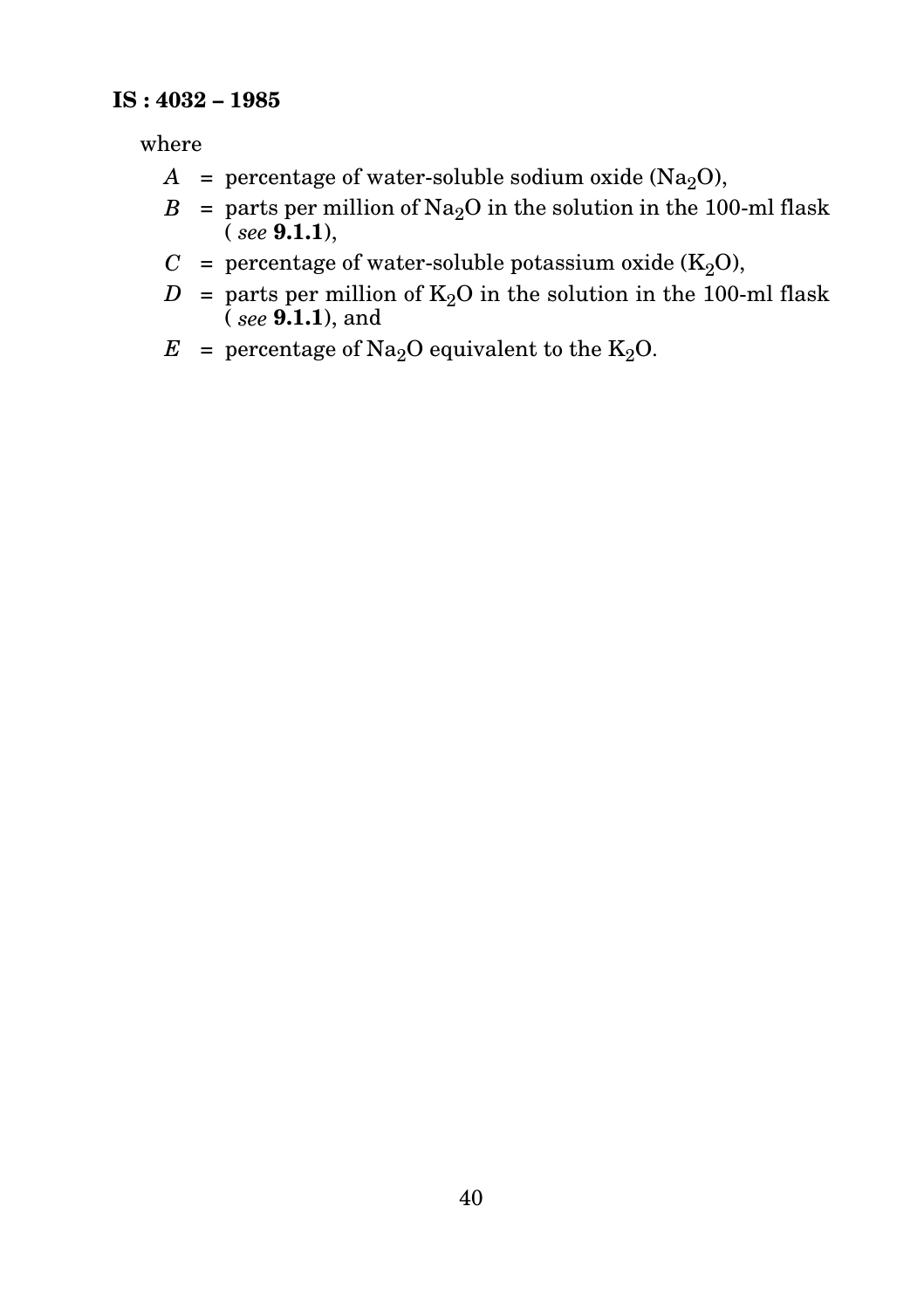where

- $A$ = percentage of water-soluble sodium oxide ($Na_2O$),
- $B$ = parts per million of $Na_2O$ in the solution in the 100-ml flask ( *see* **9.1.1**),
- $C$ = percentage of water-soluble potassium oxide ($K_2O$),
- $D$ = parts per million of $K_2O$ in the solution in the 100-ml flask ( *see* **9.1.1**), and
- $E$ = percentage of $Na_2O$ equivalent to the $K_2O$.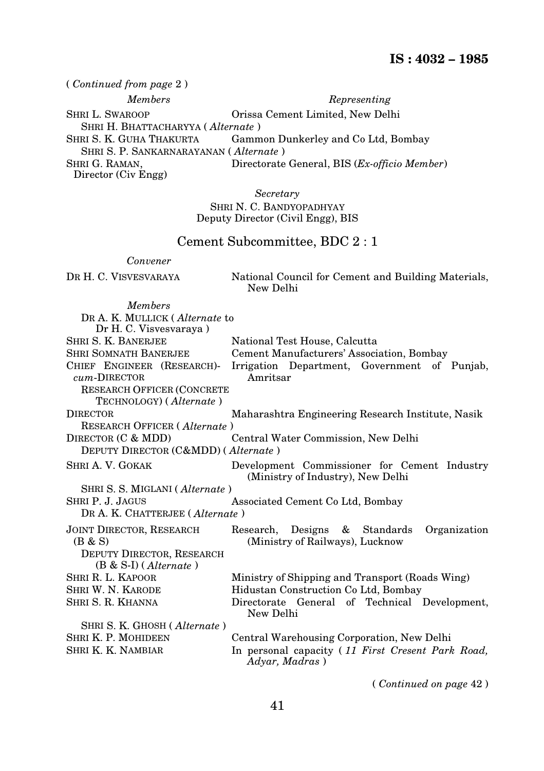( *Continued from page* 2 )

| *Members* | *Representing* |
|---|---|
| SHRI L. SWAROOP | Orissa Cement Limited, New Delhi |
| SHRI H. BHATTACHARYYA ( *Alternate* ) | |
| SHRI S. K. GUHA THAKURTA | Gammon Dunkerley and Co Ltd, Bombay |
| SHRI S. P. SANKARNARAYANAN ( *Alternate* ) | |
| SHRI G. RAMAN, Director (Civ Engg) | Directorate General, BIS (*Ex-officio Member*) |

*Secretary*

SHRI N. C. BANDYOPADHYAY
Deputy Director (Civil Engg), BIS

## Cement Subcommittee, BDC 2 : 1

| *Convener* | |
|---|---|
| DR H. C. VISVESVARAYA | National Council for Cement and Building Materials, New Delhi |
| *Members* | |
| DR A. K. MULLICK ( *Alternate* to Dr H. C. Visvesvaraya ) | |
| SHRI S. K. BANERJEE | National Test House, Calcutta |
| SHRI SOMNATH BANERJEE | Cement Manufacturers' Association, Bombay |
| CHIEF ENGINEER (RESEARCH)-*cum*-DIRECTOR | Irrigation Department, Government of Punjab, Amritsar |
| RESEARCH OFFICER (CONCRETE TECHNOLOGY) ( *Alternate* ) | |
| DIRECTOR | Maharashtra Engineering Research Institute, Nasik |
| RESEARCH OFFICER ( *Alternate* ) | |
| DIRECTOR (C & MDD) | Central Water Commission, New Delhi |
| DEPUTY DIRECTOR (C&MDD) ( *Alternate* ) | |
| SHRI A. V. GOKAK | Development Commissioner for Cement Industry (Ministry of Industry), New Delhi |
| SHRI S. S. MIGLANI ( *Alternate* ) | |
| SHRI P. J. JAGUS | Associated Cement Co Ltd, Bombay |
| DR A. K. CHATTERJEE ( *Alternate* ) | |
| JOINT DIRECTOR, RESEARCH (B & S) | Research, Designs & Standards Organization (Ministry of Railways), Lucknow |
| DEPUTY DIRECTOR, RESEARCH (B & S-I) ( *Alternate* ) | |
| SHRI R. L. KAPOOR | Ministry of Shipping and Transport (Roads Wing) |
| SHRI W. N. KARODE | Hidustan Construction Co Ltd, Bombay |
| SHRI S. R. KHANNA | Directorate General of Technical Development, New Delhi |
| SHRI S. K. GHOSH ( *Alternate* ) | |
| SHRI K. P. MOHIDEEN | Central Warehousing Corporation, New Delhi |
| SHRI K. K. NAMBIAR | In personal capacity ( *11 First Cresent Park Road, Adyar, Madras* ) |

( *Continued on page* 42 )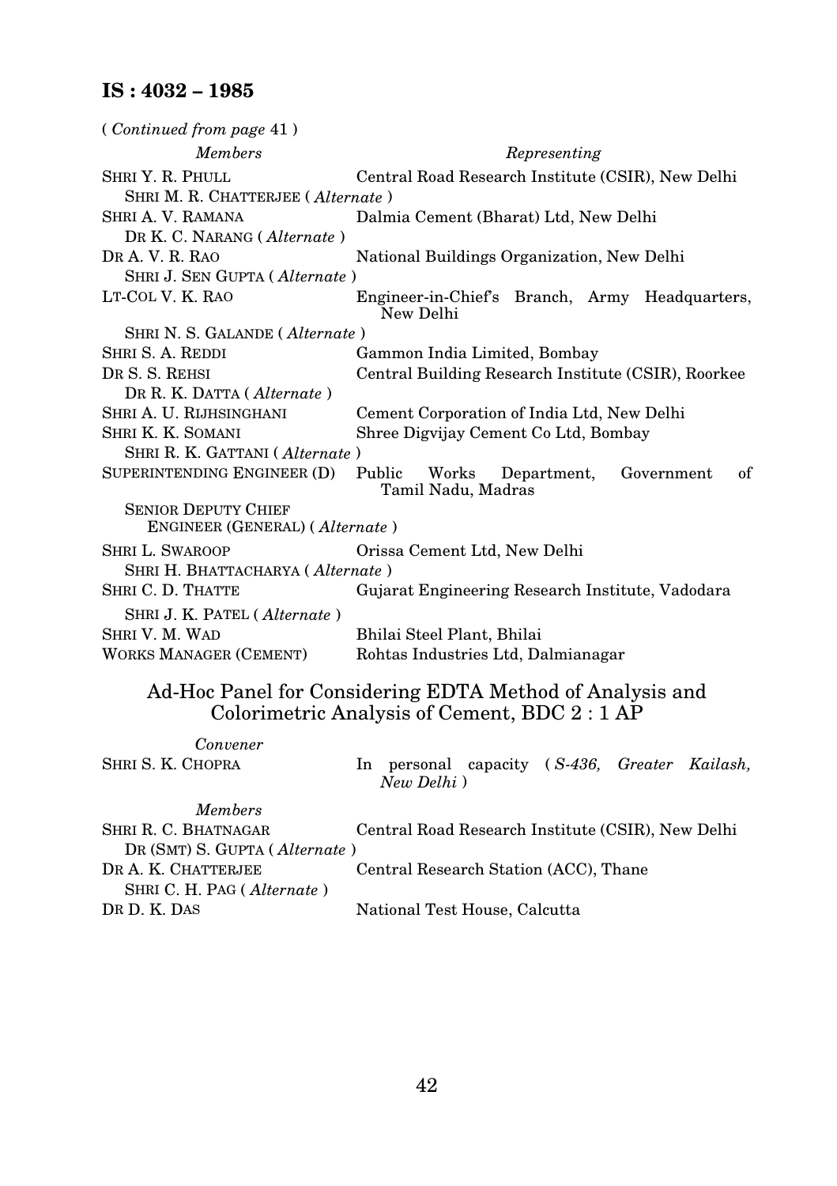( *Continued from page* 41 )

| *Members* | *Representing* |
|---|---|
| SHRI Y. R. PHULL | Central Road Research Institute (CSIR), New Delhi |
| SHRI M. R. CHATTERJEE ( *Alternate* ) | |
| SHRI A. V. RAMANA | Dalmia Cement (Bharat) Ltd, New Delhi |
| DR K. C. NARANG ( *Alternate* ) | |
| DR A. V. R. RAO | National Buildings Organization, New Delhi |
| SHRI J. SEN GUPTA ( *Alternate* ) | |
| LT-COL V. K. RAO | Engineer-in-Chief's Branch, Army Headquarters, New Delhi |
| SHRI N. S. GALANDE ( *Alternate* ) | |
| SHRI S. A. REDDI | Gammon India Limited, Bombay |
| DR S. S. REHSI | Central Building Research Institute (CSIR), Roorkee |
| DR R. K. DATTA ( *Alternate* ) | |
| SHRI A. U. RIJHSINGHANI | Cement Corporation of India Ltd, New Delhi |
| SHRI K. K. SOMANI | Shree Digvijay Cement Co Ltd, Bombay |
| SHRI R. K. GATTANI ( *Alternate* ) | |
| SUPERINTENDING ENGINEER (D) | Public Works Department, Government of Tamil Nadu, Madras |
| SENIOR DEPUTY CHIEF ENGINEER (GENERAL) ( *Alternate* ) | |
| SHRI L. SWAROOP | Orissa Cement Ltd, New Delhi |
| SHRI H. BHATTACHARYA ( *Alternate* ) | |
| SHRI C. D. THATTE | Gujarat Engineering Research Institute, Vadodara |
| SHRI J. K. PATEL ( *Alternate* ) | |
| SHRI V. M. WAD | Bhilai Steel Plant, Bhilai |
| WORKS MANAGER (CEMENT) | Rohtas Industries Ltd, Dalmianagar |

## Ad-Hoc Panel for Considering EDTA Method of Analysis and Colorimetric Analysis of Cement, BDC 2 : 1 AP

| *Convener* | |
|---|---|
| SHRI S. K. CHOPRA | In personal capacity ( *S-436, Greater Kailash, New Delhi* ) |
| *Members* | |
| SHRI R. C. BHATNAGAR | Central Road Research Institute (CSIR), New Delhi |
| DR (SMT) S. GUPTA ( *Alternate* ) | |
| DR A. K. CHATTERJEE | Central Research Station (ACC), Thane |
| SHRI C. H. PAG ( *Alternate* ) | |
| DR D. K. DAS | National Test House, Calcutta |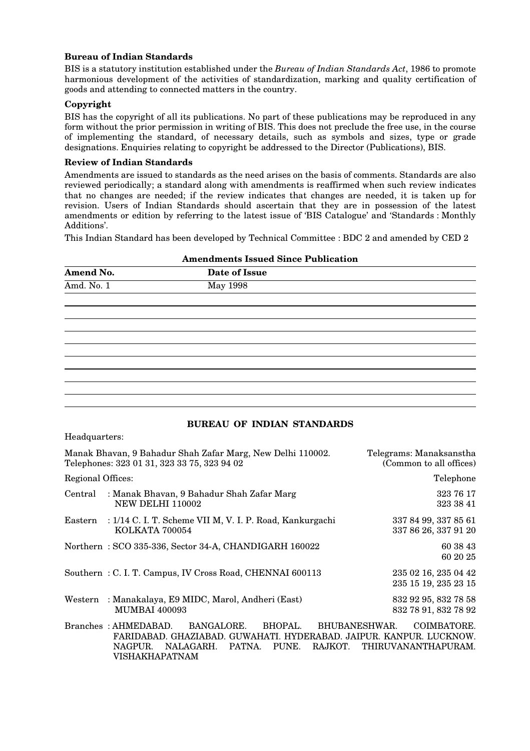**Bureau of Indian Standards**

BIS is a statutory institution established under the *Bureau of Indian Standards Act*, 1986 to promote harmonious development of the activities of standardization, marking and quality certification of goods and attending to connected matters in the country.

**Copyright**

BIS has the copyright of all its publications. No part of these publications may be reproduced in any form without the prior permission in writing of BIS. This does not preclude the free use, in the course of implementing the standard, of necessary details, such as symbols and sizes, type or grade designations. Enquiries relating to copyright be addressed to the Director (Publications), BIS.

**Review of Indian Standards**

Amendments are issued to standards as the need arises on the basis of comments. Standards are also reviewed periodically; a standard along with amendments is reaffirmed when such review indicates that no changes are needed; if the review indicates that changes are needed, it is taken up for revision. Users of Indian Standards should ascertain that they are in possession of the latest amendments or edition by referring to the latest issue of 'BIS Catalogue' and 'Standards : Monthly Additions'.

This Indian Standard has been developed by Technical Committee : BDC 2 and amended by CED 2

**Amendments Issued Since Publication**

| Amend No. | Date of Issue |
|---|---|
| Amd. No. 1 | May 1998 |

**BUREAU OF INDIAN STANDARDS**

Headquarters:

Manak Bhavan, 9 Bahadur Shah Zafar Marg, New Delhi 110002.
Telephones: 323 01 31, 323 33 75, 323 94 02

Telegrams: Manaksanstha (Common to all offices)

| Regional Offices: | | Telephone |
|---|---|---|
| Central | : Manak Bhavan, 9 Bahadur Shah Zafar Marg NEW DELHI 110002 | 323 76 17, 323 38 41 |
| Eastern | : 1/14 C. I. T. Scheme VII M, V. I. P. Road, Kankurgachi KOLKATA 700054 | 337 84 99, 337 85 61, 337 86 26, 337 91 20 |
| Northern | : SCO 335-336, Sector 34-A, CHANDIGARH 160022 | 60 38 43, 60 20 25 |
| Southern | : C. I. T. Campus, IV Cross Road, CHENNAI 600113 | 235 02 16, 235 04 42, 235 15 19, 235 23 15 |
| Western | : Manakalaya, E9 MIDC, Marol, Andheri (East) MUMBAI 400093 | 832 92 95, 832 78 58, 832 78 91, 832 78 92 |

Branches : AHMEDABAD. BANGALORE. BHOPAL. BHUBANESHWAR. COIMBATORE. FARIDABAD. GHAZIABAD. GUWAHATI. HYDERABAD. JAIPUR. KANPUR. LUCKNOW. NAGPUR. NALAGARH. PATNA. PUNE. RAJKOT. THIRUVANANTHAPURAM. VISHAKHAPATNAM